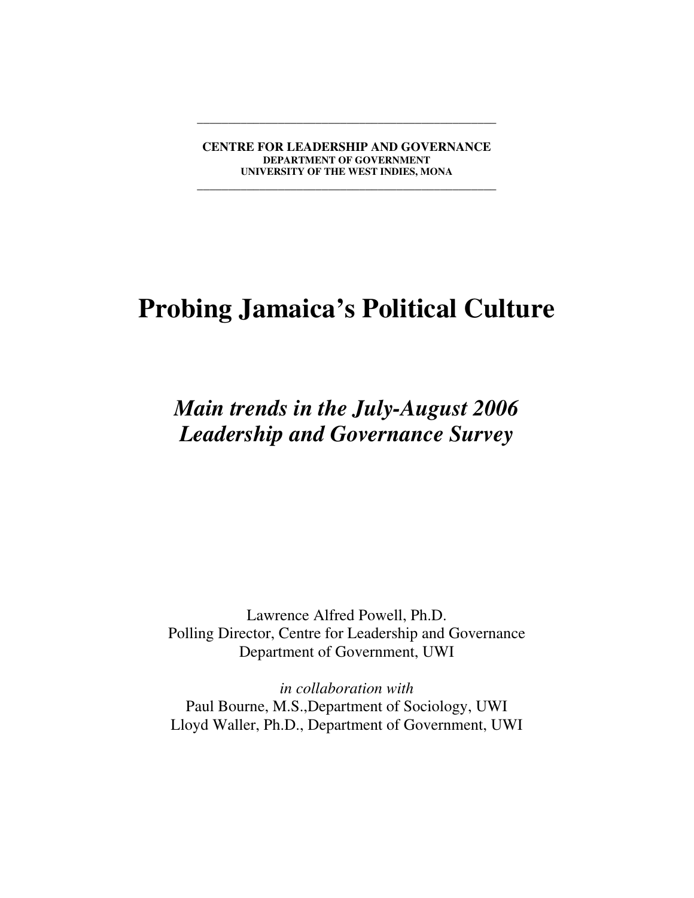---

**CENTRE FOR LEADERSHIP AND GOVERNANCE**
**DEPARTMENT OF GOVERNMENT**
**UNIVERSITY OF THE WEST INDIES, MONA**

---

# Probing Jamaica's Political Culture

## *Main trends in the July-August 2006 Leadership and Governance Survey*

Lawrence Alfred Powell, Ph.D.
Polling Director, Centre for Leadership and Governance
Department of Government, UWI

*in collaboration with*
Paul Bourne, M.S.,Department of Sociology, UWI
Lloyd Waller, Ph.D., Department of Government, UWI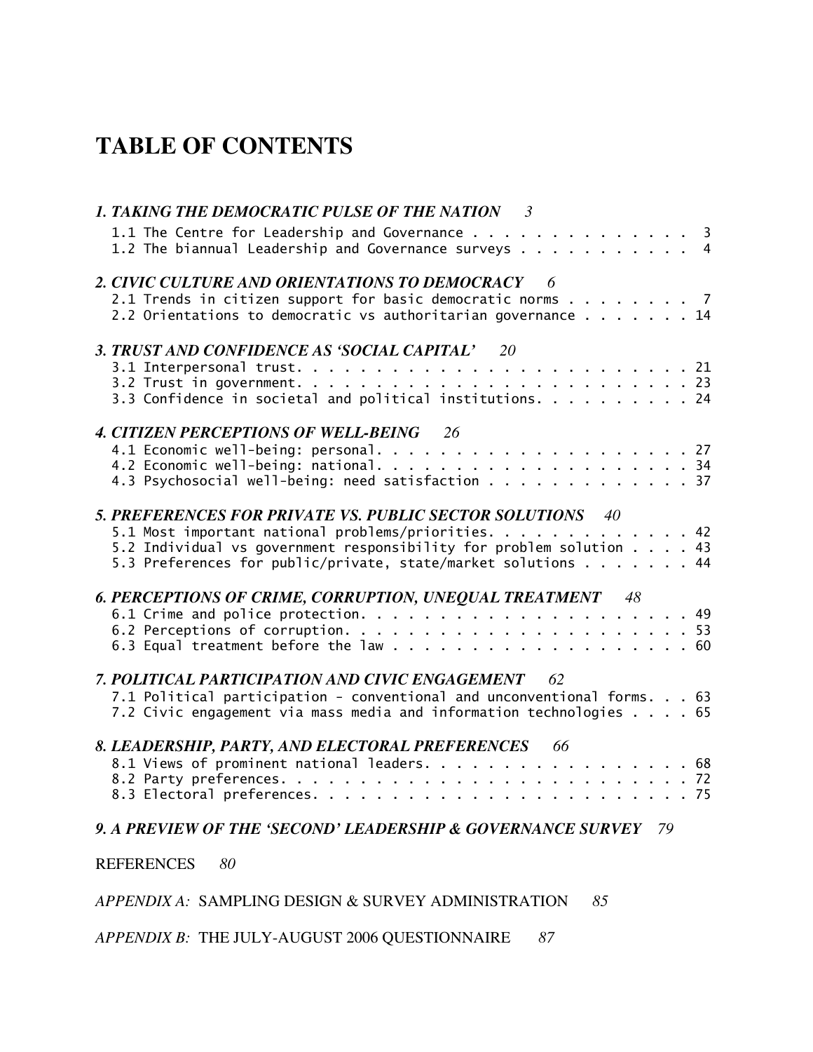# TABLE OF CONTENTS

***1. TAKING THE DEMOCRATIC PULSE OF THE NATION*** *3*

- 1.1 The Centre for Leadership and Governance . . . . . . . . . . . . . . . 3
- 1.2 The biannual Leadership and Governance surveys . . . . . . . . . . . 4

***2. CIVIC CULTURE AND ORIENTATIONS TO DEMOCRACY*** *6*

- 2.1 Trends in citizen support for basic democratic norms . . . . . . . . 7
- 2.2 Orientations to democratic vs authoritarian governance . . . . . . . 14

***3. TRUST AND CONFIDENCE AS 'SOCIAL CAPITAL'*** *20*

- 3.1 Interpersonal trust. . . . . . . . . . . . . . . . . . . . . . . . . 21
- 3.2 Trust in government. . . . . . . . . . . . . . . . . . . . . . . . . 23
- 3.3 Confidence in societal and political institutions. . . . . . . . . . 24

***4. CITIZEN PERCEPTIONS OF WELL-BEING*** *26*

- 4.1 Economic well-being: personal. . . . . . . . . . . . . . . . . . . . 27
- 4.2 Economic well-being: national. . . . . . . . . . . . . . . . . . . . 34
- 4.3 Psychosocial well-being: need satisfaction . . . . . . . . . . . . . 37

***5. PREFERENCES FOR PRIVATE VS. PUBLIC SECTOR SOLUTIONS*** *40*

- 5.1 Most important national problems/priorities. . . . . . . . . . . . . 42
- 5.2 Individual vs government responsibility for problem solution . . . . 43
- 5.3 Preferences for public/private, state/market solutions . . . . . . . 44

***6. PERCEPTIONS OF CRIME, CORRUPTION, UNEQUAL TREATMENT*** *48*

- 6.1 Crime and police protection. . . . . . . . . . . . . . . . . . . . . 49
- 6.2 Perceptions of corruption. . . . . . . . . . . . . . . . . . . . . . 53
- 6.3 Equal treatment before the law . . . . . . . . . . . . . . . . . . . 60

***7. POLITICAL PARTICIPATION AND CIVIC ENGAGEMENT*** *62*

- 7.1 Political participation - conventional and unconventional forms. . . 63
- 7.2 Civic engagement via mass media and information technologies . . . . 65

***8. LEADERSHIP, PARTY, AND ELECTORAL PREFERENCES*** *66*

- 8.1 Views of prominent national leaders. . . . . . . . . . . . . . . . . 68
- 8.2 Party preferences. . . . . . . . . . . . . . . . . . . . . . . . . . 72
- 8.3 Electoral preferences. . . . . . . . . . . . . . . . . . . . . . . . 75

***9. A PREVIEW OF THE 'SECOND' LEADERSHIP & GOVERNANCE SURVEY*** *79*

REFERENCES *80*

*APPENDIX A:* SAMPLING DESIGN & SURVEY ADMINISTRATION *85*

*APPENDIX B:* THE JULY-AUGUST 2006 QUESTIONNAIRE *87*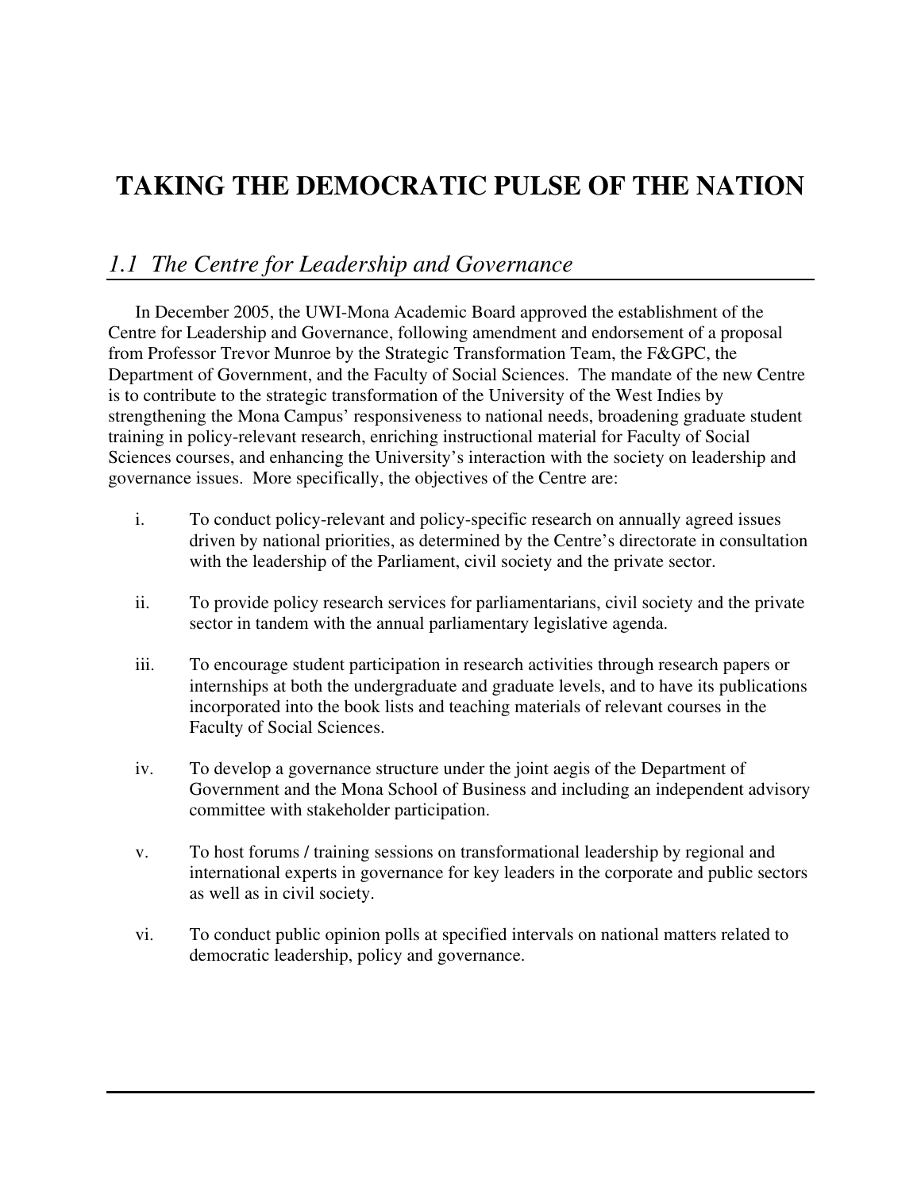# TAKING THE DEMOCRATIC PULSE OF THE NATION

## *1.1 The Centre for Leadership and Governance*

In December 2005, the UWI-Mona Academic Board approved the establishment of the Centre for Leadership and Governance, following amendment and endorsement of a proposal from Professor Trevor Munroe by the Strategic Transformation Team, the F&GPC, the Department of Government, and the Faculty of Social Sciences. The mandate of the new Centre is to contribute to the strategic transformation of the University of the West Indies by strengthening the Mona Campus' responsiveness to national needs, broadening graduate student training in policy-relevant research, enriching instructional material for Faculty of Social Sciences courses, and enhancing the University's interaction with the society on leadership and governance issues. More specifically, the objectives of the Centre are:

i. To conduct policy-relevant and policy-specific research on annually agreed issues driven by national priorities, as determined by the Centre's directorate in consultation with the leadership of the Parliament, civil society and the private sector.

ii. To provide policy research services for parliamentarians, civil society and the private sector in tandem with the annual parliamentary legislative agenda.

iii. To encourage student participation in research activities through research papers or internships at both the undergraduate and graduate levels, and to have its publications incorporated into the book lists and teaching materials of relevant courses in the Faculty of Social Sciences.

iv. To develop a governance structure under the joint aegis of the Department of Government and the Mona School of Business and including an independent advisory committee with stakeholder participation.

v. To host forums / training sessions on transformational leadership by regional and international experts in governance for key leaders in the corporate and public sectors as well as in civil society.

vi. To conduct public opinion polls at specified intervals on national matters related to democratic leadership, policy and governance.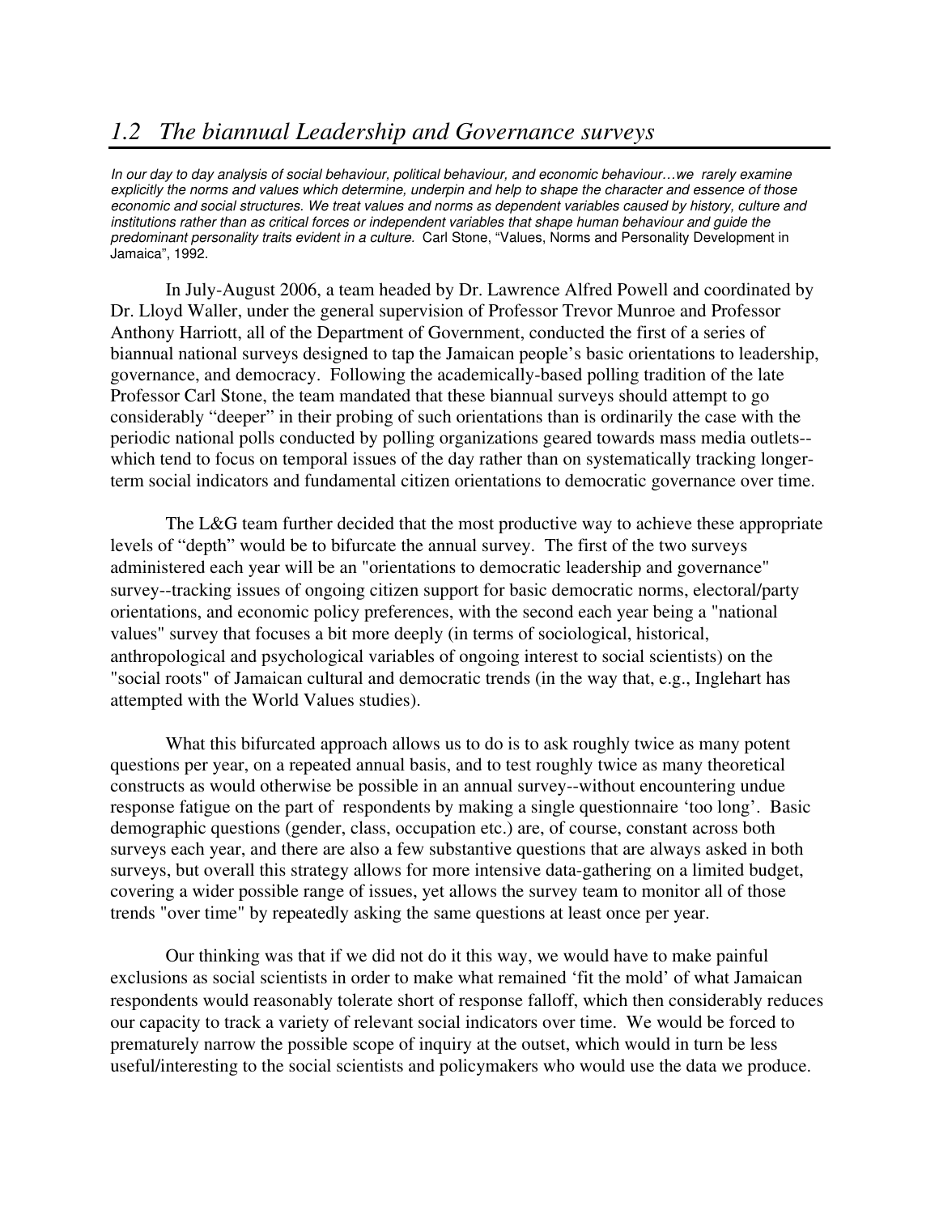## *1.2 The biannual Leadership and Governance surveys*

*In our day to day analysis of social behaviour, political behaviour, and economic behaviour…we rarely examine explicitly the norms and values which determine, underpin and help to shape the character and essence of those economic and social structures. We treat values and norms as dependent variables caused by history, culture and institutions rather than as critical forces or independent variables that shape human behaviour and guide the predominant personality traits evident in a culture.* Carl Stone, "Values, Norms and Personality Development in Jamaica", 1992.

In July-August 2006, a team headed by Dr. Lawrence Alfred Powell and coordinated by Dr. Lloyd Waller, under the general supervision of Professor Trevor Munroe and Professor Anthony Harriott, all of the Department of Government, conducted the first of a series of biannual national surveys designed to tap the Jamaican people's basic orientations to leadership, governance, and democracy. Following the academically-based polling tradition of the late Professor Carl Stone, the team mandated that these biannual surveys should attempt to go considerably "deeper" in their probing of such orientations than is ordinarily the case with the periodic national polls conducted by polling organizations geared towards mass media outlets--which tend to focus on temporal issues of the day rather than on systematically tracking longer-term social indicators and fundamental citizen orientations to democratic governance over time.

The L&G team further decided that the most productive way to achieve these appropriate levels of "depth" would be to bifurcate the annual survey. The first of the two surveys administered each year will be an "orientations to democratic leadership and governance" survey--tracking issues of ongoing citizen support for basic democratic norms, electoral/party orientations, and economic policy preferences, with the second each year being a "national values" survey that focuses a bit more deeply (in terms of sociological, historical, anthropological and psychological variables of ongoing interest to social scientists) on the "social roots" of Jamaican cultural and democratic trends (in the way that, e.g., Inglehart has attempted with the World Values studies).

What this bifurcated approach allows us to do is to ask roughly twice as many potent questions per year, on a repeated annual basis, and to test roughly twice as many theoretical constructs as would otherwise be possible in an annual survey--without encountering undue response fatigue on the part of respondents by making a single questionnaire 'too long'. Basic demographic questions (gender, class, occupation etc.) are, of course, constant across both surveys each year, and there are also a few substantive questions that are always asked in both surveys, but overall this strategy allows for more intensive data-gathering on a limited budget, covering a wider possible range of issues, yet allows the survey team to monitor all of those trends "over time" by repeatedly asking the same questions at least once per year.

Our thinking was that if we did not do it this way, we would have to make painful exclusions as social scientists in order to make what remained 'fit the mold' of what Jamaican respondents would reasonably tolerate short of response falloff, which then considerably reduces our capacity to track a variety of relevant social indicators over time. We would be forced to prematurely narrow the possible scope of inquiry at the outset, which would in turn be less useful/interesting to the social scientists and policymakers who would use the data we produce.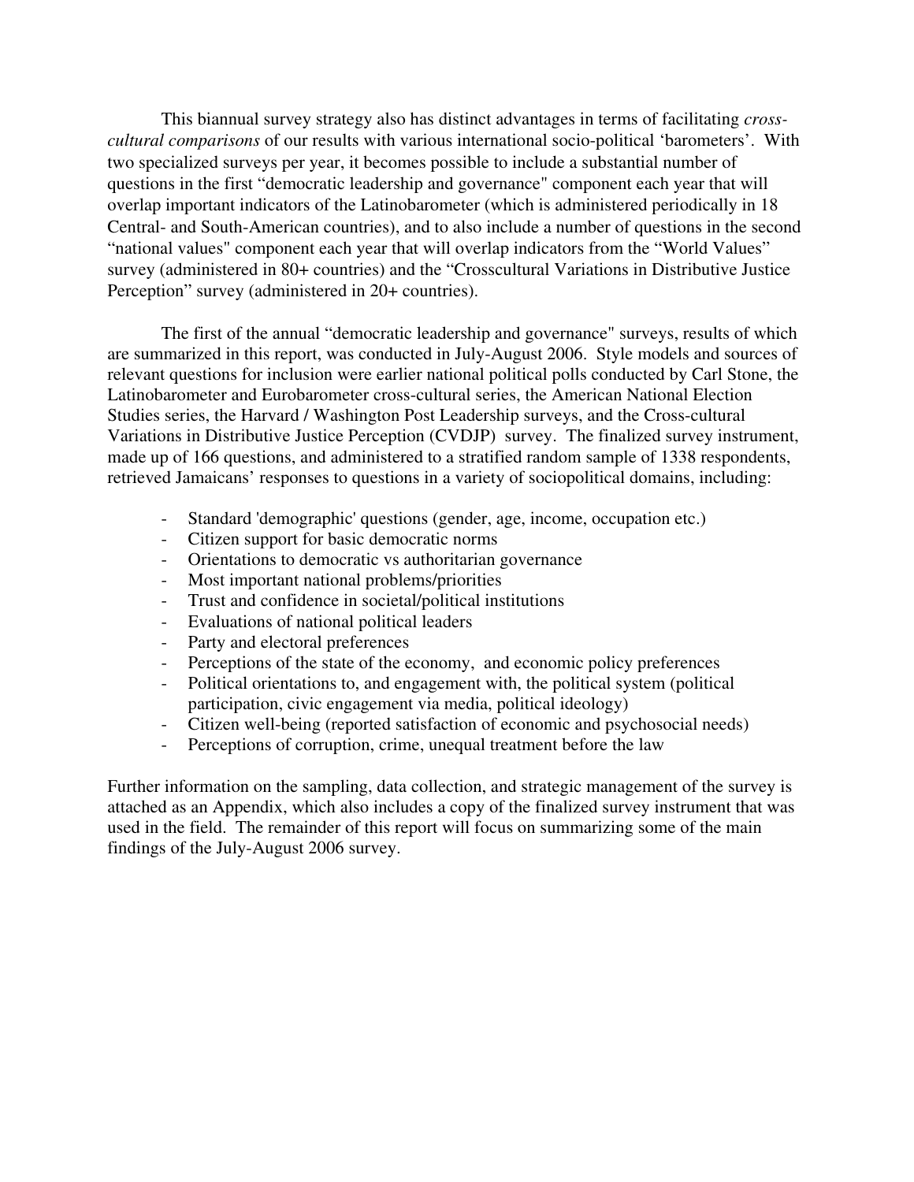This biannual survey strategy also has distinct advantages in terms of facilitating *cross-cultural comparisons* of our results with various international socio-political 'barometers'. With two specialized surveys per year, it becomes possible to include a substantial number of questions in the first "democratic leadership and governance" component each year that will overlap important indicators of the Latinobarometer (which is administered periodically in 18 Central- and South-American countries), and to also include a number of questions in the second "national values" component each year that will overlap indicators from the "World Values" survey (administered in 80+ countries) and the "Crosscultural Variations in Distributive Justice Perception" survey (administered in 20+ countries).

The first of the annual "democratic leadership and governance" surveys, results of which are summarized in this report, was conducted in July-August 2006. Style models and sources of relevant questions for inclusion were earlier national political polls conducted by Carl Stone, the Latinobarometer and Eurobarometer cross-cultural series, the American National Election Studies series, the Harvard / Washington Post Leadership surveys, and the Cross-cultural Variations in Distributive Justice Perception (CVDJP) survey. The finalized survey instrument, made up of 166 questions, and administered to a stratified random sample of 1338 respondents, retrieved Jamaicans' responses to questions in a variety of sociopolitical domains, including:

- Standard 'demographic' questions (gender, age, income, occupation etc.)
- Citizen support for basic democratic norms
- Orientations to democratic vs authoritarian governance
- Most important national problems/priorities
- Trust and confidence in societal/political institutions
- Evaluations of national political leaders
- Party and electoral preferences
- Perceptions of the state of the economy, and economic policy preferences
- Political orientations to, and engagement with, the political system (political participation, civic engagement via media, political ideology)
- Citizen well-being (reported satisfaction of economic and psychosocial needs)
- Perceptions of corruption, crime, unequal treatment before the law

Further information on the sampling, data collection, and strategic management of the survey is attached as an Appendix, which also includes a copy of the finalized survey instrument that was used in the field. The remainder of this report will focus on summarizing some of the main findings of the July-August 2006 survey.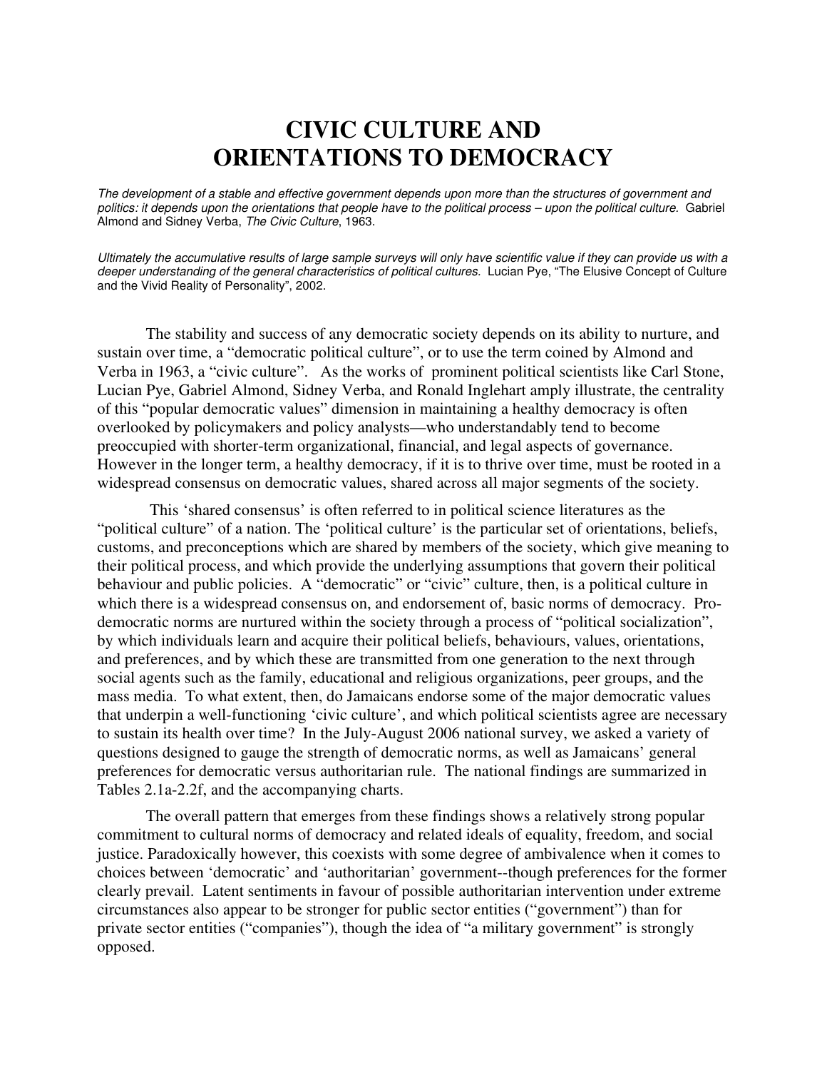# CIVIC CULTURE AND ORIENTATIONS TO DEMOCRACY

*The development of a stable and effective government depends upon more than the structures of government and politics: it depends upon the orientations that people have to the political process – upon the political culture.* Gabriel Almond and Sidney Verba, *The Civic Culture*, 1963.

*Ultimately the accumulative results of large sample surveys will only have scientific value if they can provide us with a deeper understanding of the general characteristics of political cultures.* Lucian Pye, "The Elusive Concept of Culture and the Vivid Reality of Personality", 2002.

The stability and success of any democratic society depends on its ability to nurture, and sustain over time, a "democratic political culture", or to use the term coined by Almond and Verba in 1963, a "civic culture". As the works of prominent political scientists like Carl Stone, Lucian Pye, Gabriel Almond, Sidney Verba, and Ronald Inglehart amply illustrate, the centrality of this "popular democratic values" dimension in maintaining a healthy democracy is often overlooked by policymakers and policy analysts—who understandably tend to become preoccupied with shorter-term organizational, financial, and legal aspects of governance. However in the longer term, a healthy democracy, if it is to thrive over time, must be rooted in a widespread consensus on democratic values, shared across all major segments of the society.

This 'shared consensus' is often referred to in political science literatures as the "political culture" of a nation. The 'political culture' is the particular set of orientations, beliefs, customs, and preconceptions which are shared by members of the society, which give meaning to their political process, and which provide the underlying assumptions that govern their political behaviour and public policies. A "democratic" or "civic" culture, then, is a political culture in which there is a widespread consensus on, and endorsement of, basic norms of democracy. Pro-democratic norms are nurtured within the society through a process of "political socialization", by which individuals learn and acquire their political beliefs, behaviours, values, orientations, and preferences, and by which these are transmitted from one generation to the next through social agents such as the family, educational and religious organizations, peer groups, and the mass media. To what extent, then, do Jamaicans endorse some of the major democratic values that underpin a well-functioning 'civic culture', and which political scientists agree are necessary to sustain its health over time? In the July-August 2006 national survey, we asked a variety of questions designed to gauge the strength of democratic norms, as well as Jamaicans' general preferences for democratic versus authoritarian rule. The national findings are summarized in Tables 2.1a-2.2f, and the accompanying charts.

The overall pattern that emerges from these findings shows a relatively strong popular commitment to cultural norms of democracy and related ideals of equality, freedom, and social justice. Paradoxically however, this coexists with some degree of ambivalence when it comes to choices between 'democratic' and 'authoritarian' government--though preferences for the former clearly prevail. Latent sentiments in favour of possible authoritarian intervention under extreme circumstances also appear to be stronger for public sector entities ("government") than for private sector entities ("companies"), though the idea of "a military government" is strongly opposed.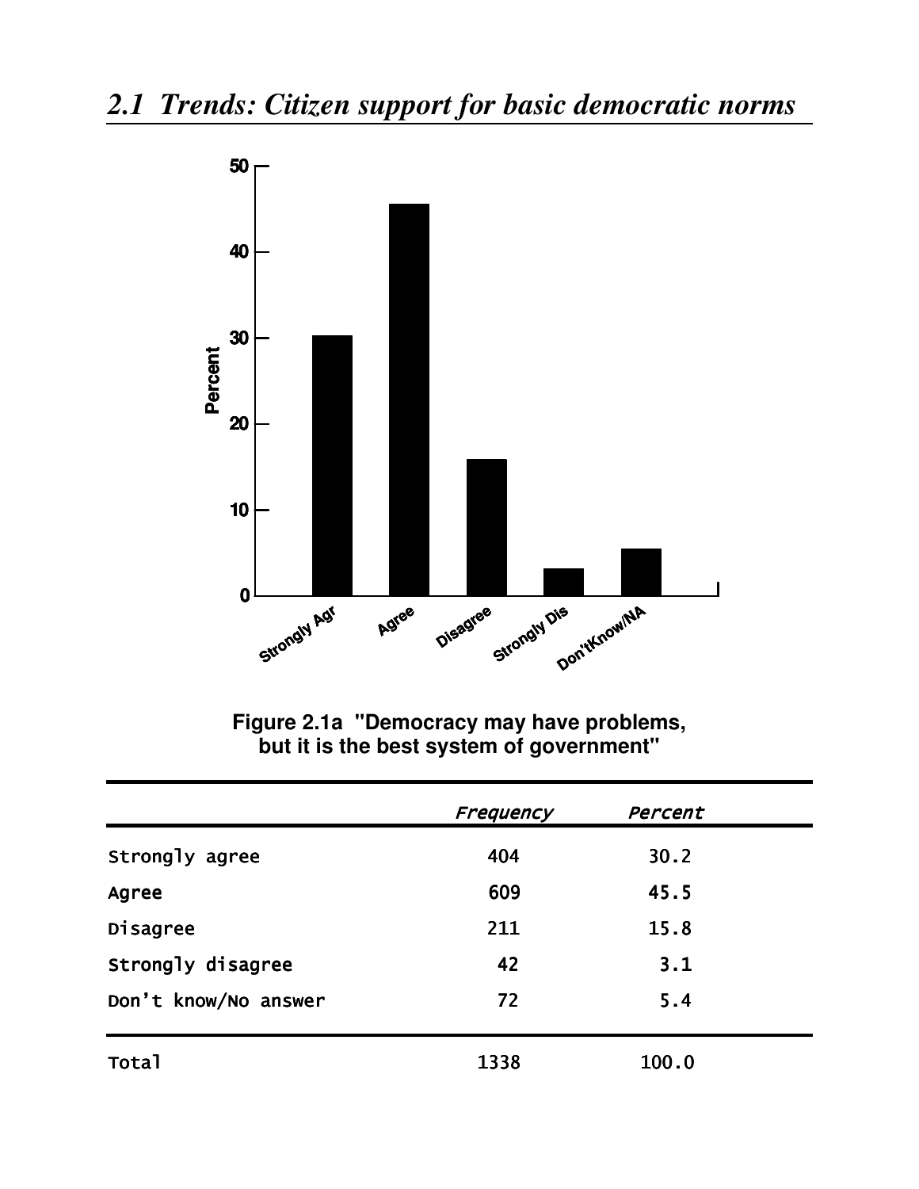## 2.1 Trends: Citizen support for basic democratic norms

**Figure 2.1a "Democracy may have problems, but it is the best system of government"**

| | *Frequency* | *Percent* |
|---|---|---|
| Strongly agree | 404 | 30.2 |
| Agree | 609 | 45.5 |
| Disagree | 211 | 15.8 |
| Strongly disagree | 42 | 3.1 |
| Don't know/No answer | 72 | 5.4 |
| Total | 1338 | 100.0 |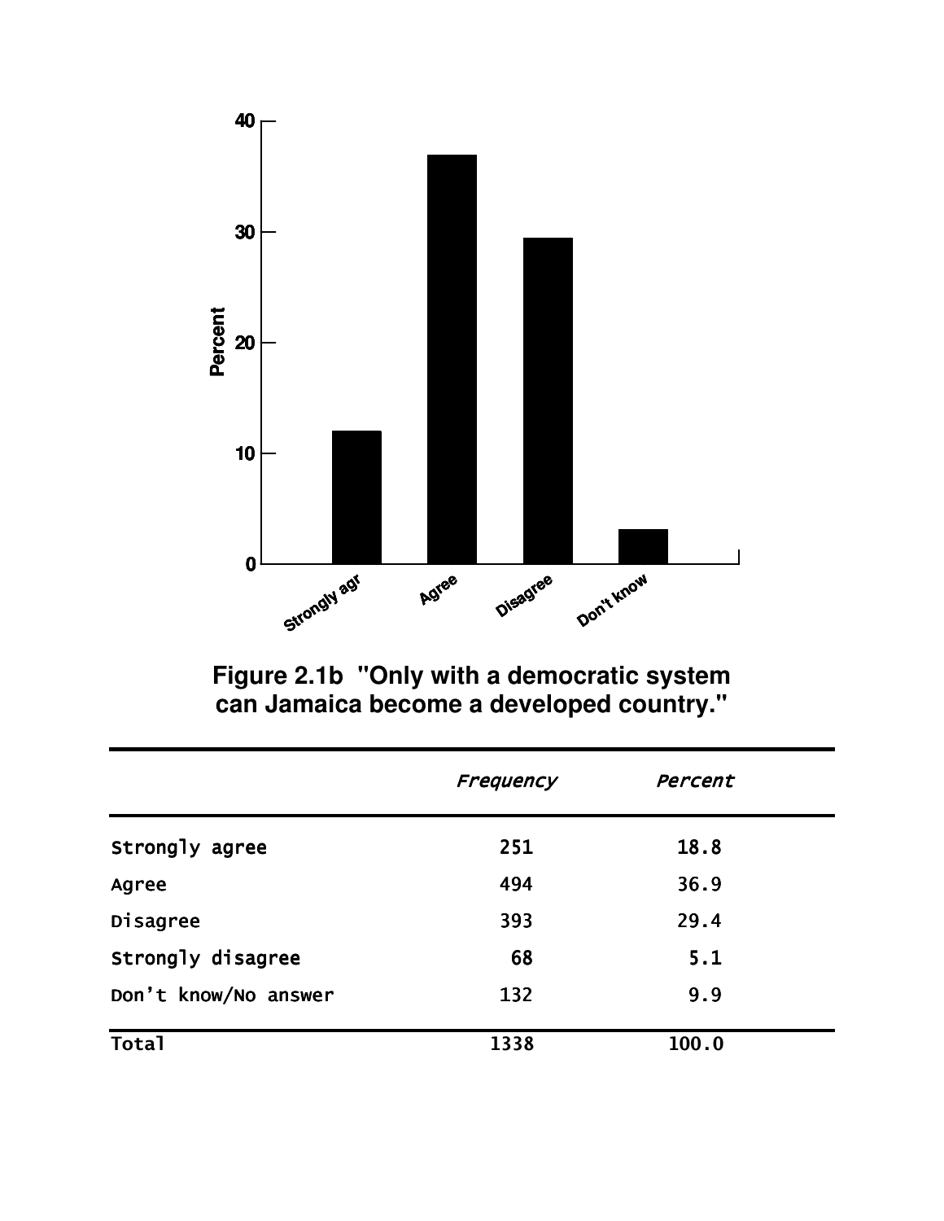**Figure 2.1b "Only with a democratic system can Jamaica become a developed country."**

| | *Frequency* | *Percent* |
|---|---|---|
| Strongly agree | 251 | 18.8 |
| Agree | 494 | 36.9 |
| Disagree | 393 | 29.4 |
| Strongly disagree | 68 | 5.1 |
| Don't know/No answer | 132 | 9.9 |
| Total | 1338 | 100.0 |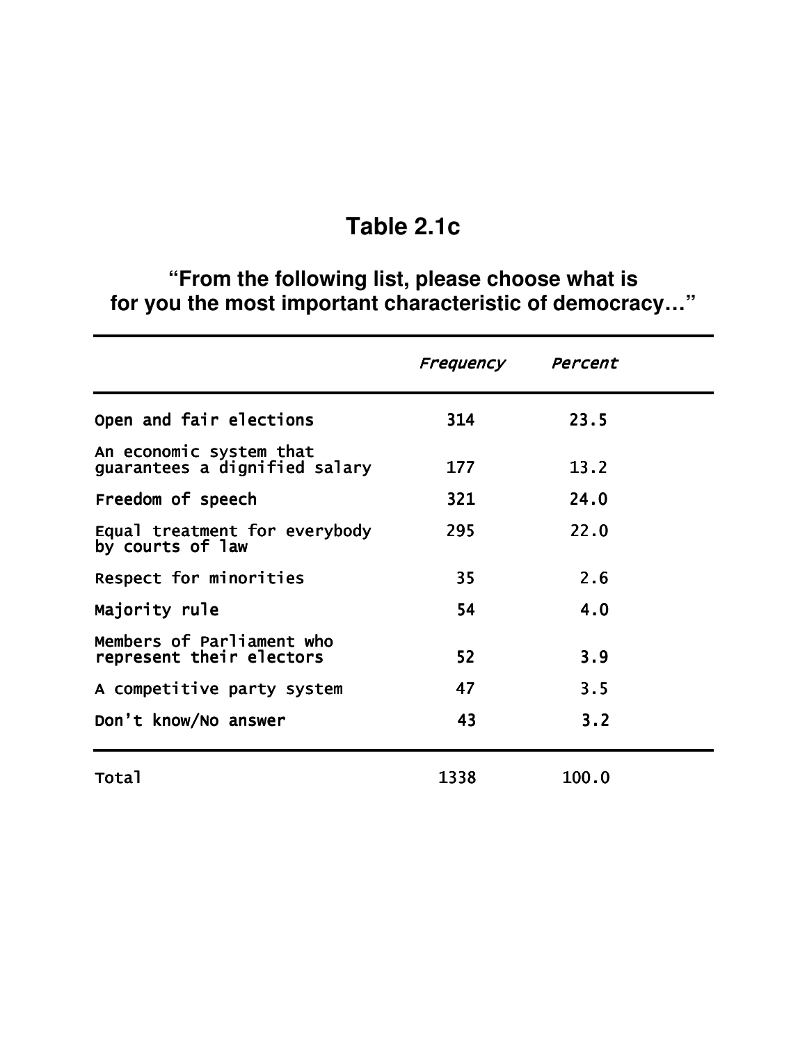# Table 2.1c

## "From the following list, please choose what is for you the most important characteristic of democracy…"

| | *Frequency* | *Percent* |
|---|---|---|
| Open and fair elections | 314 | 23.5 |
| An economic system that guarantees a dignified salary | 177 | 13.2 |
| Freedom of speech | 321 | 24.0 |
| Equal treatment for everybody by courts of law | 295 | 22.0 |
| Respect for minorities | 35 | 2.6 |
| Majority rule | 54 | 4.0 |
| Members of Parliament who represent their electors | 52 | 3.9 |
| A competitive party system | 47 | 3.5 |
| Don't know/No answer | 43 | 3.2 |
| Total | 1338 | 100.0 |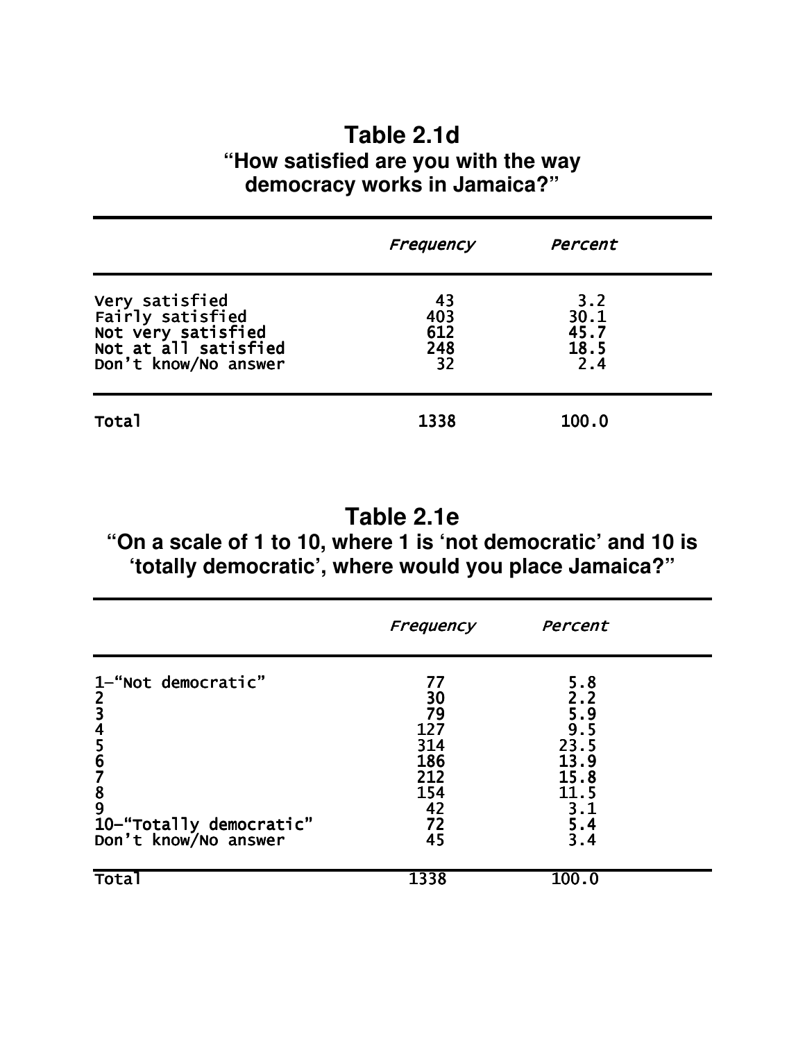## Table 2.1d

**"How satisfied are you with the way democracy works in Jamaica?"**

| | *Frequency* | *Percent* |
|---|---|---|
| Very satisfied | 43 | 3.2 |
| Fairly satisfied | 403 | 30.1 |
| Not very satisfied | 612 | 45.7 |
| Not at all satisfied | 248 | 18.5 |
| Don't know/No answer | 32 | 2.4 |
| Total | 1338 | 100.0 |

## Table 2.1e

**"On a scale of 1 to 10, where 1 is 'not democratic' and 10 is 'totally democratic', where would you place Jamaica?"**

| | *Frequency* | *Percent* |
|---|---|---|
| 1–"Not democratic" | 77 | 5.8 |
| 2 | 30 | 2.2 |
| 3 | 79 | 5.9 |
| 4 | 127 | 9.5 |
| 5 | 314 | 23.5 |
| 6 | 186 | 13.9 |
| 7 | 212 | 15.8 |
| 8 | 154 | 11.5 |
| 9 | 42 | 3.1 |
| 10–"Totally democratic" | 72 | 5.4 |
| Don't know/No answer | 45 | 3.4 |
| Total | 1338 | 100.0 |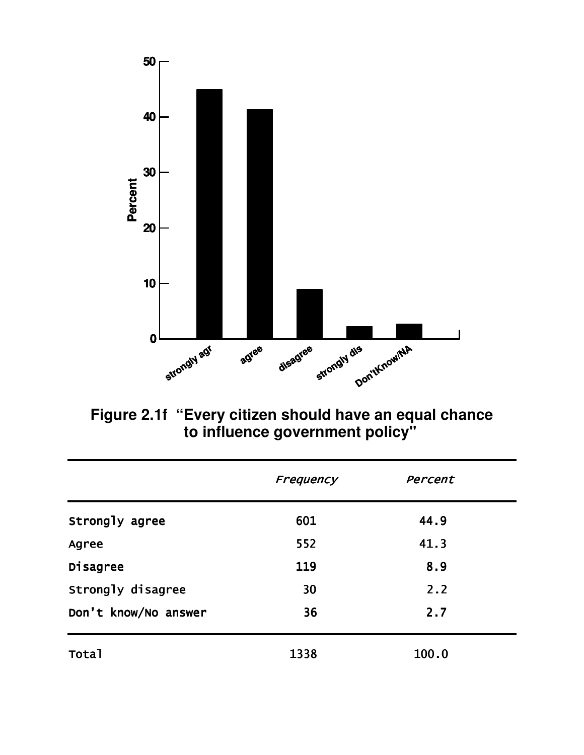**Figure 2.1f "Every citizen should have an equal chance to influence government policy"**

| | *Frequency* | *Percent* |
|---|---|---|
| Strongly agree | 601 | 44.9 |
| Agree | 552 | 41.3 |
| Disagree | 119 | 8.9 |
| Strongly disagree | 30 | 2.2 |
| Don't know/No answer | 36 | 2.7 |
| Total | 1338 | 100.0 |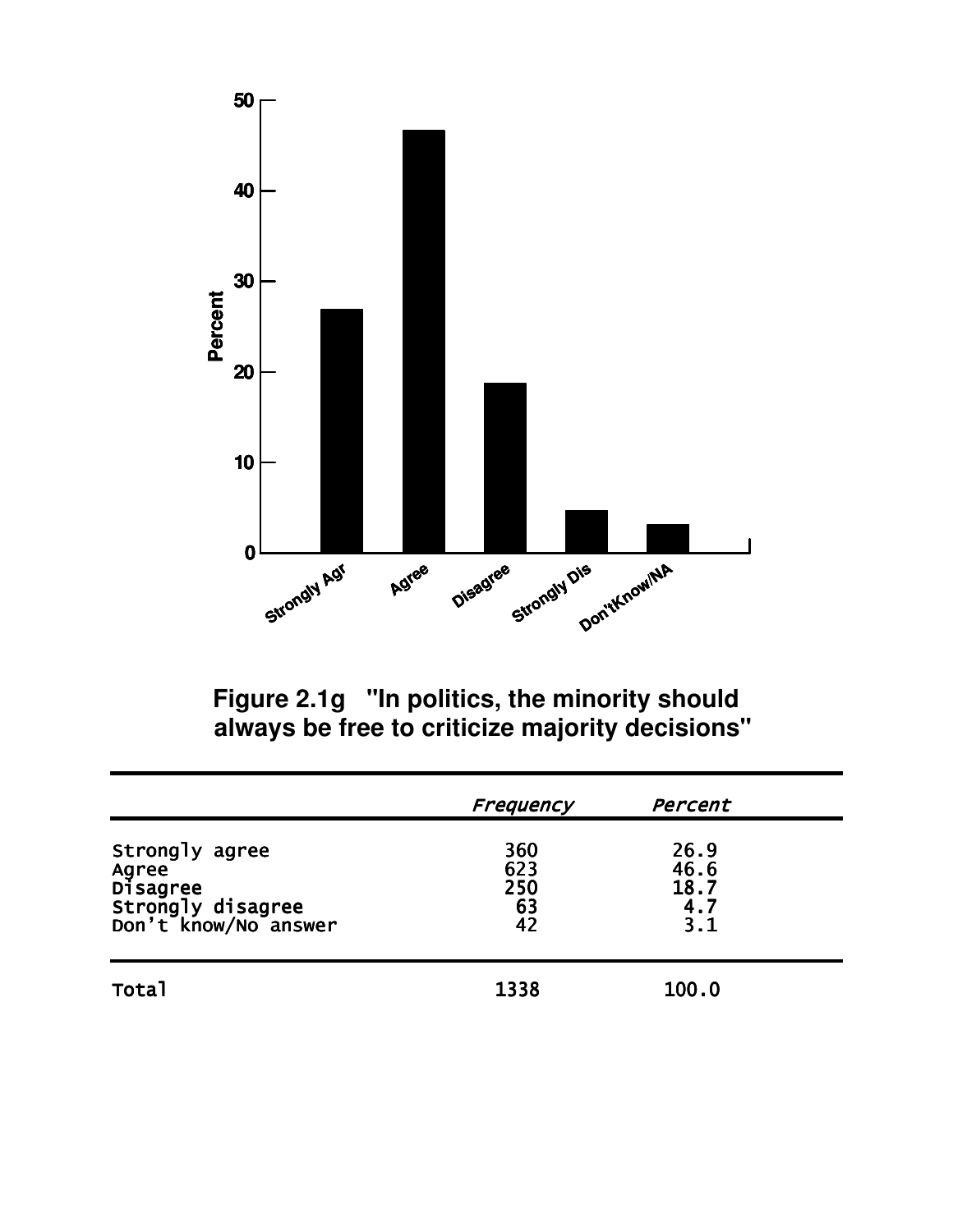**Figure 2.1g "In politics, the minority should always be free to criticize majority decisions"**

| | *Frequency* | *Percent* |
|---|---|---|
| Strongly agree | 360 | 26.9 |
| Agree | 623 | 46.6 |
| Disagree | 250 | 18.7 |
| Strongly disagree | 63 | 4.7 |
| Don't know/No answer | 42 | 3.1 |
| Total | 1338 | 100.0 |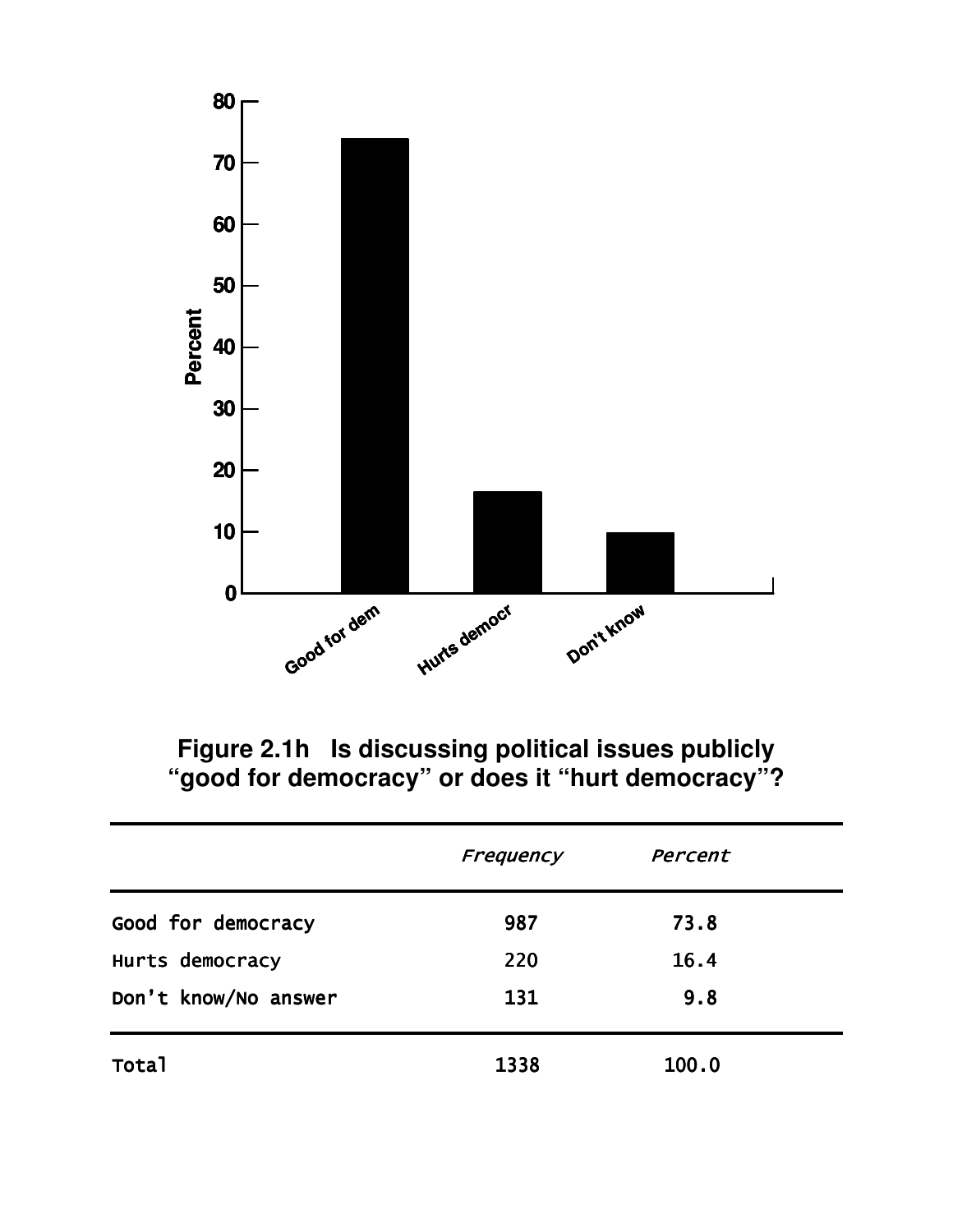**Figure 2.1h Is discussing political issues publicly "good for democracy" or does it "hurt democracy"?**

| | *Frequency* | *Percent* |
|---|---|---|
| Good for democracy | 987 | 73.8 |
| Hurts democracy | 220 | 16.4 |
| Don't know/No answer | 131 | 9.8 |
| Total | 1338 | 100.0 |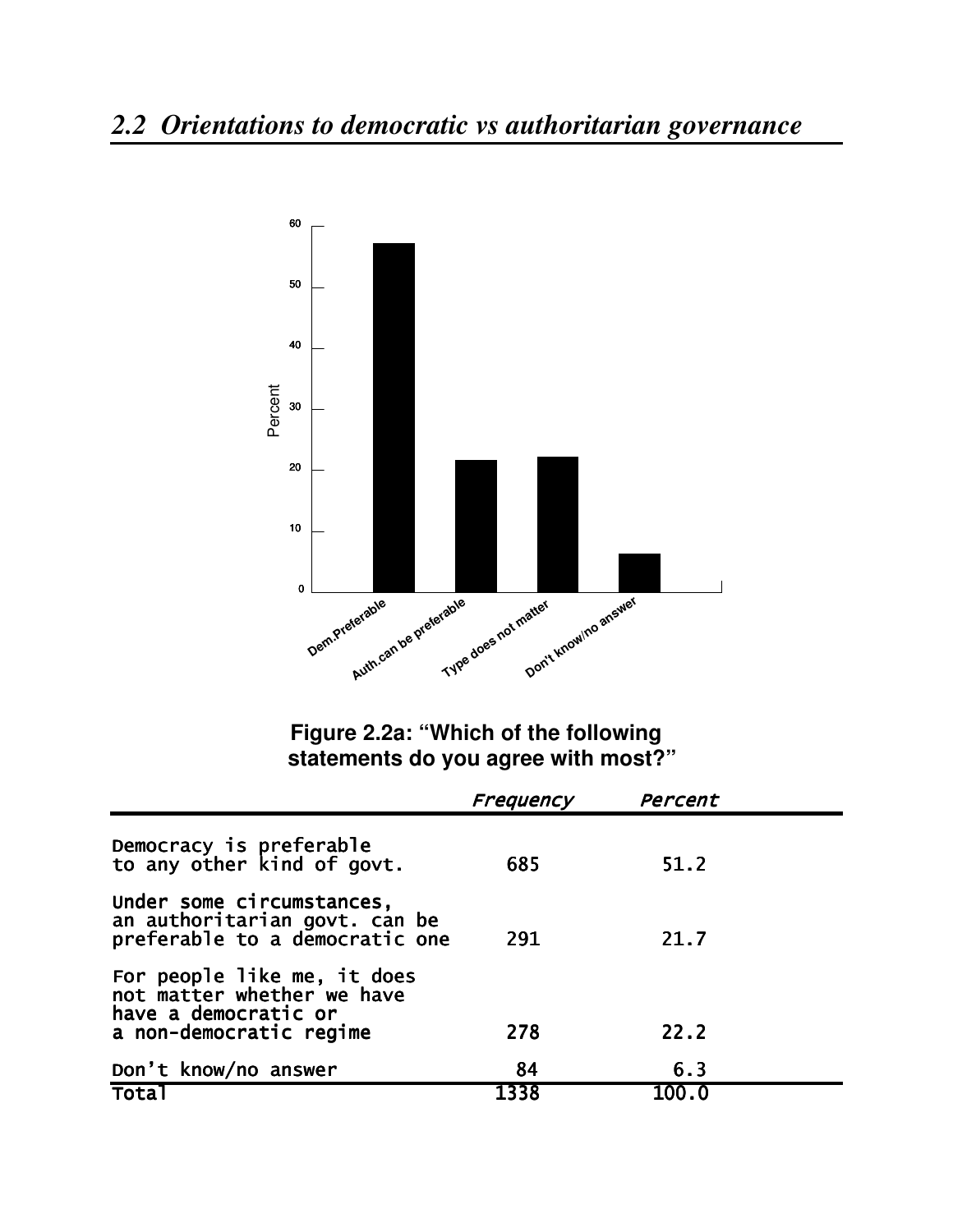## 2.2 Orientations to democratic vs authoritarian governance

**Figure 2.2a: "Which of the following statements do you agree with most?"**

| | *Frequency* | *Percent* |
|---|---|---|
| Democracy is preferable to any other kind of govt. | 685 | 51.2 |
| Under some circumstances, an authoritarian govt. can be preferable to a democratic one | 291 | 21.7 |
| For people like me, it does not matter whether we have have a democratic or a non-democratic regime | 278 | 22.2 |
| Don't know/no answer | 84 | 6.3 |
| Total | 1338 | 100.0 |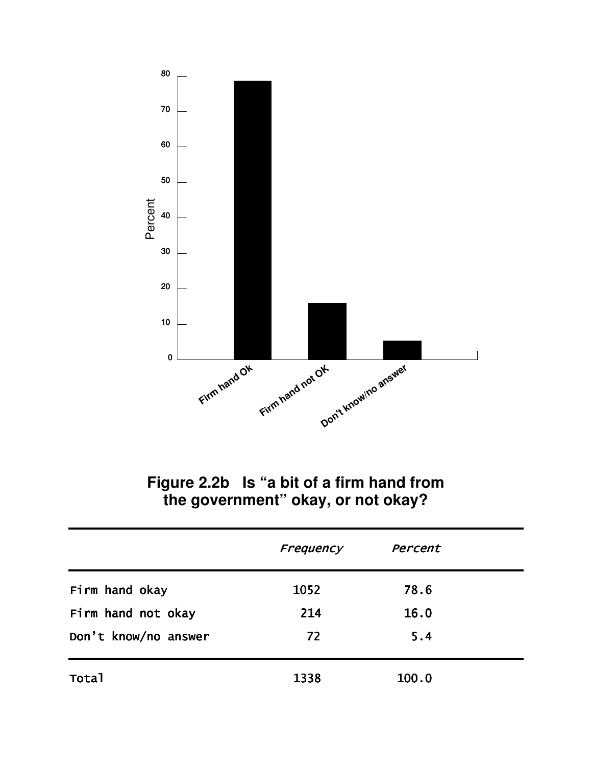**Figure 2.2b Is "a bit of a firm hand from the government" okay, or not okay?**

| | *Frequency* | *Percent* |
|---|---|---|
| Firm hand okay | 1052 | 78.6 |
| Firm hand not okay | 214 | 16.0 |
| Don't know/no answer | 72 | 5.4 |
| Total | 1338 | 100.0 |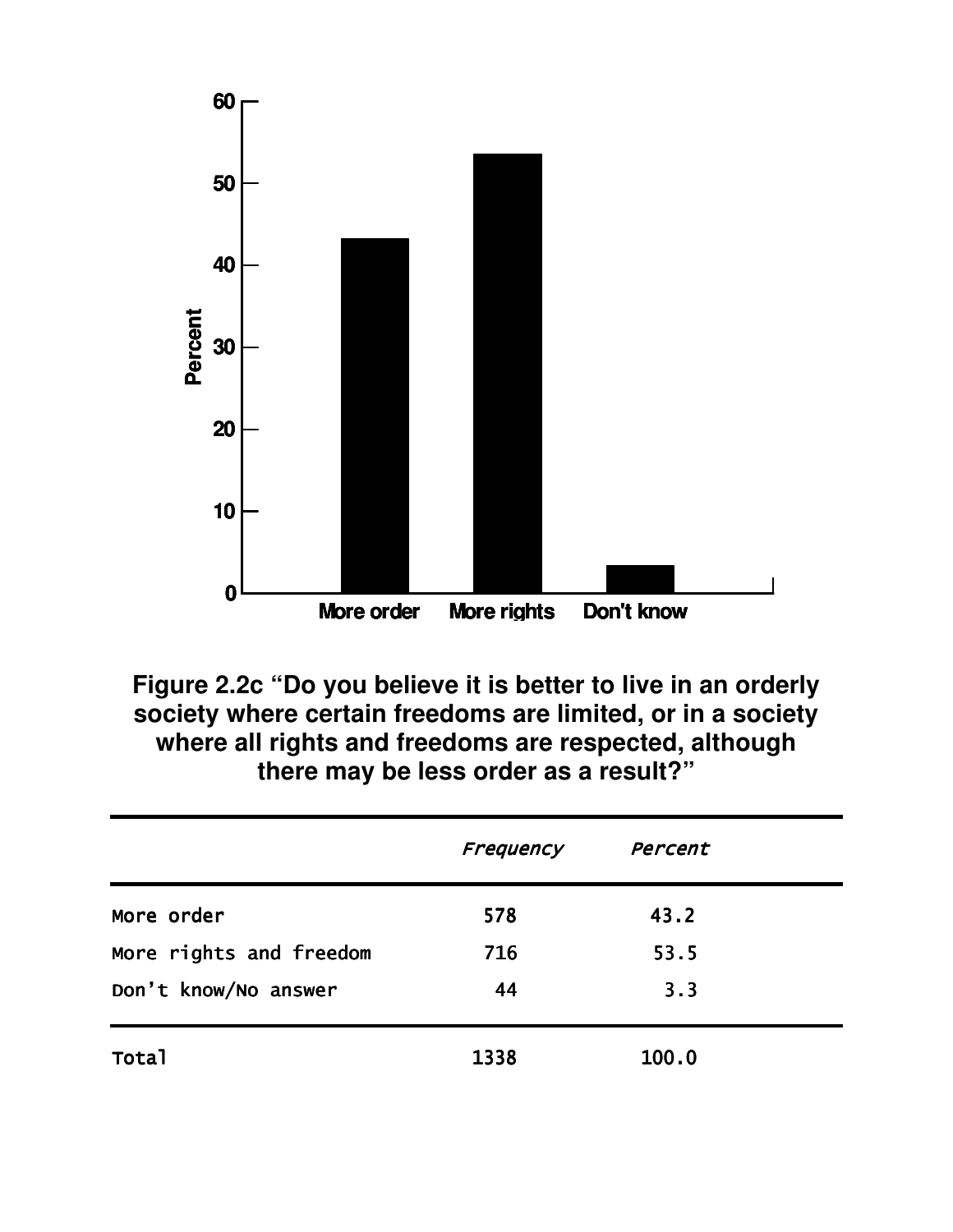**Figure 2.2c "Do you believe it is better to live in an orderly society where certain freedoms are limited, or in a society where all rights and freedoms are respected, although there may be less order as a result?"**

| | *Frequency* | *Percent* |
|---|---|---|
| More order | 578 | 43.2 |
| More rights and freedom | 716 | 53.5 |
| Don't know/No answer | 44 | 3.3 |
| Total | 1338 | 100.0 |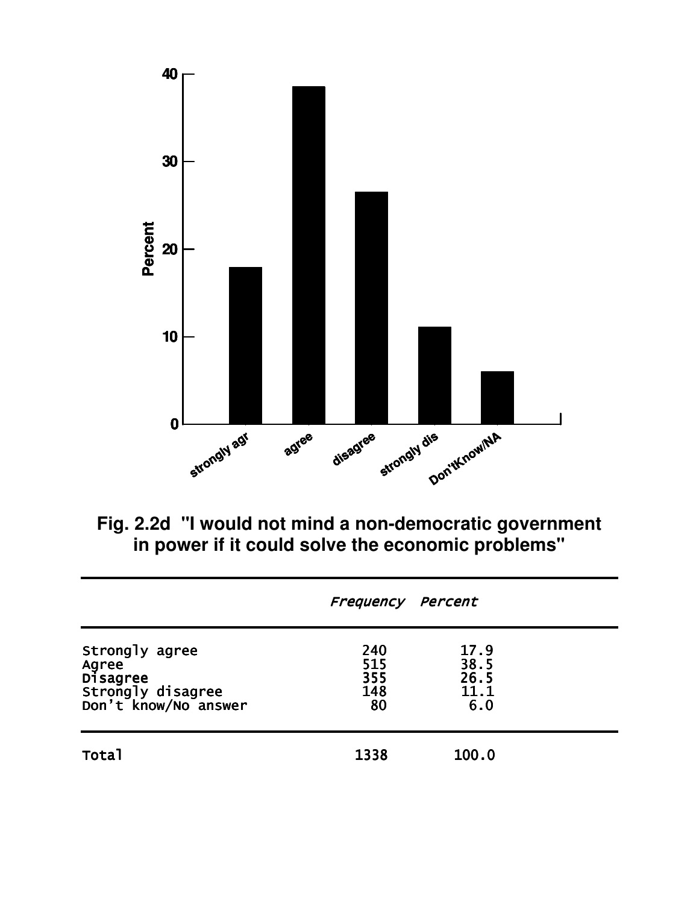**Fig. 2.2d "I would not mind a non-democratic government in power if it could solve the economic problems"**

| | *Frequency* | *Percent* |
|---|---|---|
| Strongly agree | 240 | 17.9 |
| Agree | 515 | 38.5 |
| Disagree | 355 | 26.5 |
| Strongly disagree | 148 | 11.1 |
| Don't know/No answer | 80 | 6.0 |
| Total | 1338 | 100.0 |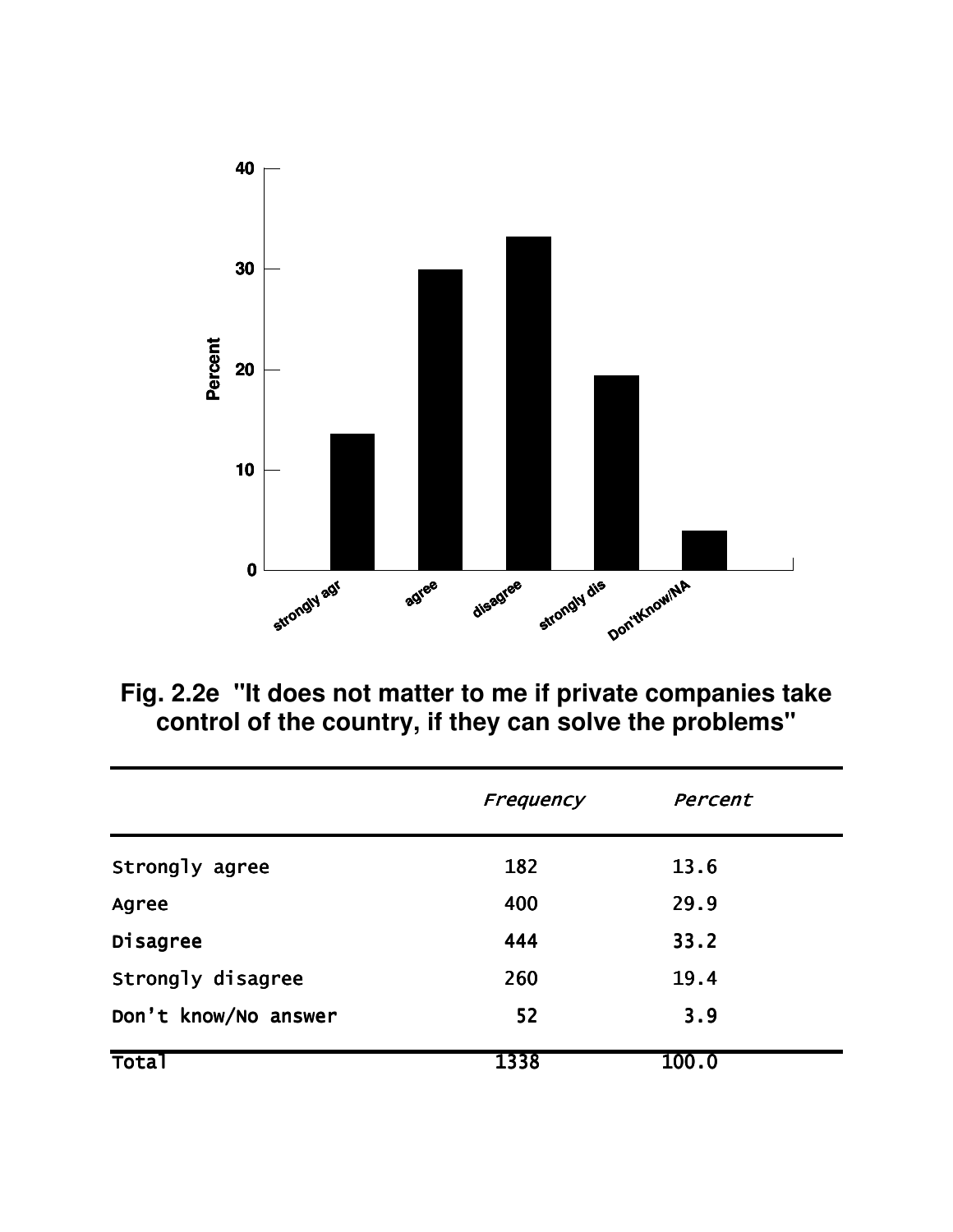**Fig. 2.2e "It does not matter to me if private companies take control of the country, if they can solve the problems"**

| | *Frequency* | *Percent* |
|---|---|---|
| Strongly agree | 182 | 13.6 |
| Agree | 400 | 29.9 |
| Disagree | 444 | 33.2 |
| Strongly disagree | 260 | 19.4 |
| Don't know/No answer | 52 | 3.9 |
| Total | 1338 | 100.0 |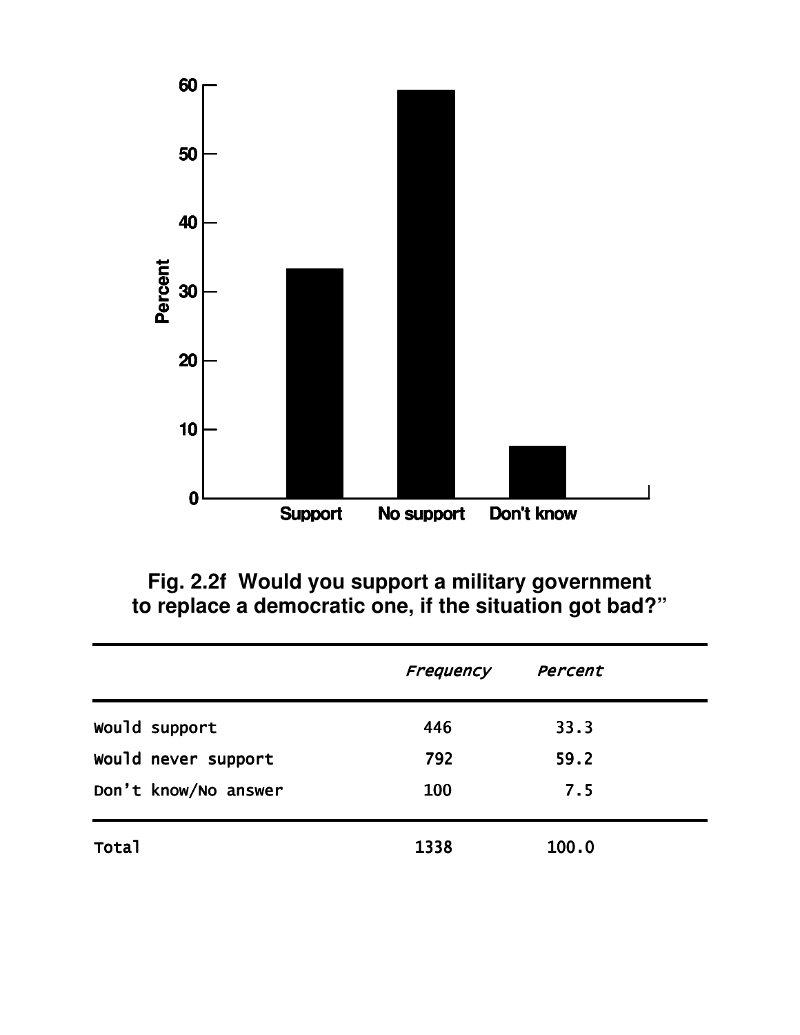**Fig. 2.2f Would you support a military government to replace a democratic one, if the situation got bad?"**

| | *Frequency* | *Percent* |
|---|---|---|
| Would support | 446 | 33.3 |
| Would never support | 792 | 59.2 |
| Don't know/No answer | 100 | 7.5 |
| Total | 1338 | 100.0 |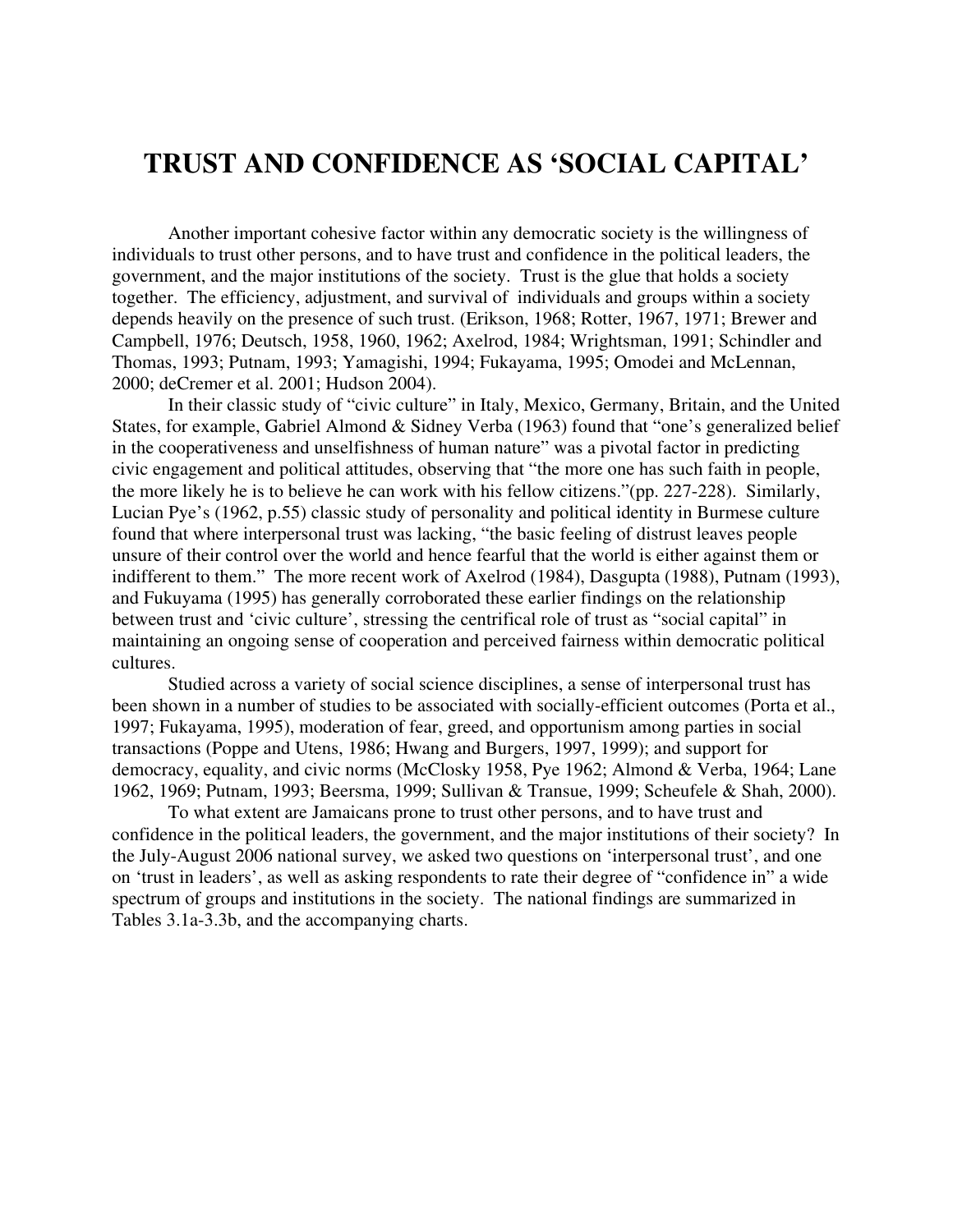# TRUST AND CONFIDENCE AS 'SOCIAL CAPITAL'

Another important cohesive factor within any democratic society is the willingness of individuals to trust other persons, and to have trust and confidence in the political leaders, the government, and the major institutions of the society. Trust is the glue that holds a society together. The efficiency, adjustment, and survival of individuals and groups within a society depends heavily on the presence of such trust. (Erikson, 1968; Rotter, 1967, 1971; Brewer and Campbell, 1976; Deutsch, 1958, 1960, 1962; Axelrod, 1984; Wrightsman, 1991; Schindler and Thomas, 1993; Putnam, 1993; Yamagishi, 1994; Fukayama, 1995; Omodei and McLennan, 2000; deCremer et al. 2001; Hudson 2004).

In their classic study of "civic culture" in Italy, Mexico, Germany, Britain, and the United States, for example, Gabriel Almond & Sidney Verba (1963) found that "one's generalized belief in the cooperativeness and unselfishness of human nature" was a pivotal factor in predicting civic engagement and political attitudes, observing that "the more one has such faith in people, the more likely he is to believe he can work with his fellow citizens."(pp. 227-228). Similarly, Lucian Pye's (1962, p.55) classic study of personality and political identity in Burmese culture found that where interpersonal trust was lacking, "the basic feeling of distrust leaves people unsure of their control over the world and hence fearful that the world is either against them or indifferent to them." The more recent work of Axelrod (1984), Dasgupta (1988), Putnam (1993), and Fukuyama (1995) has generally corroborated these earlier findings on the relationship between trust and 'civic culture', stressing the centrifical role of trust as "social capital" in maintaining an ongoing sense of cooperation and perceived fairness within democratic political cultures.

Studied across a variety of social science disciplines, a sense of interpersonal trust has been shown in a number of studies to be associated with socially-efficient outcomes (Porta et al., 1997; Fukayama, 1995), moderation of fear, greed, and opportunism among parties in social transactions (Poppe and Utens, 1986; Hwang and Burgers, 1997, 1999); and support for democracy, equality, and civic norms (McClosky 1958, Pye 1962; Almond & Verba, 1964; Lane 1962, 1969; Putnam, 1993; Beersma, 1999; Sullivan & Transue, 1999; Scheufele & Shah, 2000).

To what extent are Jamaicans prone to trust other persons, and to have trust and confidence in the political leaders, the government, and the major institutions of their society? In the July-August 2006 national survey, we asked two questions on 'interpersonal trust', and one on 'trust in leaders', as well as asking respondents to rate their degree of "confidence in" a wide spectrum of groups and institutions in the society. The national findings are summarized in Tables 3.1a-3.3b, and the accompanying charts.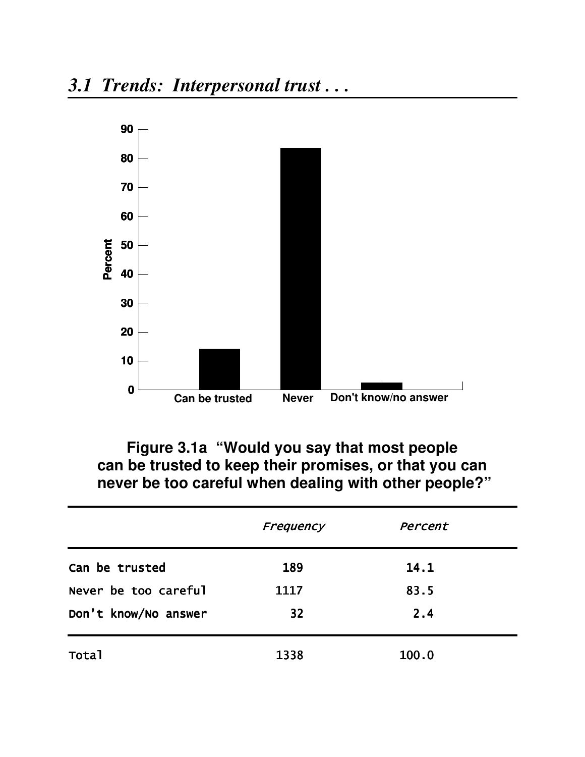## *3.1 Trends: Interpersonal trust . . .*

**Figure 3.1a "Would you say that most people can be trusted to keep their promises, or that you can never be too careful when dealing with other people?"**

| | *Frequency* | *Percent* |
|---|---|---|
| Can be trusted | 189 | 14.1 |
| Never be too careful | 1117 | 83.5 |
| Don't know/No answer | 32 | 2.4 |
| Total | 1338 | 100.0 |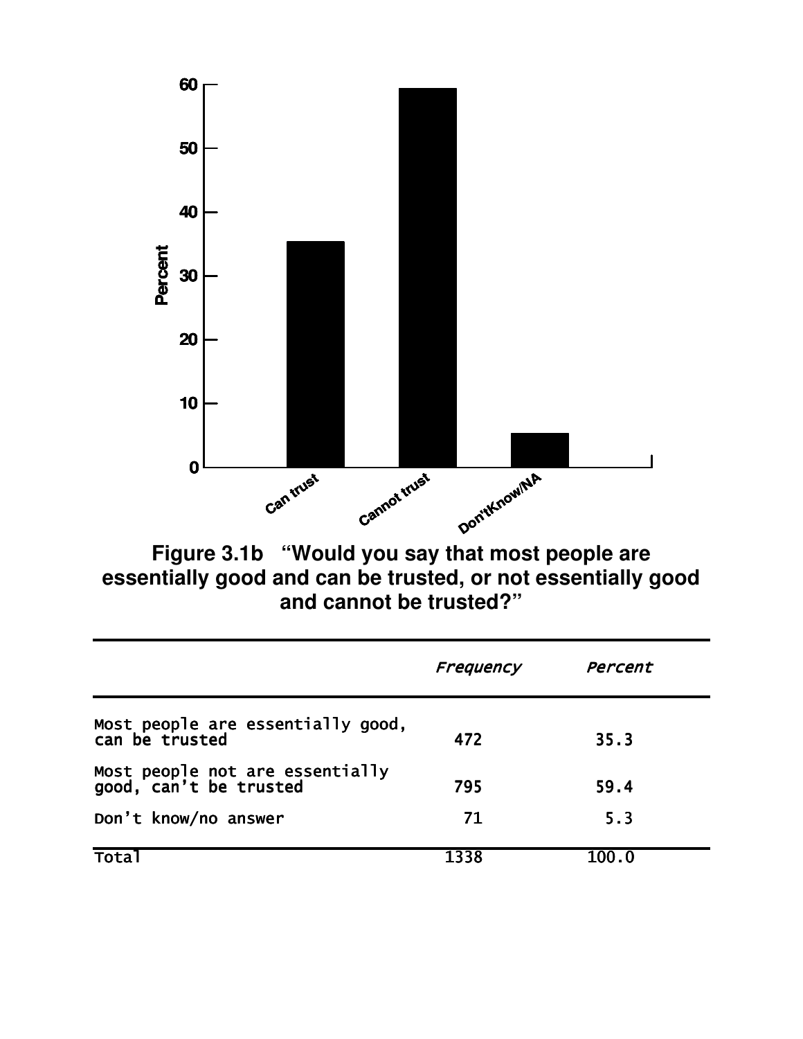**Figure 3.1b "Would you say that most people are essentially good and can be trusted, or not essentially good and cannot be trusted?"**

| | *Frequency* | *Percent* |
|---|---|---|
| Most people are essentially good, can be trusted | 472 | 35.3 |
| Most people not are essentially good, can't be trusted | 795 | 59.4 |
| Don't know/no answer | 71 | 5.3 |
| Total | 1338 | 100.0 |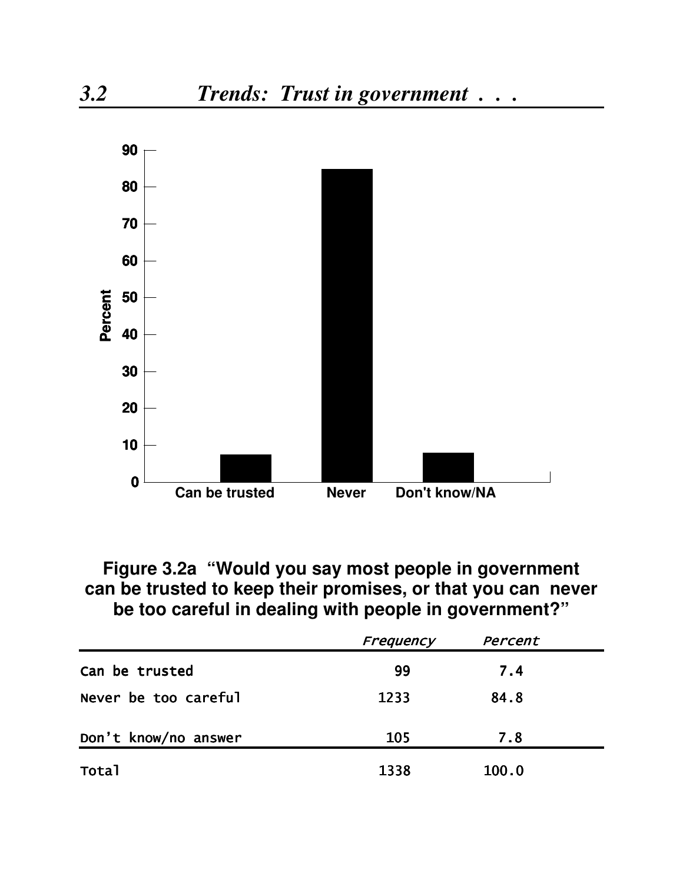# 3.2 Trends: Trust in government . . .

**Figure 3.2a “Would you say most people in government can be trusted to keep their promises, or that you can never be too careful in dealing with people in government?”**

| | *Frequency* | *Percent* |
|---|---|---|
| Can be trusted | 99 | 7.4 |
| Never be too careful | 1233 | 84.8 |
| Don’t know/no answer | 105 | 7.8 |
| Total | 1338 | 100.0 |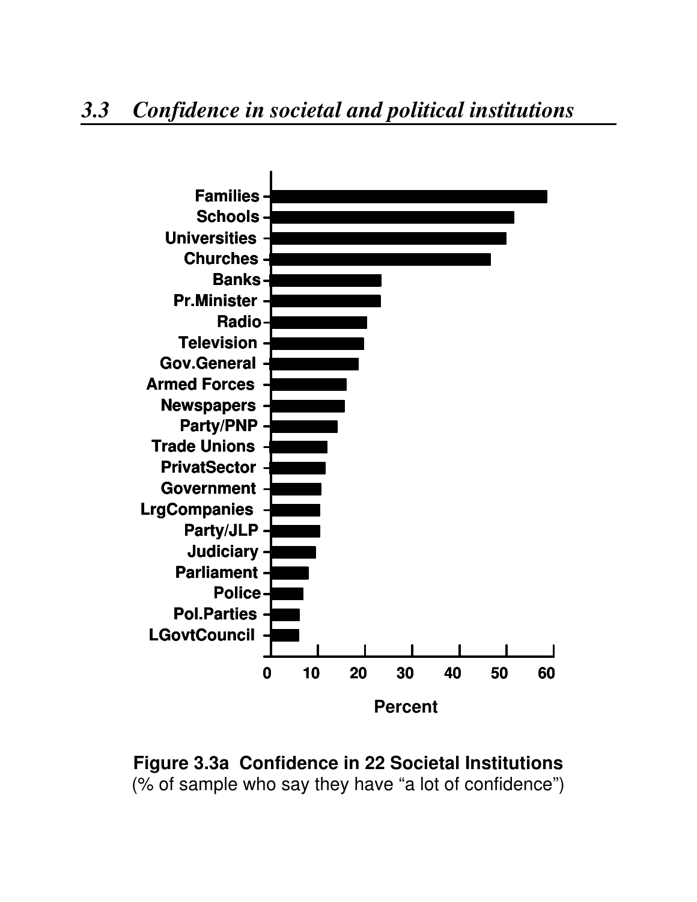## *3.3 Confidence in societal and political institutions*

**Figure 3.3a Confidence in 22 Societal Institutions**
(% of sample who say they have "a lot of confidence")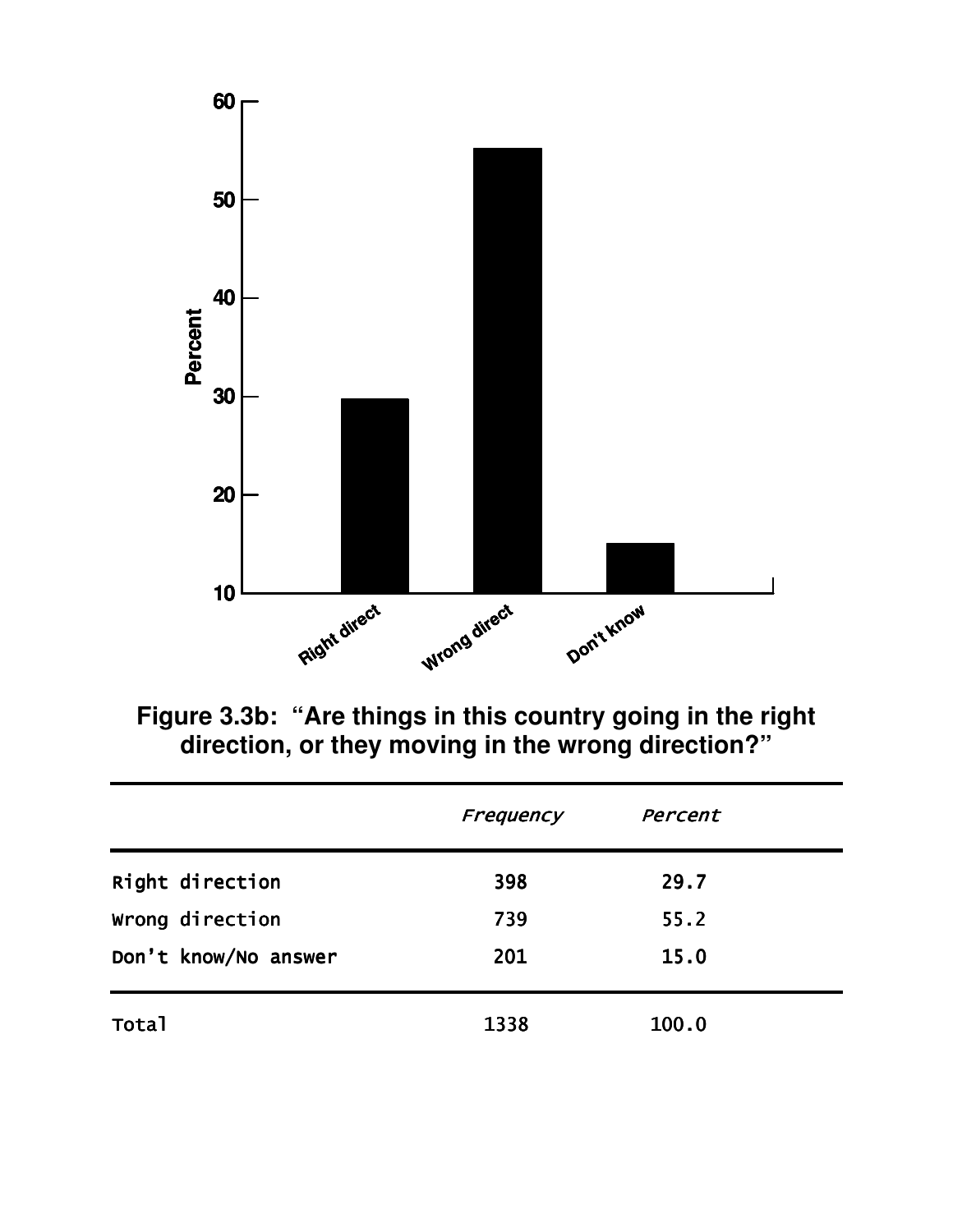**Figure 3.3b: "Are things in this country going in the right direction, or they moving in the wrong direction?"**

| | *Frequency* | *Percent* |
|---|---|---|
| Right direction | 398 | 29.7 |
| Wrong direction | 739 | 55.2 |
| Don't know/No answer | 201 | 15.0 |
| Total | 1338 | 100.0 |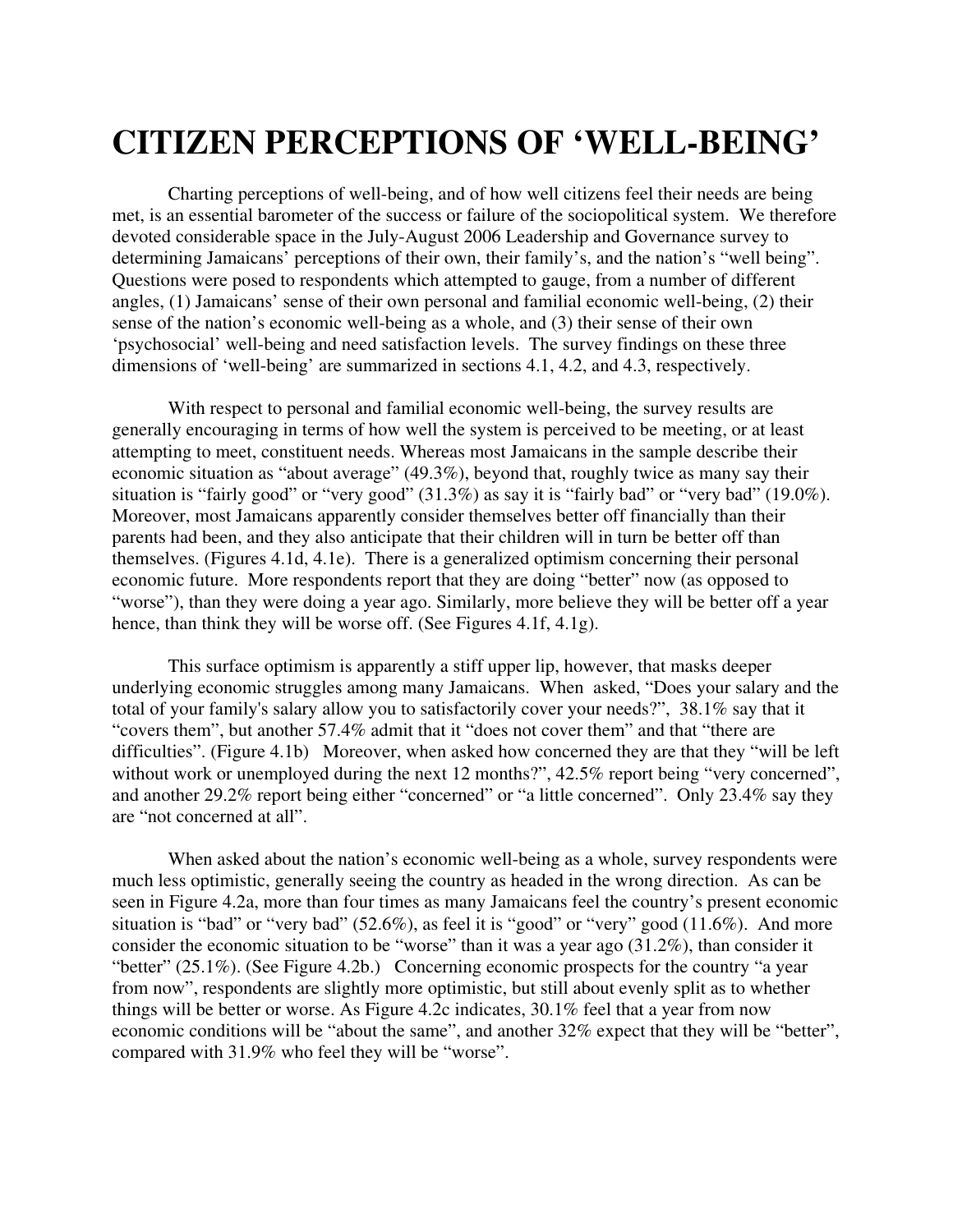# CITIZEN PERCEPTIONS OF 'WELL-BEING'

Charting perceptions of well-being, and of how well citizens feel their needs are being met, is an essential barometer of the success or failure of the sociopolitical system. We therefore devoted considerable space in the July-August 2006 Leadership and Governance survey to determining Jamaicans' perceptions of their own, their family's, and the nation's "well being". Questions were posed to respondents which attempted to gauge, from a number of different angles, (1) Jamaicans' sense of their own personal and familial economic well-being, (2) their sense of the nation's economic well-being as a whole, and (3) their sense of their own 'psychosocial' well-being and need satisfaction levels. The survey findings on these three dimensions of 'well-being' are summarized in sections 4.1, 4.2, and 4.3, respectively.

With respect to personal and familial economic well-being, the survey results are generally encouraging in terms of how well the system is perceived to be meeting, or at least attempting to meet, constituent needs. Whereas most Jamaicans in the sample describe their economic situation as "about average" (49.3%), beyond that, roughly twice as many say their situation is "fairly good" or "very good" (31.3%) as say it is "fairly bad" or "very bad" (19.0%). Moreover, most Jamaicans apparently consider themselves better off financially than their parents had been, and they also anticipate that their children will in turn be better off than themselves. (Figures 4.1d, 4.1e). There is a generalized optimism concerning their personal economic future. More respondents report that they are doing "better" now (as opposed to "worse"), than they were doing a year ago. Similarly, more believe they will be better off a year hence, than think they will be worse off. (See Figures 4.1f, 4.1g).

This surface optimism is apparently a stiff upper lip, however, that masks deeper underlying economic struggles among many Jamaicans. When asked, "Does your salary and the total of your family's salary allow you to satisfactorily cover your needs?", 38.1% say that it "covers them", but another 57.4% admit that it "does not cover them" and that "there are difficulties". (Figure 4.1b) Moreover, when asked how concerned they are that they "will be left without work or unemployed during the next 12 months?", 42.5% report being "very concerned", and another 29.2% report being either "concerned" or "a little concerned". Only 23.4% say they are "not concerned at all".

When asked about the nation's economic well-being as a whole, survey respondents were much less optimistic, generally seeing the country as headed in the wrong direction. As can be seen in Figure 4.2a, more than four times as many Jamaicans feel the country's present economic situation is "bad" or "very bad" (52.6%), as feel it is "good" or "very" good (11.6%). And more consider the economic situation to be "worse" than it was a year ago (31.2%), than consider it "better" (25.1%). (See Figure 4.2b.) Concerning economic prospects for the country "a year from now", respondents are slightly more optimistic, but still about evenly split as to whether things will be better or worse. As Figure 4.2c indicates, 30.1% feel that a year from now economic conditions will be "about the same", and another 32% expect that they will be "better", compared with 31.9% who feel they will be "worse".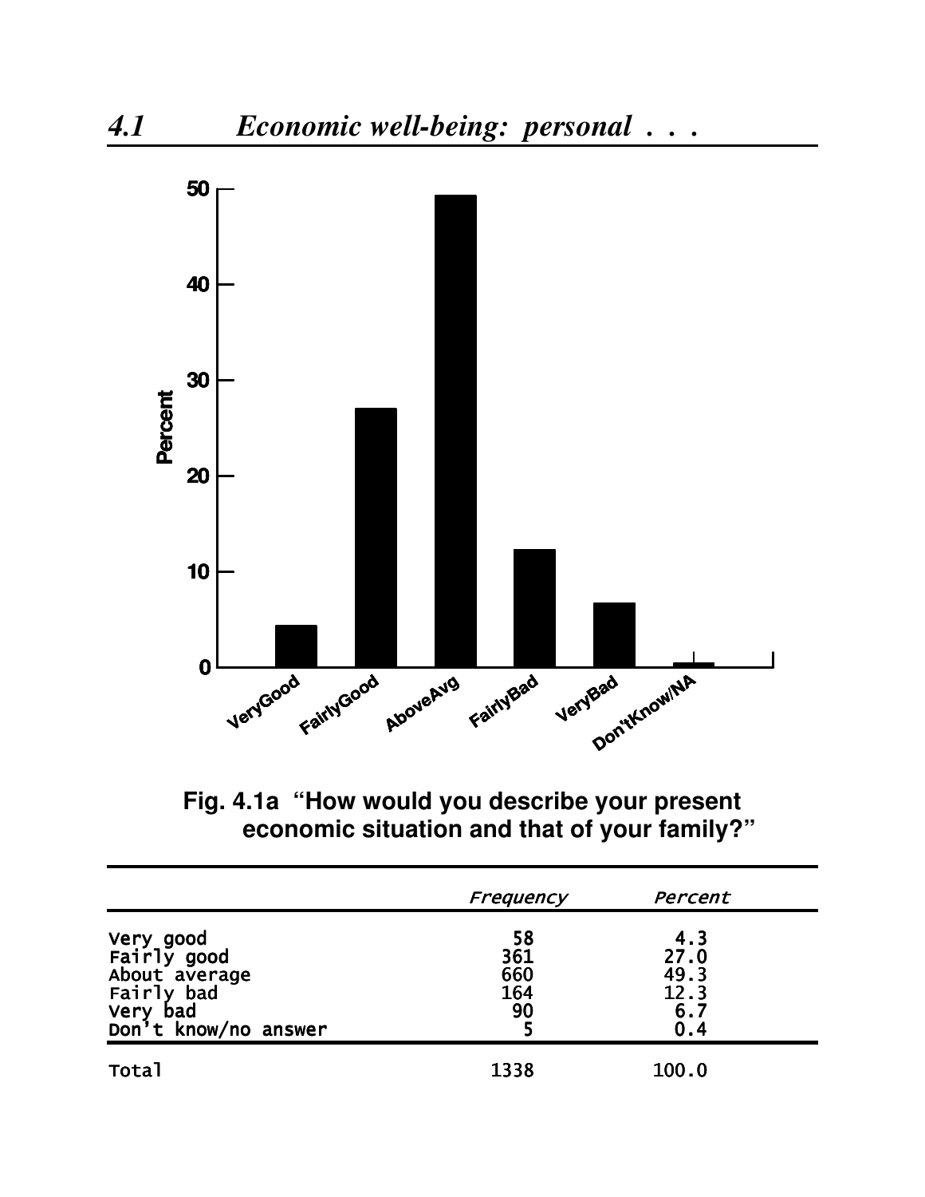## 4.1 Economic well-being: personal . . .

**Fig. 4.1a "How would you describe your present economic situation and that of your family?"**

| | *Frequency* | *Percent* |
|---|---|---|
| Very good | 58 | 4.3 |
| Fairly good | 361 | 27.0 |
| About average | 660 | 49.3 |
| Fairly bad | 164 | 12.3 |
| Very bad | 90 | 6.7 |
| Don't know/no answer | 5 | 0.4 |
| Total | 1338 | 100.0 |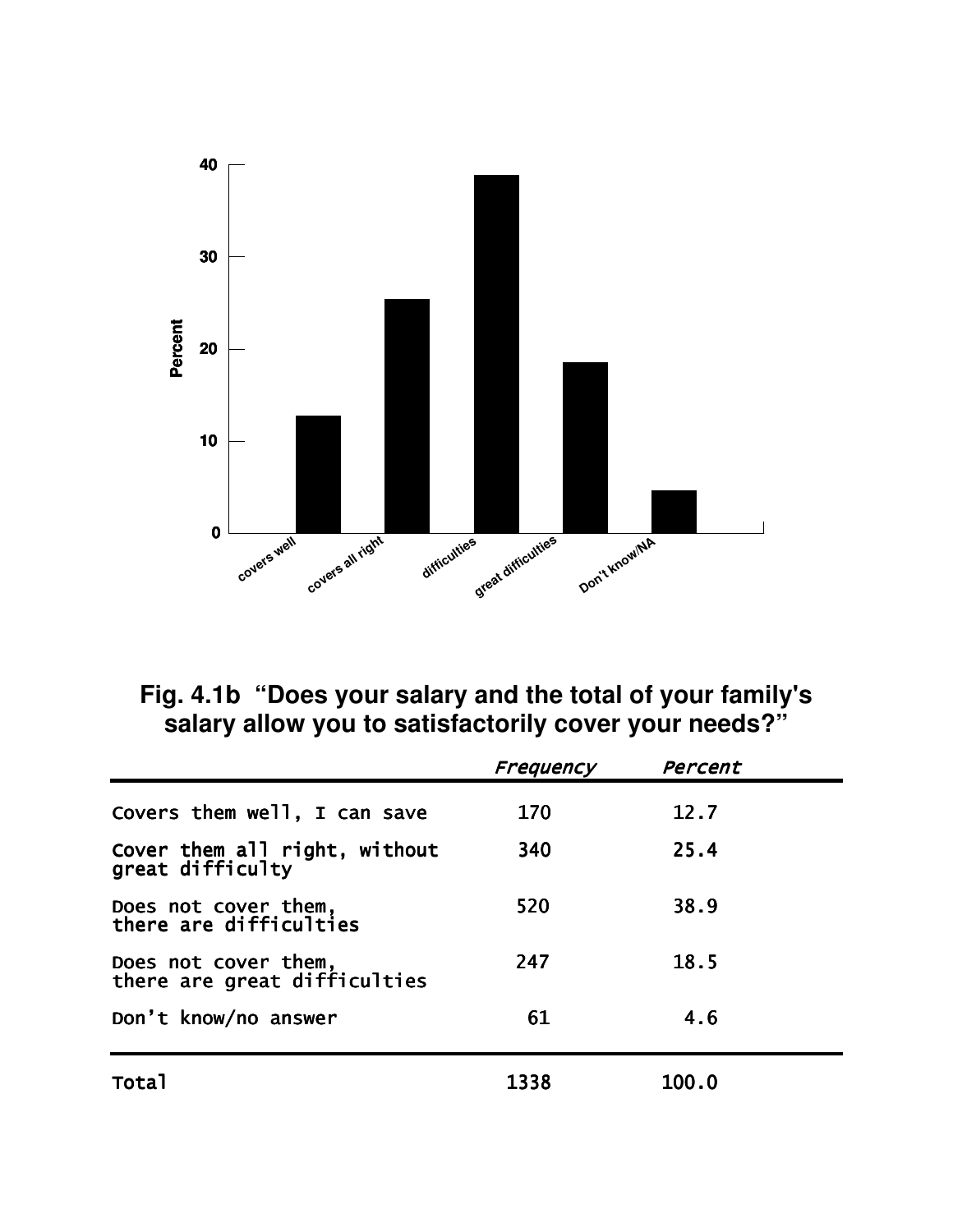**Fig. 4.1b “Does your salary and the total of your family's salary allow you to satisfactorily cover your needs?”**

| | *Frequency* | *Percent* |
|---|---|---|
| Covers them well, I can save | 170 | 12.7 |
| Cover them all right, without great difficulty | 340 | 25.4 |
| Does not cover them, there are difficulties | 520 | 38.9 |
| Does not cover them, there are great difficulties | 247 | 18.5 |
| Don’t know/no answer | 61 | 4.6 |
| Total | 1338 | 100.0 |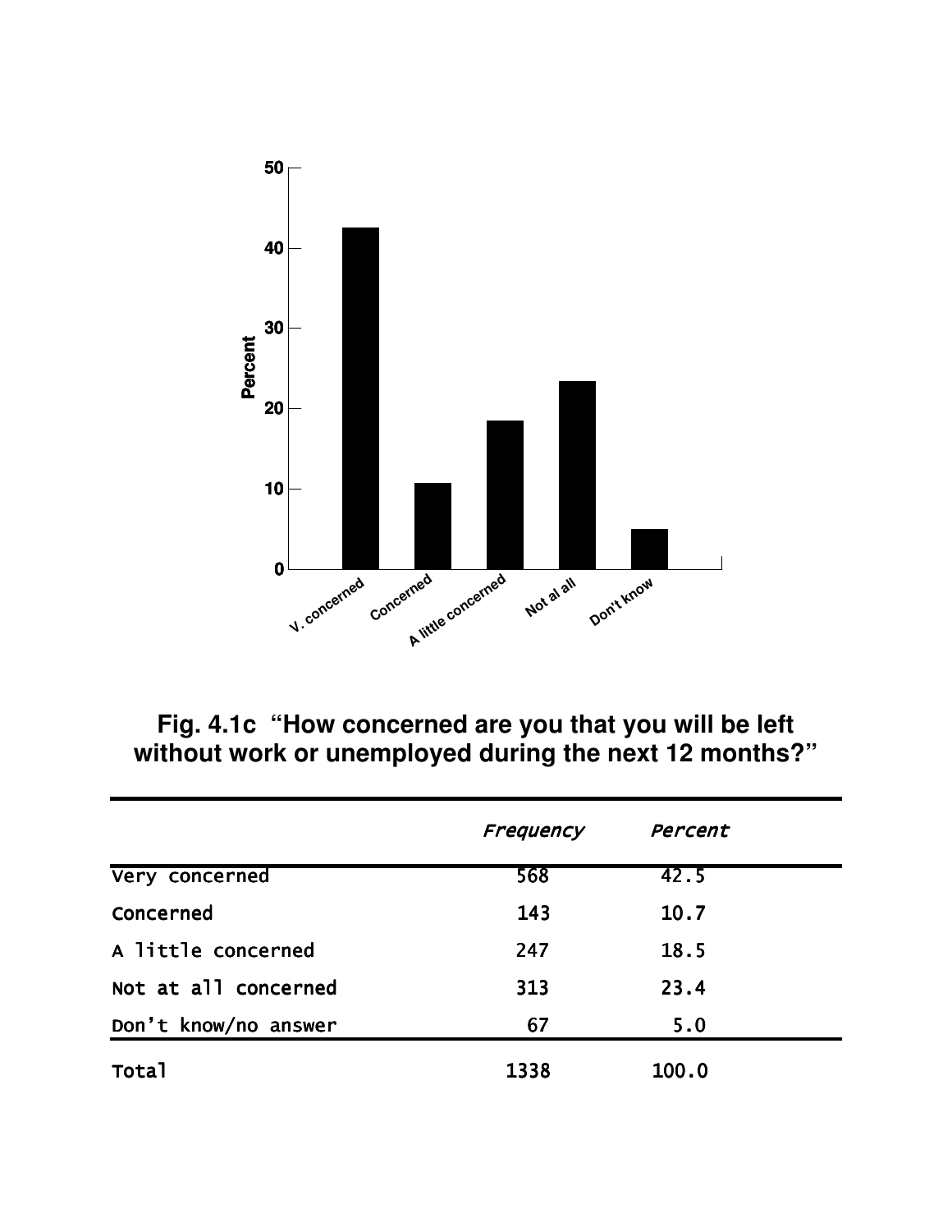**Fig. 4.1c "How concerned are you that you will be left without work or unemployed during the next 12 months?"**

| | *Frequency* | *Percent* |
|---|---|---|
| Very concerned | 568 | 42.5 |
| Concerned | 143 | 10.7 |
| A little concerned | 247 | 18.5 |
| Not at all concerned | 313 | 23.4 |
| Don't know/no answer | 67 | 5.0 |
| Total | 1338 | 100.0 |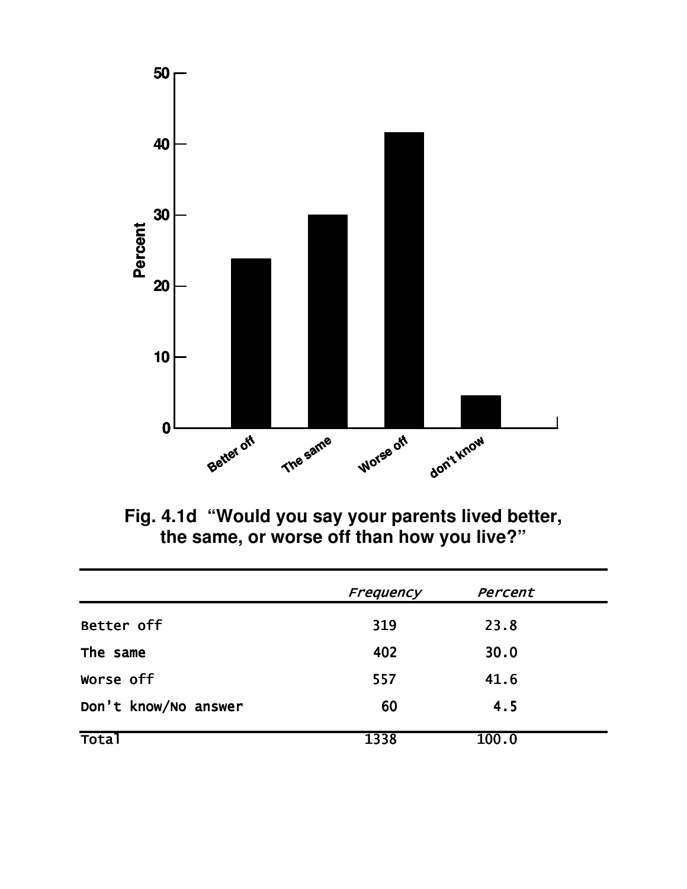**Fig. 4.1d "Would you say your parents lived better, the same, or worse off than how you live?"**

| | *Frequency* | *Percent* |
|---|---|---|
| Better off | 319 | 23.8 |
| The same | 402 | 30.0 |
| Worse off | 557 | 41.6 |
| Don't know/No answer | 60 | 4.5 |
| Total | 1338 | 100.0 |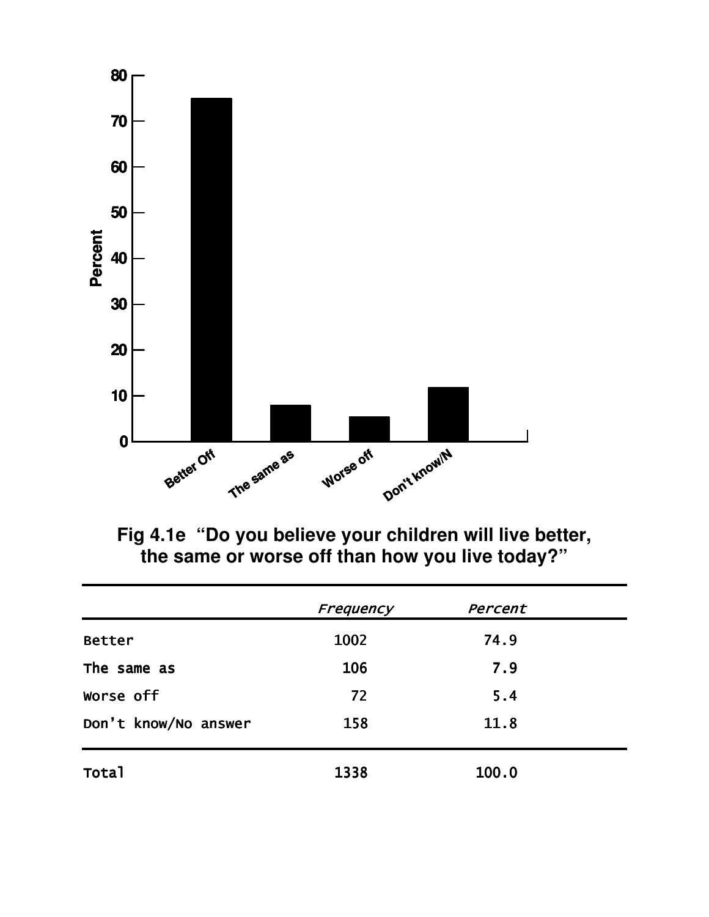**Fig 4.1e "Do you believe your children will live better, the same or worse off than how you live today?"**

| | *Frequency* | *Percent* |
|---|---|---|
| Better | 1002 | 74.9 |
| The same as | 106 | 7.9 |
| Worse off | 72 | 5.4 |
| Don't know/No answer | 158 | 11.8 |
| Total | 1338 | 100.0 |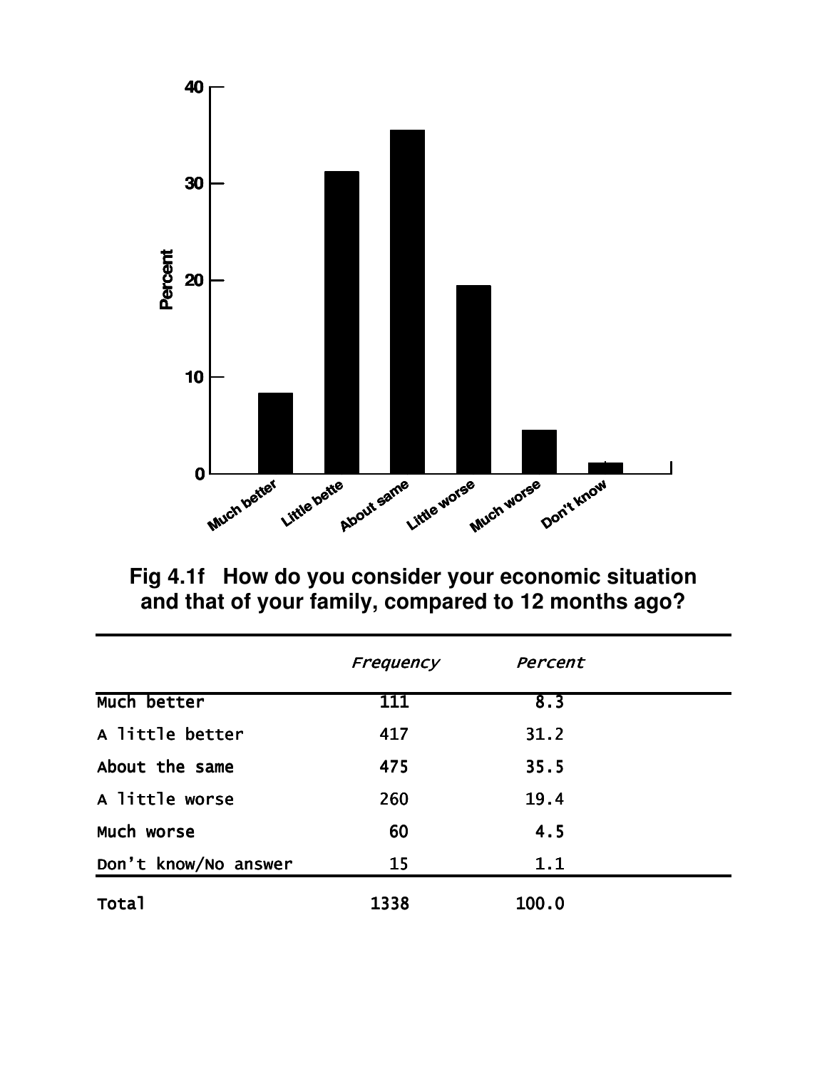**Fig 4.1f How do you consider your economic situation and that of your family, compared to 12 months ago?**

| | *Frequency* | *Percent* |
|---|---|---|
| Much better | 111 | 8.3 |
| A little better | 417 | 31.2 |
| About the same | 475 | 35.5 |
| A little worse | 260 | 19.4 |
| Much worse | 60 | 4.5 |
| Don't know/No answer | 15 | 1.1 |
| Total | 1338 | 100.0 |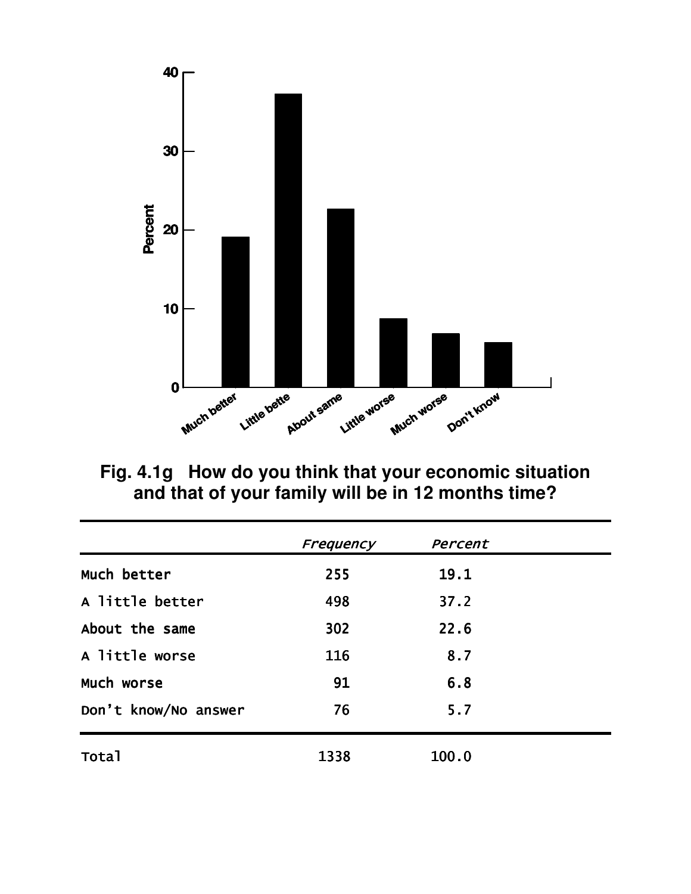**Fig. 4.1g How do you think that your economic situation and that of your family will be in 12 months time?**

| | *Frequency* | *Percent* |
|---|---|---|
| Much better | 255 | 19.1 |
| A little better | 498 | 37.2 |
| About the same | 302 | 22.6 |
| A little worse | 116 | 8.7 |
| Much worse | 91 | 6.8 |
| Don't know/No answer | 76 | 5.7 |
| Total | 1338 | 100.0 |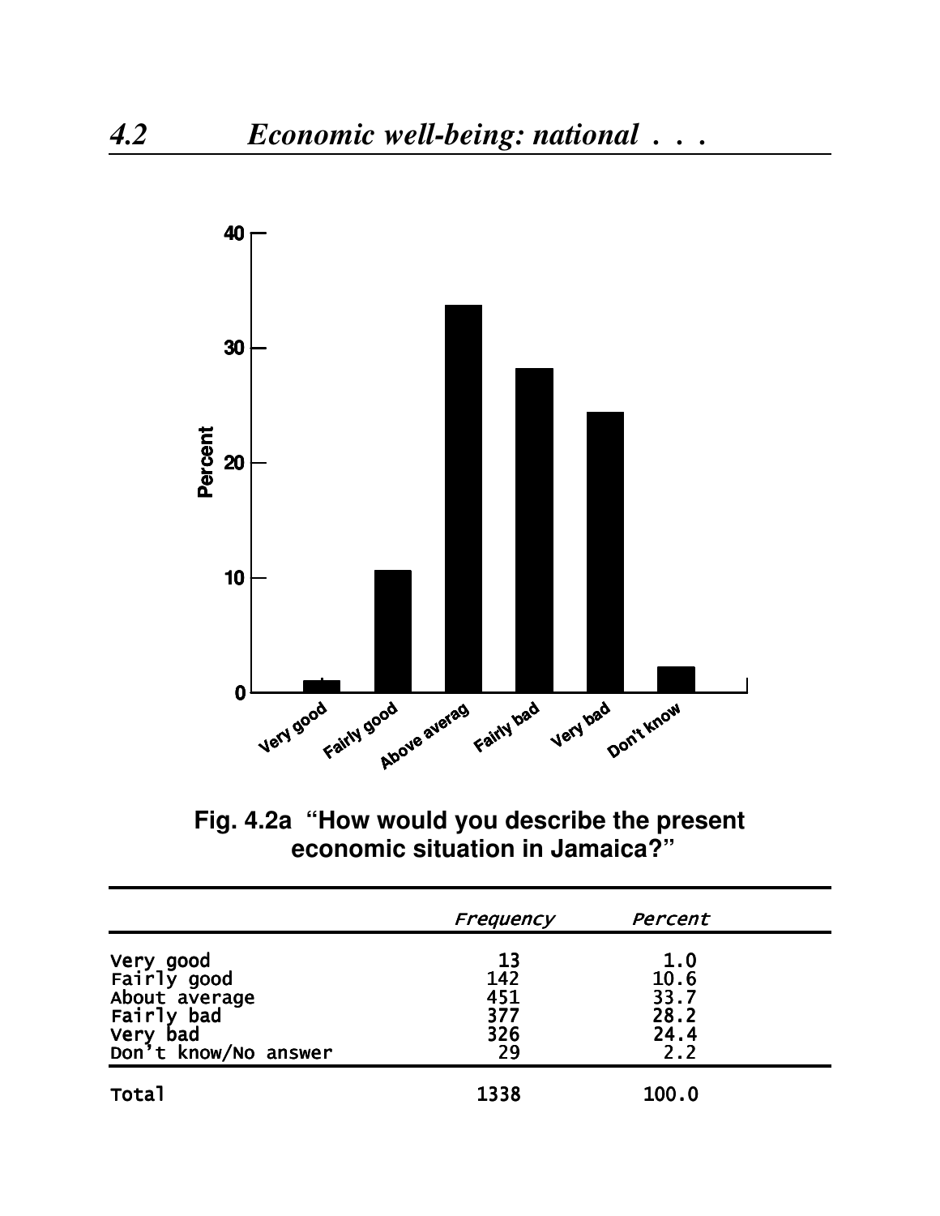## 4.2 Economic well-being: national . . .

**Fig. 4.2a "How would you describe the present economic situation in Jamaica?"**

| | *Frequency* | *Percent* |
|---|---|---|
| Very good | 13 | 1.0 |
| Fairly good | 142 | 10.6 |
| About average | 451 | 33.7 |
| Fairly bad | 377 | 28.2 |
| Very bad | 326 | 24.4 |
| Don't know/No answer | 29 | 2.2 |
| Total | 1338 | 100.0 |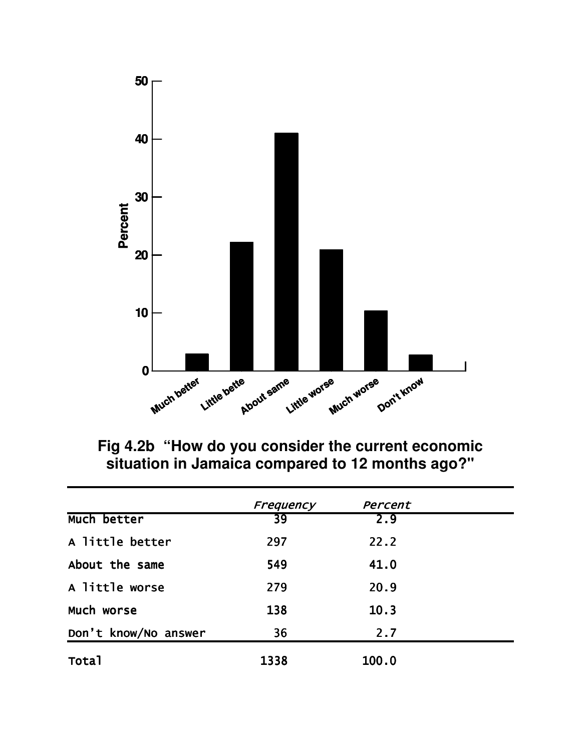Fig 4.2b "How do you consider the current economic situation in Jamaica compared to 12 months ago?"

| | *Frequency* | *Percent* |
|---|---|---|
| Much better | 39 | 2.9 |
| A little better | 297 | 22.2 |
| About the same | 549 | 41.0 |
| A little worse | 279 | 20.9 |
| Much worse | 138 | 10.3 |
| Don't know/No answer | 36 | 2.7 |
| Total | 1338 | 100.0 |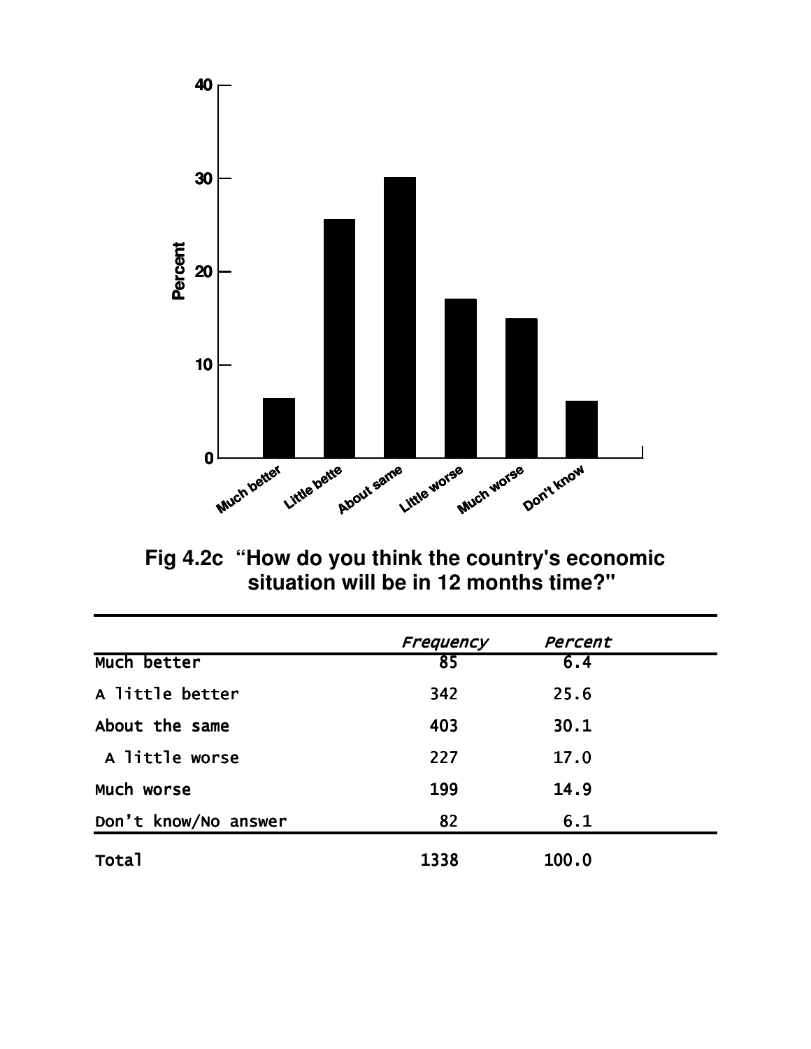**Fig 4.2c "How do you think the country's economic situation will be in 12 months time?"**

| | Frequency | Percent |
|---|---|---|
| Much better | 85 | 6.4 |
| A little better | 342 | 25.6 |
| About the same | 403 | 30.1 |
| A little worse | 227 | 17.0 |
| Much worse | 199 | 14.9 |
| Don't know/No answer | 82 | 6.1 |
| Total | 1338 | 100.0 |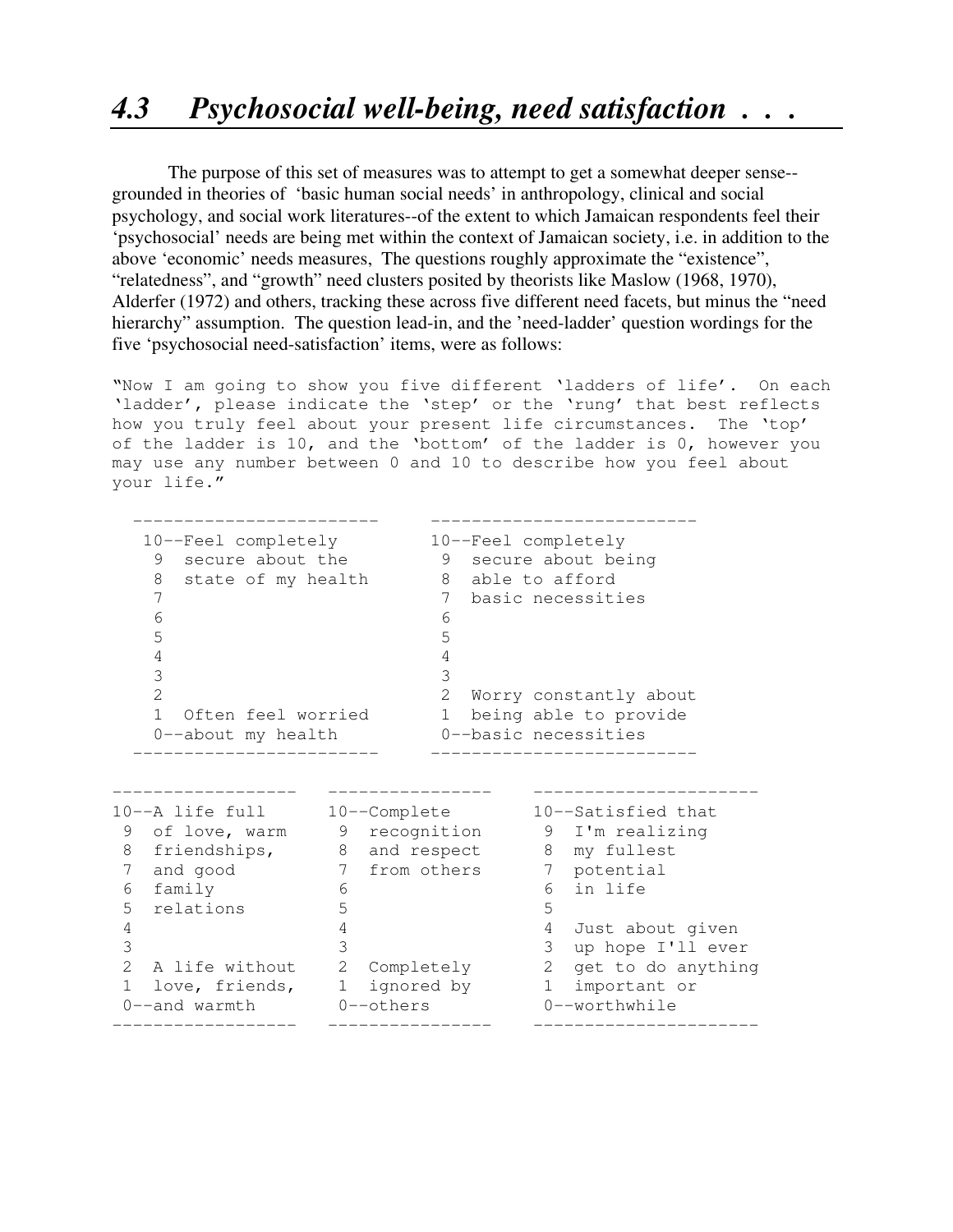## *4.3 Psychosocial well-being, need satisfaction . . .*

The purpose of this set of measures was to attempt to get a somewhat deeper sense--grounded in theories of 'basic human social needs' in anthropology, clinical and social psychology, and social work literatures--of the extent to which Jamaican respondents feel their 'psychosocial' needs are being met within the context of Jamaican society, i.e. in addition to the above 'economic' needs measures, The questions roughly approximate the "existence", "relatedness", and "growth" need clusters posited by theorists like Maslow (1968, 1970), Alderfer (1972) and others, tracking these across five different need facets, but minus the "need hierarchy" assumption. The question lead-in, and the 'need-ladder' question wordings for the five 'psychosocial need-satisfaction' items, were as follows:

```
"Now I am going to show you five different 'ladders of life'.  On each
'ladder', please indicate the 'step' or the 'rung' that best reflects
how you truly feel about your present life circumstances.  The 'top'
of the ladder is 10, and the 'bottom' of the ladder is 0, however you
may use any number between 0 and 10 to describe how you feel about
your life."
```

```
  ------------------------     --------------------------
   10--Feel completely         10--Feel completely
    9  secure about the         9  secure about being
    8  state of my health       8  able to afford
    7                           7  basic necessities
    6                           6
    5                           5
    4                           4
    3                           3
    2                           2  Worry constantly about
    1  Often feel worried       1  being able to provide
    0--about my health          0--basic necessities
  ------------------------     --------------------------
```

```
------------------   ----------------    ----------------------
10--A life full      10--Complete        10--Satisfied that
 9  of love, warm      9  recognition      9  I'm realizing
 8  friendships,      8  and respect      8  my fullest
 7  and good          7  from others      7  potential
 6  family            6                   6  in life
 5  relations         5                   5
 4                    4                   4  Just about given
 3                    3                   3  up hope I'll ever
 2  A life without    2  Completely       2  get to do anything
 1  love, friends,    1  ignored by       1  important or
 0--and warmth        0--others           0--worthwhile
------------------   ----------------    ----------------------
```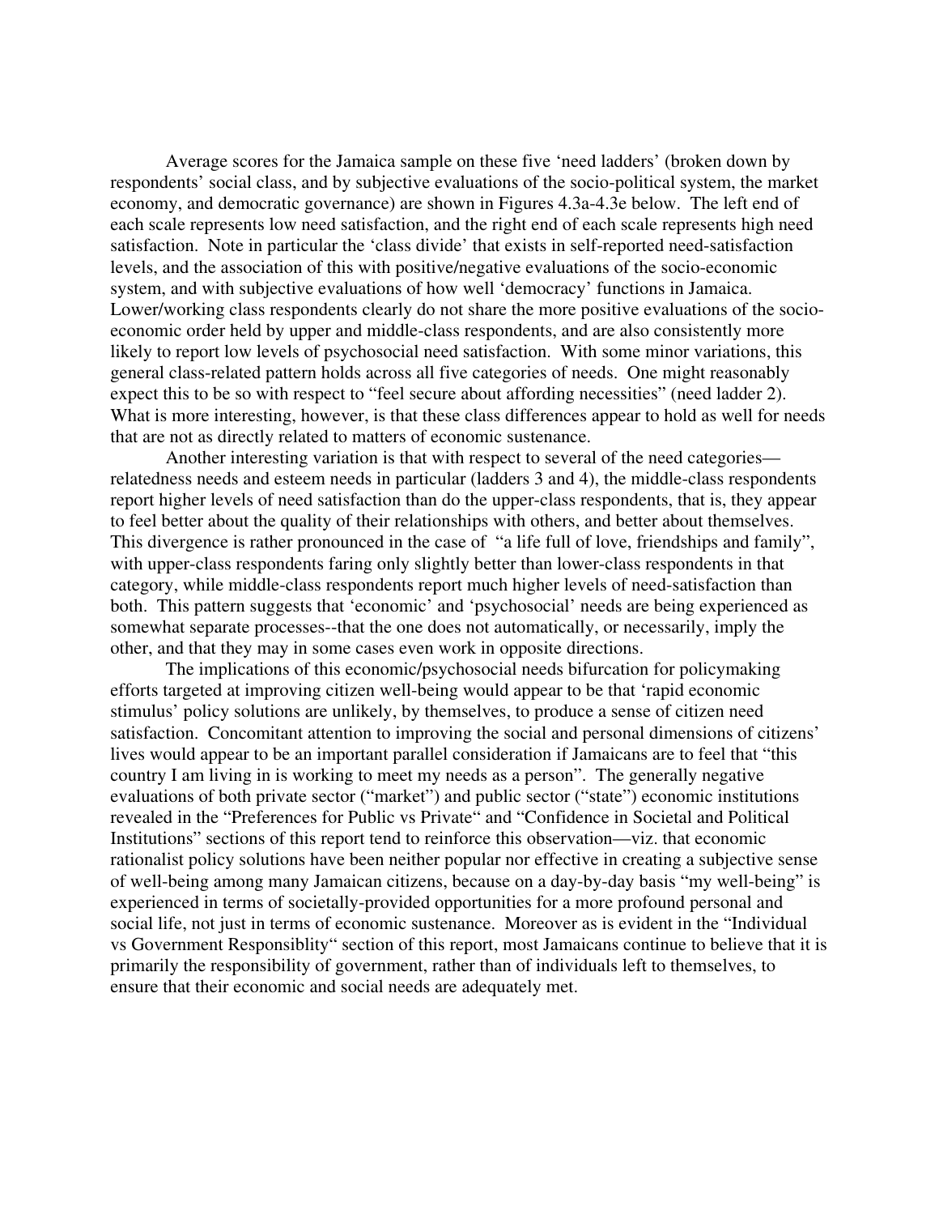Average scores for the Jamaica sample on these five 'need ladders' (broken down by respondents' social class, and by subjective evaluations of the socio-political system, the market economy, and democratic governance) are shown in Figures 4.3a-4.3e below. The left end of each scale represents low need satisfaction, and the right end of each scale represents high need satisfaction. Note in particular the 'class divide' that exists in self-reported need-satisfaction levels, and the association of this with positive/negative evaluations of the socio-economic system, and with subjective evaluations of how well 'democracy' functions in Jamaica. Lower/working class respondents clearly do not share the more positive evaluations of the socio-economic order held by upper and middle-class respondents, and are also consistently more likely to report low levels of psychosocial need satisfaction. With some minor variations, this general class-related pattern holds across all five categories of needs. One might reasonably expect this to be so with respect to "feel secure about affording necessities" (need ladder 2). What is more interesting, however, is that these class differences appear to hold as well for needs that are not as directly related to matters of economic sustenance.

Another interesting variation is that with respect to several of the need categories—relatedness needs and esteem needs in particular (ladders 3 and 4), the middle-class respondents report higher levels of need satisfaction than do the upper-class respondents, that is, they appear to feel better about the quality of their relationships with others, and better about themselves. This divergence is rather pronounced in the case of "a life full of love, friendships and family", with upper-class respondents faring only slightly better than lower-class respondents in that category, while middle-class respondents report much higher levels of need-satisfaction than both. This pattern suggests that 'economic' and 'psychosocial' needs are being experienced as somewhat separate processes--that the one does not automatically, or necessarily, imply the other, and that they may in some cases even work in opposite directions.

The implications of this economic/psychosocial needs bifurcation for policymaking efforts targeted at improving citizen well-being would appear to be that 'rapid economic stimulus' policy solutions are unlikely, by themselves, to produce a sense of citizen need satisfaction. Concomitant attention to improving the social and personal dimensions of citizens' lives would appear to be an important parallel consideration if Jamaicans are to feel that "this country I am living in is working to meet my needs as a person". The generally negative evaluations of both private sector ("market") and public sector ("state") economic institutions revealed in the "Preferences for Public vs Private" and "Confidence in Societal and Political Institutions" sections of this report tend to reinforce this observation—viz. that economic rationalist policy solutions have been neither popular nor effective in creating a subjective sense of well-being among many Jamaican citizens, because on a day-by-day basis "my well-being" is experienced in terms of societally-provided opportunities for a more profound personal and social life, not just in terms of economic sustenance. Moreover as is evident in the "Individual vs Government Responsiblity" section of this report, most Jamaicans continue to believe that it is primarily the responsibility of government, rather than of individuals left to themselves, to ensure that their economic and social needs are adequately met.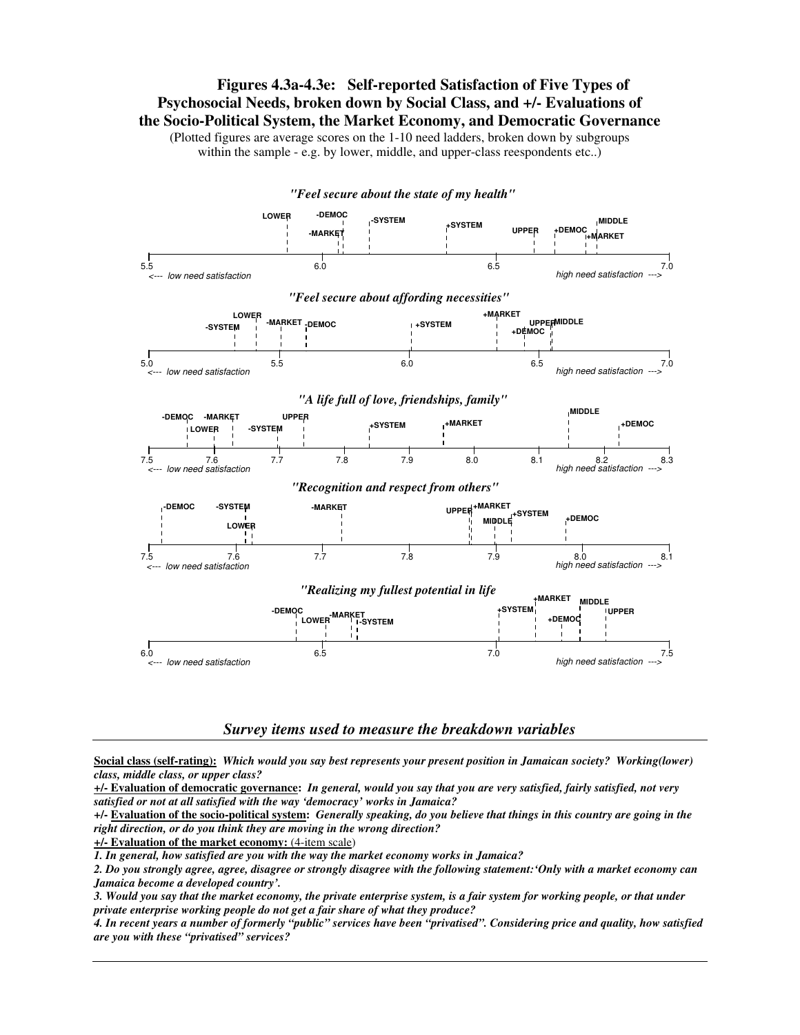## Figures 4.3a-4.3e: Self-reported Satisfaction of Five Types of Psychosocial Needs, broken down by Social Class, and +/- Evaluations of the Socio-Political System, the Market Economy, and Democratic Governance

(Plotted figures are average scores on the 1-10 need ladders, broken down by subgroups within the sample - e.g. by lower, middle, and upper-class reespondents etc..)

*"Feel secure about the state of my health"*

LOWER, -DEMOC, -MARKET, -SYSTEM, +SYSTEM, UPPER, +DEMOC, MIDDLE, +MARKET

5.5 — 6.0 — 6.5 — 7.0

<--- low need satisfaction — high need satisfaction --->

*"Feel secure about affording necessities"*

-SYSTEM, LOWER, -MARKET, -DEMOC, +SYSTEM, +MARKET, +DEMOC, UPPER, MIDDLE

5.0 — 5.5 — 6.0 — 6.5 — 7.0

<--- low need satisfaction — high need satisfaction --->

*"A life full of love, friendships, family"*

-DEMOC, LOWER, -MARKET, -SYSTEM, UPPER, +SYSTEM, +MARKET, MIDDLE, +DEMOC

7.5 — 7.6 — 7.7 — 7.8 — 7.9 — 8.0 — 8.1 — 8.2 — 8.3

<--- low need satisfaction — high need satisfaction --->

*"Recognition and respect from others"*

-DEMOC, -SYSTEM, LOWER, -MARKET, UPPER, +MARKET, MIDDLE, +SYSTEM, +DEMOC

7.5 — 7.6 — 7.7 — 7.8 — 7.9 — 8.0 — 8.1

<--- low need satisfaction — high need satisfaction --->

*"Realizing my fullest potential in life*

-DEMOC, LOWER, -MARKET, -SYSTEM, +SYSTEM, +MARKET, +DEMOC, MIDDLE, UPPER

6.0 — 6.5 — 7.0 — 7.5

<--- low need satisfaction — high need satisfaction --->

### *Survey items used to measure the breakdown variables*

**Social class (self-rating):** ***Which would you say best represents your present position in Jamaican society? Working(lower) class, middle class, or upper class?***

**+/- Evaluation of democratic governance:** ***In general, would you say that you are very satisfied, fairly satisfied, not very satisfied or not at all satisfied with the way 'democracy' works in Jamaica?***

**+/- Evaluation of the socio-political system:** ***Generally speaking, do you believe that things in this country are going in the right direction, or do you think they are moving in the wrong direction?***

**+/- Evaluation of the market economy:** (4-item scale)

***1. In general, how satisfied are you with the way the market economy works in Jamaica?***

***2. Do you strongly agree, agree, disagree or strongly disagree with the following statement:'Only with a market economy can Jamaica become a developed country'.***

***3. Would you say that the market economy, the private enterprise system, is a fair system for working people, or that under private enterprise working people do not get a fair share of what they produce?***

***4. In recent years a number of formerly "public" services have been "privatised". Considering price and quality, how satisfied are you with these "privatised" services?***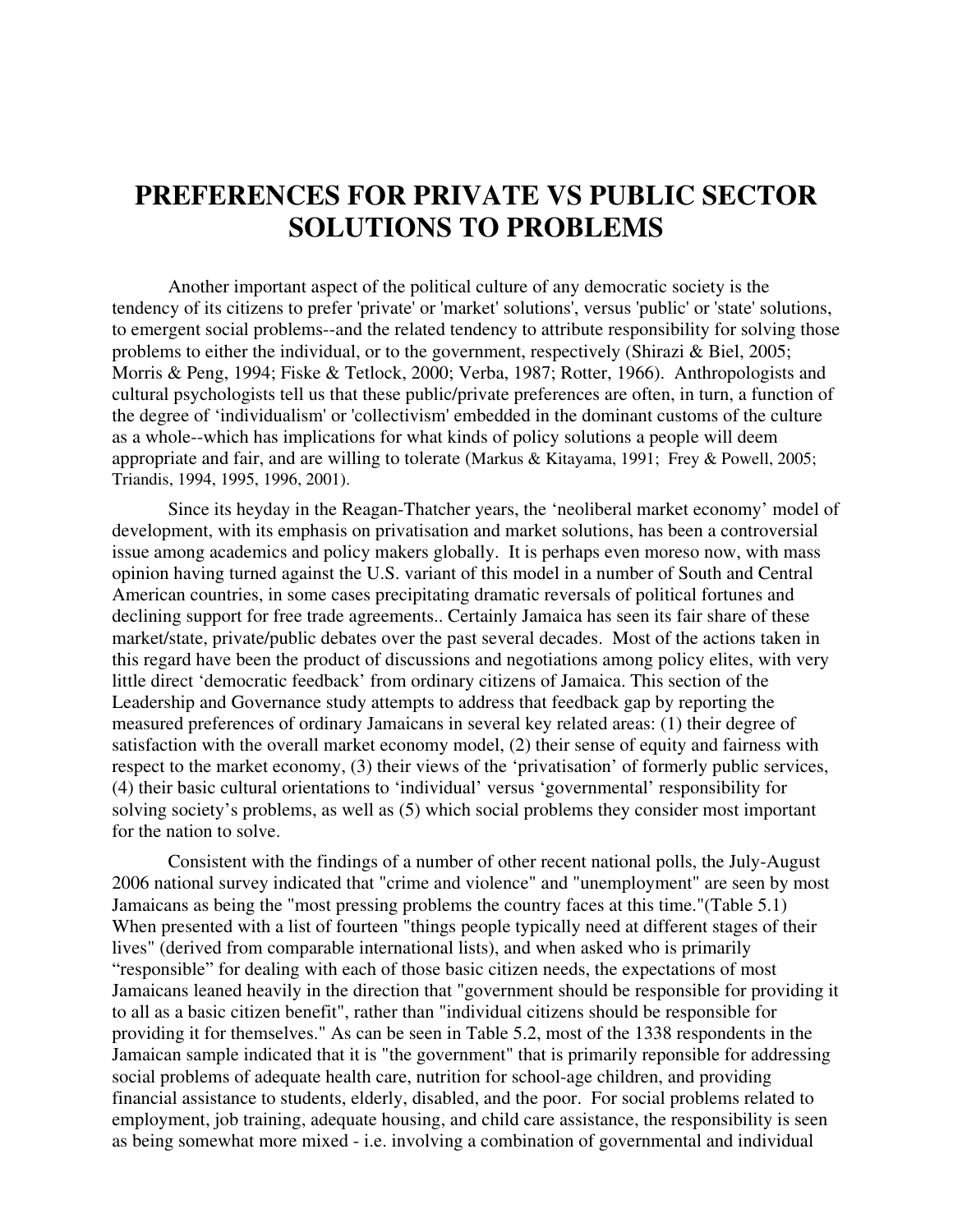# PREFERENCES FOR PRIVATE VS PUBLIC SECTOR SOLUTIONS TO PROBLEMS

Another important aspect of the political culture of any democratic society is the tendency of its citizens to prefer 'private' or 'market' solutions', versus 'public' or 'state' solutions, to emergent social problems--and the related tendency to attribute responsibility for solving those problems to either the individual, or to the government, respectively (Shirazi & Biel, 2005; Morris & Peng, 1994; Fiske & Tetlock, 2000; Verba, 1987; Rotter, 1966). Anthropologists and cultural psychologists tell us that these public/private preferences are often, in turn, a function of the degree of 'individualism' or 'collectivism' embedded in the dominant customs of the culture as a whole--which has implications for what kinds of policy solutions a people will deem appropriate and fair, and are willing to tolerate (Markus & Kitayama, 1991; Frey & Powell, 2005; Triandis, 1994, 1995, 1996, 2001).

Since its heyday in the Reagan-Thatcher years, the 'neoliberal market economy' model of development, with its emphasis on privatisation and market solutions, has been a controversial issue among academics and policy makers globally. It is perhaps even moreso now, with mass opinion having turned against the U.S. variant of this model in a number of South and Central American countries, in some cases precipitating dramatic reversals of political fortunes and declining support for free trade agreements.. Certainly Jamaica has seen its fair share of these market/state, private/public debates over the past several decades. Most of the actions taken in this regard have been the product of discussions and negotiations among policy elites, with very little direct 'democratic feedback' from ordinary citizens of Jamaica. This section of the Leadership and Governance study attempts to address that feedback gap by reporting the measured preferences of ordinary Jamaicans in several key related areas: (1) their degree of satisfaction with the overall market economy model, (2) their sense of equity and fairness with respect to the market economy, (3) their views of the 'privatisation' of formerly public services, (4) their basic cultural orientations to 'individual' versus 'governmental' responsibility for solving society's problems, as well as (5) which social problems they consider most important for the nation to solve.

Consistent with the findings of a number of other recent national polls, the July-August 2006 national survey indicated that "crime and violence" and "unemployment" are seen by most Jamaicans as being the "most pressing problems the country faces at this time."(Table 5.1) When presented with a list of fourteen "things people typically need at different stages of their lives" (derived from comparable international lists), and when asked who is primarily "responsible" for dealing with each of those basic citizen needs, the expectations of most Jamaicans leaned heavily in the direction that "government should be responsible for providing it to all as a basic citizen benefit", rather than "individual citizens should be responsible for providing it for themselves." As can be seen in Table 5.2, most of the 1338 respondents in the Jamaican sample indicated that it is "the government" that is primarily reponsible for addressing social problems of adequate health care, nutrition for school-age children, and providing financial assistance to students, elderly, disabled, and the poor. For social problems related to employment, job training, adequate housing, and child care assistance, the responsibility is seen as being somewhat more mixed - i.e. involving a combination of governmental and individual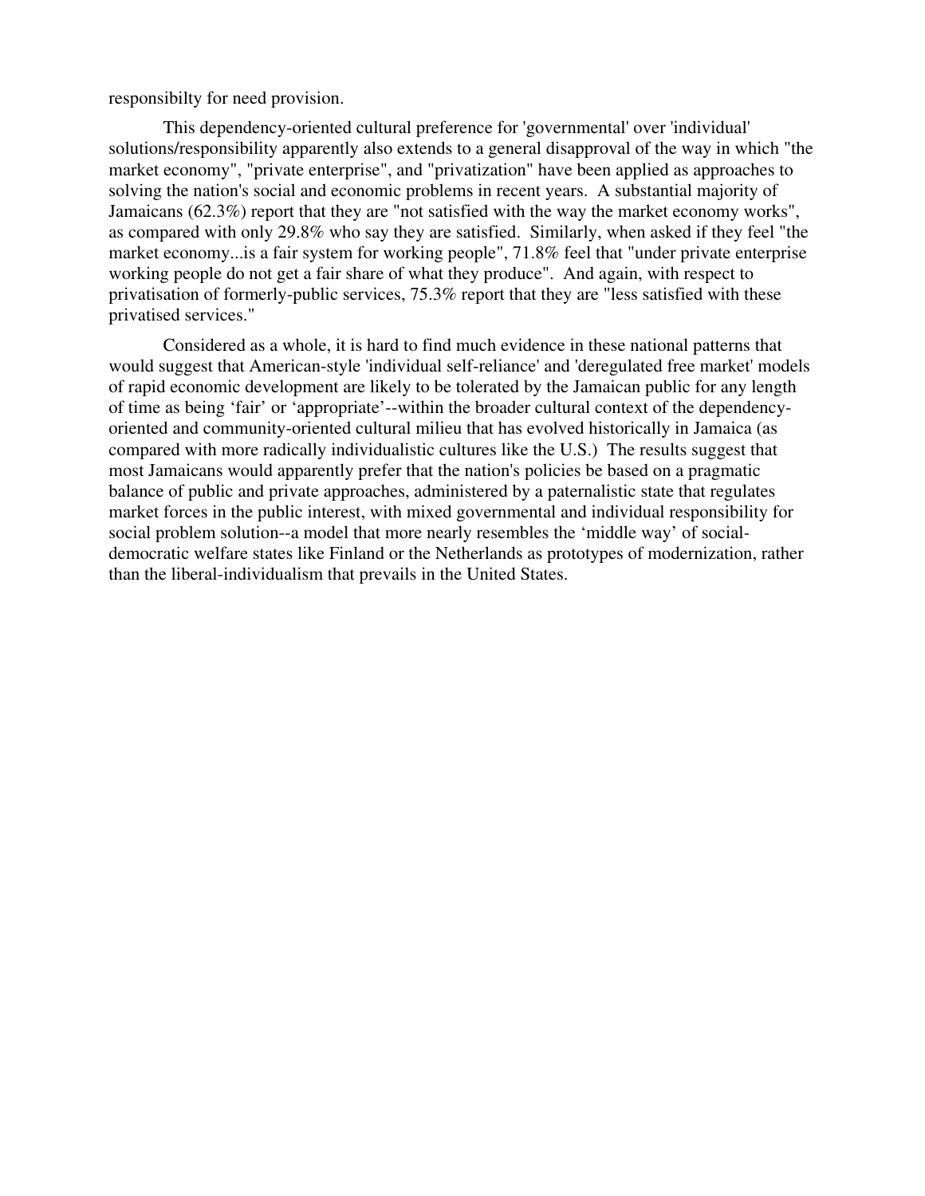responsibilty for need provision.

This dependency-oriented cultural preference for 'governmental' over 'individual' solutions/responsibility apparently also extends to a general disapproval of the way in which "the market economy", "private enterprise", and "privatization" have been applied as approaches to solving the nation's social and economic problems in recent years. A substantial majority of Jamaicans (62.3%) report that they are "not satisfied with the way the market economy works", as compared with only 29.8% who say they are satisfied. Similarly, when asked if they feel "the market economy...is a fair system for working people", 71.8% feel that "under private enterprise working people do not get a fair share of what they produce". And again, with respect to privatisation of formerly-public services, 75.3% report that they are "less satisfied with these privatised services."

Considered as a whole, it is hard to find much evidence in these national patterns that would suggest that American-style 'individual self-reliance' and 'deregulated free market' models of rapid economic development are likely to be tolerated by the Jamaican public for any length of time as being 'fair' or 'appropriate'--within the broader cultural context of the dependency-oriented and community-oriented cultural milieu that has evolved historically in Jamaica (as compared with more radically individualistic cultures like the U.S.) The results suggest that most Jamaicans would apparently prefer that the nation's policies be based on a pragmatic balance of public and private approaches, administered by a paternalistic state that regulates market forces in the public interest, with mixed governmental and individual responsibility for social problem solution--a model that more nearly resembles the 'middle way' of social-democratic welfare states like Finland or the Netherlands as prototypes of modernization, rather than the liberal-individualism that prevails in the United States.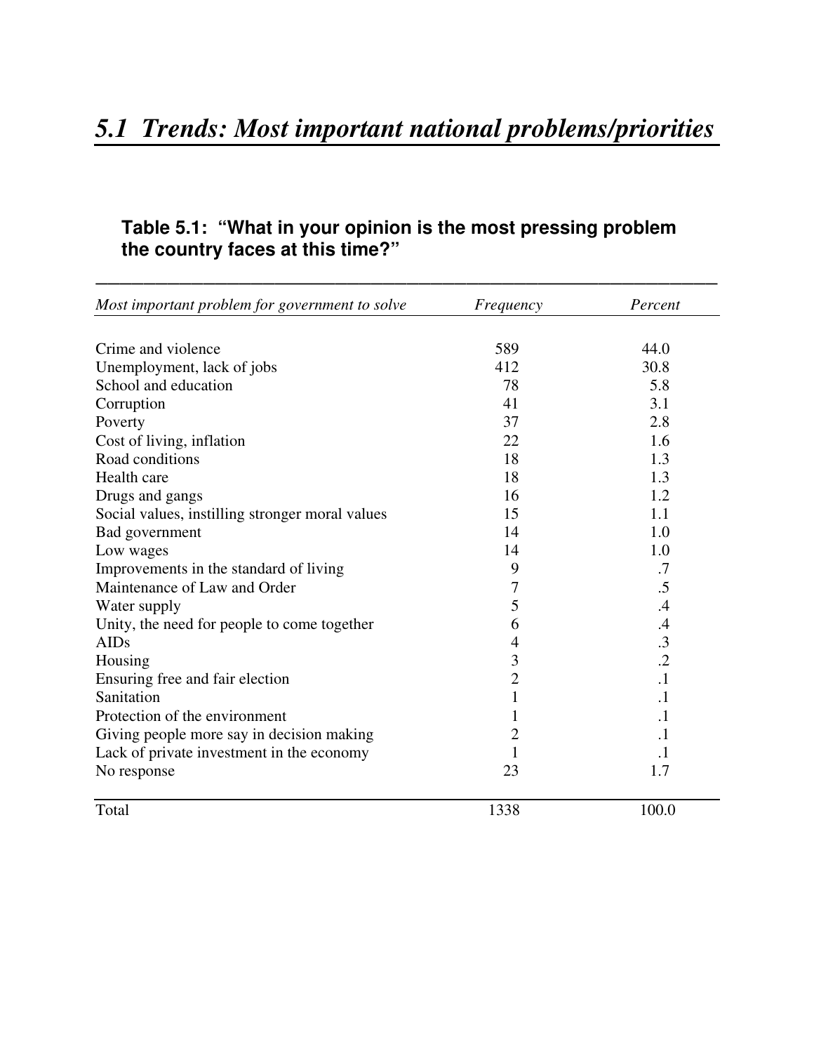# *5.1 Trends: Most important national problems/priorities*

**Table 5.1: "What in your opinion is the most pressing problem the country faces at this time?"**

| *Most important problem for government to solve* | *Frequency* | *Percent* |
|---|---|---|
| Crime and violence | 589 | 44.0 |
| Unemployment, lack of jobs | 412 | 30.8 |
| School and education | 78 | 5.8 |
| Corruption | 41 | 3.1 |
| Poverty | 37 | 2.8 |
| Cost of living, inflation | 22 | 1.6 |
| Road conditions | 18 | 1.3 |
| Health care | 18 | 1.3 |
| Drugs and gangs | 16 | 1.2 |
| Social values, instilling stronger moral values | 15 | 1.1 |
| Bad government | 14 | 1.0 |
| Low wages | 14 | 1.0 |
| Improvements in the standard of living | 9 | .7 |
| Maintenance of Law and Order | 7 | .5 |
| Water supply | 5 | .4 |
| Unity, the need for people to come together | 6 | .4 |
| AIDs | 4 | .3 |
| Housing | 3 | .2 |
| Ensuring free and fair election | 2 | .1 |
| Sanitation | 1 | .1 |
| Protection of the environment | 1 | .1 |
| Giving people more say in decision making | 2 | .1 |
| Lack of private investment in the economy | 1 | .1 |
| No response | 23 | 1.7 |
| Total | 1338 | 100.0 |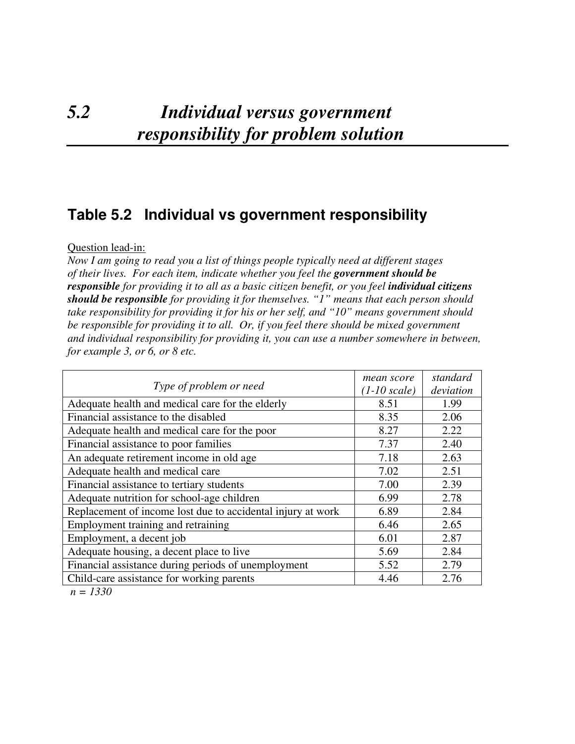# *5.2 Individual versus government responsibility for problem solution*

## Table 5.2 Individual vs government responsibility

Question lead-in:

*Now I am going to read you a list of things people typically need at different stages of their lives. For each item, indicate whether you feel the **government should be responsible** for providing it to all as a basic citizen benefit, or you feel **individual citizens should be responsible** for providing it for themselves. "1" means that each person should take responsibility for providing it for his or her self, and "10" means government should be responsible for providing it to all. Or, if you feel there should be mixed government and individual responsibility for providing it, you can use a number somewhere in between, for example 3, or 6, or 8 etc.*

| *Type of problem or need* | *mean score (1-10 scale)* | *standard deviation* |
|---|---|---|
| Adequate health and medical care for the elderly | 8.51 | 1.99 |
| Financial assistance to the disabled | 8.35 | 2.06 |
| Adequate health and medical care for the poor | 8.27 | 2.22 |
| Financial assistance to poor families | 7.37 | 2.40 |
| An adequate retirement income in old age | 7.18 | 2.63 |
| Adequate health and medical care | 7.02 | 2.51 |
| Financial assistance to tertiary students | 7.00 | 2.39 |
| Adequate nutrition for school-age children | 6.99 | 2.78 |
| Replacement of income lost due to accidental injury at work | 6.89 | 2.84 |
| Employment training and retraining | 6.46 | 2.65 |
| Employment, a decent job | 6.01 | 2.87 |
| Adequate housing, a decent place to live | 5.69 | 2.84 |
| Financial assistance during periods of unemployment | 5.52 | 2.79 |
| Child-care assistance for working parents | 4.46 | 2.76 |

*n = 1330*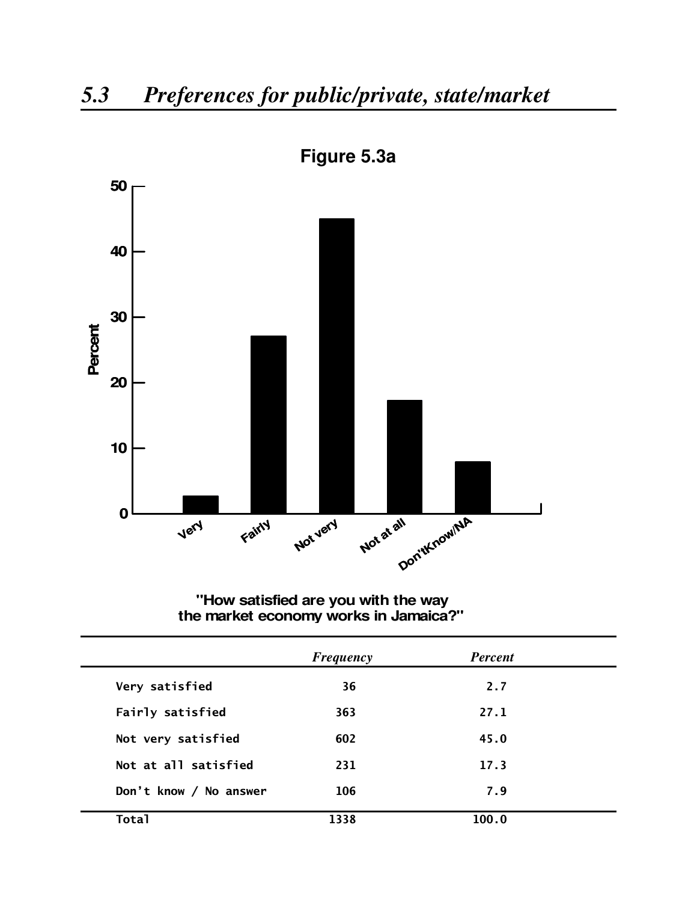## 5.3 Preferences for public/private, state/market

**Figure 5.3a**

"How satisfied are you with the way the market economy works in Jamaica?"

| | *Frequency* | *Percent* |
|---|---|---|
| Very satisfied | 36 | 2.7 |
| Fairly satisfied | 363 | 27.1 |
| Not very satisfied | 602 | 45.0 |
| Not at all satisfied | 231 | 17.3 |
| Don't know / No answer | 106 | 7.9 |
| Total | 1338 | 100.0 |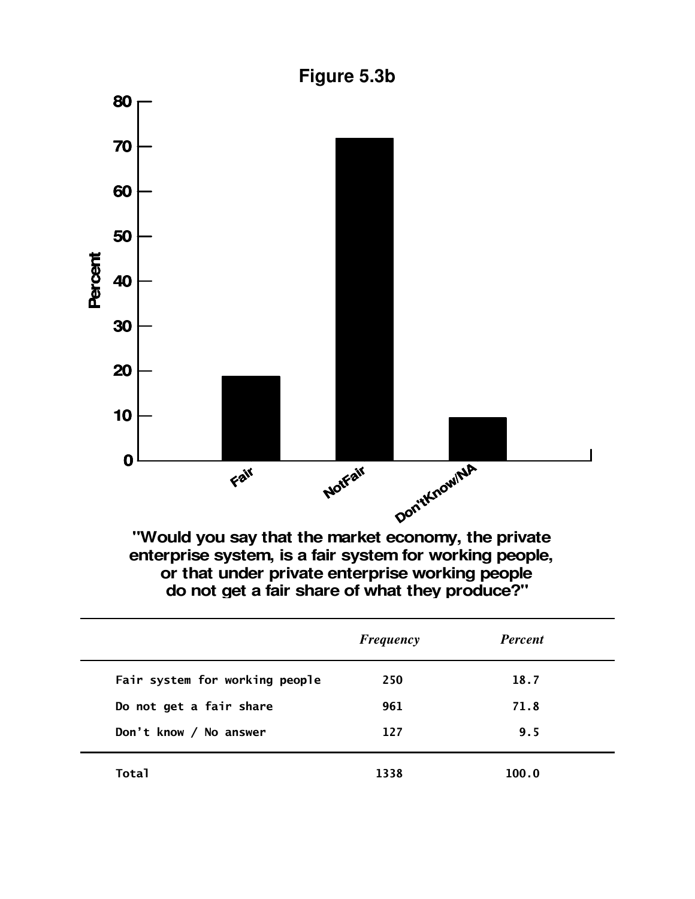## Figure 5.3b

"Would you say that the market economy, the private enterprise system, is a fair system for working people, or that under private enterprise working people do not get a fair share of what they produce?"

| | *Frequency* | *Percent* |
|---|---|---|
| Fair system for working people | 250 | 18.7 |
| Do not get a fair share | 961 | 71.8 |
| Don't know / No answer | 127 | 9.5 |
| Total | 1338 | 100.0 |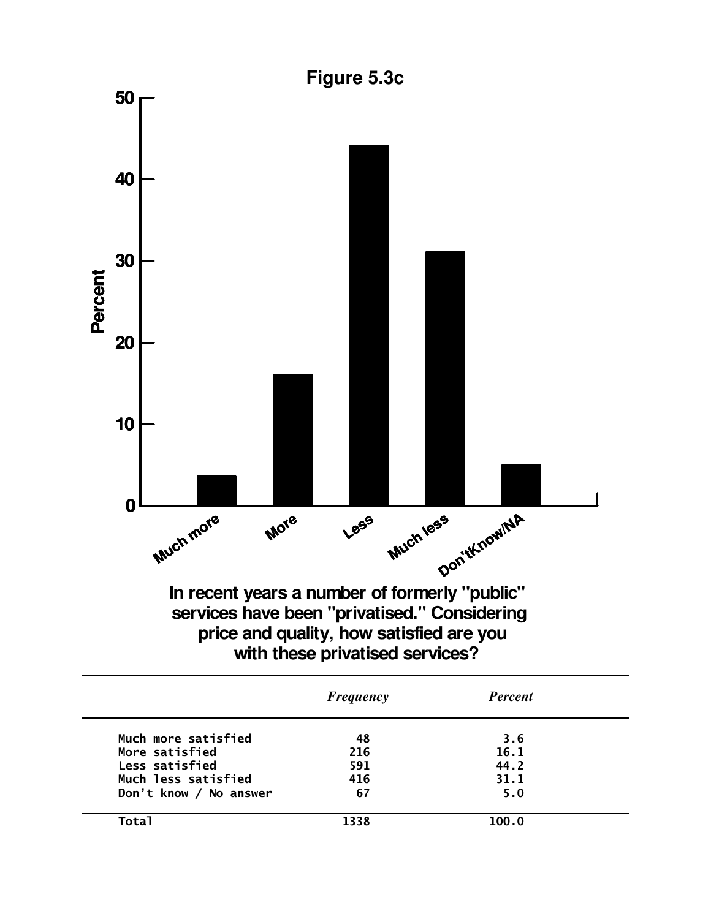# Figure 5.3c

In recent years a number of formerly "public" services have been "privatised." Considering price and quality, how satisfied are you with these privatised services?

| | *Frequency* | *Percent* |
|---|---|---|
| Much more satisfied | 48 | 3.6 |
| More satisfied | 216 | 16.1 |
| Less satisfied | 591 | 44.2 |
| Much less satisfied | 416 | 31.1 |
| Don't know / No answer | 67 | 5.0 |
| Total | 1338 | 100.0 |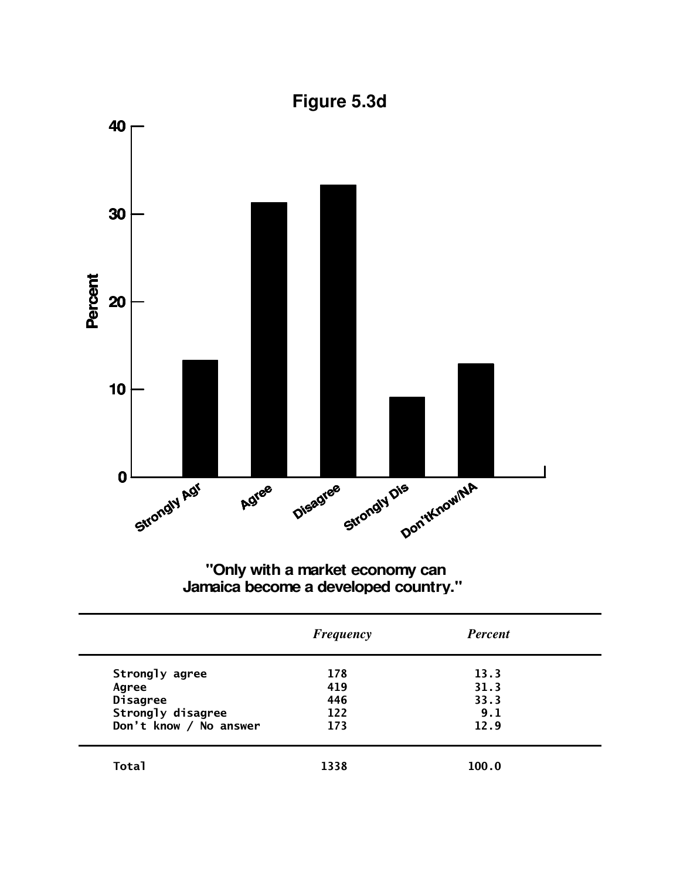## Figure 5.3d

"Only with a market economy can Jamaica become a developed country."

| | *Frequency* | *Percent* |
|---|---|---|
| Strongly agree | 178 | 13.3 |
| Agree | 419 | 31.3 |
| Disagree | 446 | 33.3 |
| Strongly disagree | 122 | 9.1 |
| Don't know / No answer | 173 | 12.9 |
| Total | 1338 | 100.0 |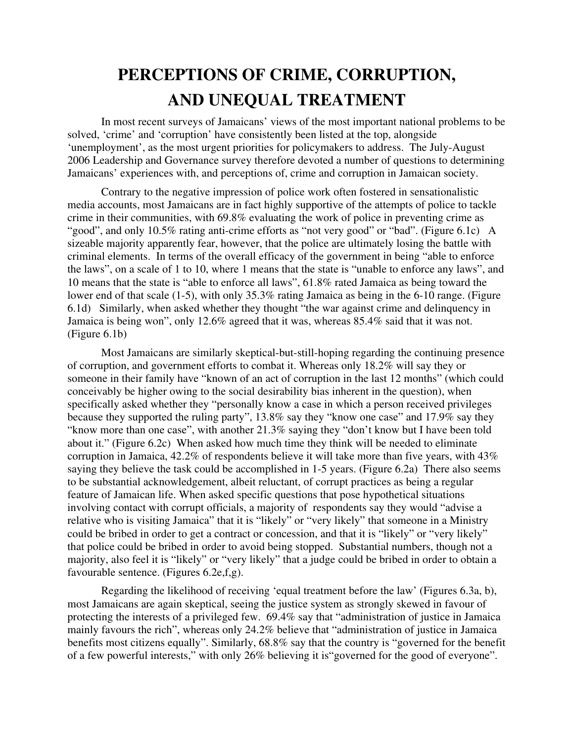# PERCEPTIONS OF CRIME, CORRUPTION, AND UNEQUAL TREATMENT

In most recent surveys of Jamaicans' views of the most important national problems to be solved, 'crime' and 'corruption' have consistently been listed at the top, alongside 'unemployment', as the most urgent priorities for policymakers to address. The July-August 2006 Leadership and Governance survey therefore devoted a number of questions to determining Jamaicans' experiences with, and perceptions of, crime and corruption in Jamaican society.

Contrary to the negative impression of police work often fostered in sensationalistic media accounts, most Jamaicans are in fact highly supportive of the attempts of police to tackle crime in their communities, with 69.8% evaluating the work of police in preventing crime as "good", and only 10.5% rating anti-crime efforts as "not very good" or "bad". (Figure 6.1c) A sizeable majority apparently fear, however, that the police are ultimately losing the battle with criminal elements. In terms of the overall efficacy of the government in being "able to enforce the laws", on a scale of 1 to 10, where 1 means that the state is "unable to enforce any laws", and 10 means that the state is "able to enforce all laws", 61.8% rated Jamaica as being toward the lower end of that scale (1-5), with only 35.3% rating Jamaica as being in the 6-10 range. (Figure 6.1d) Similarly, when asked whether they thought "the war against crime and delinquency in Jamaica is being won", only 12.6% agreed that it was, whereas 85.4% said that it was not. (Figure 6.1b)

Most Jamaicans are similarly skeptical-but-still-hoping regarding the continuing presence of corruption, and government efforts to combat it. Whereas only 18.2% will say they or someone in their family have "known of an act of corruption in the last 12 months" (which could conceivably be higher owing to the social desirability bias inherent in the question), when specifically asked whether they "personally know a case in which a person received privileges because they supported the ruling party", 13.8% say they "know one case" and 17.9% say they "know more than one case", with another 21.3% saying they "don't know but I have been told about it." (Figure 6.2c) When asked how much time they think will be needed to eliminate corruption in Jamaica, 42.2% of respondents believe it will take more than five years, with 43% saying they believe the task could be accomplished in 1-5 years. (Figure 6.2a) There also seems to be substantial acknowledgement, albeit reluctant, of corrupt practices as being a regular feature of Jamaican life. When asked specific questions that pose hypothetical situations involving contact with corrupt officials, a majority of respondents say they would "advise a relative who is visiting Jamaica" that it is "likely" or "very likely" that someone in a Ministry could be bribed in order to get a contract or concession, and that it is "likely" or "very likely" that police could be bribed in order to avoid being stopped. Substantial numbers, though not a majority, also feel it is "likely" or "very likely" that a judge could be bribed in order to obtain a favourable sentence. (Figures 6.2e,f,g).

Regarding the likelihood of receiving 'equal treatment before the law' (Figures 6.3a, b), most Jamaicans are again skeptical, seeing the justice system as strongly skewed in favour of protecting the interests of a privileged few. 69.4% say that "administration of justice in Jamaica mainly favours the rich", whereas only 24.2% believe that "administration of justice in Jamaica benefits most citizens equally". Similarly, 68.8% say that the country is "governed for the benefit of a few powerful interests," with only 26% believing it is"governed for the good of everyone".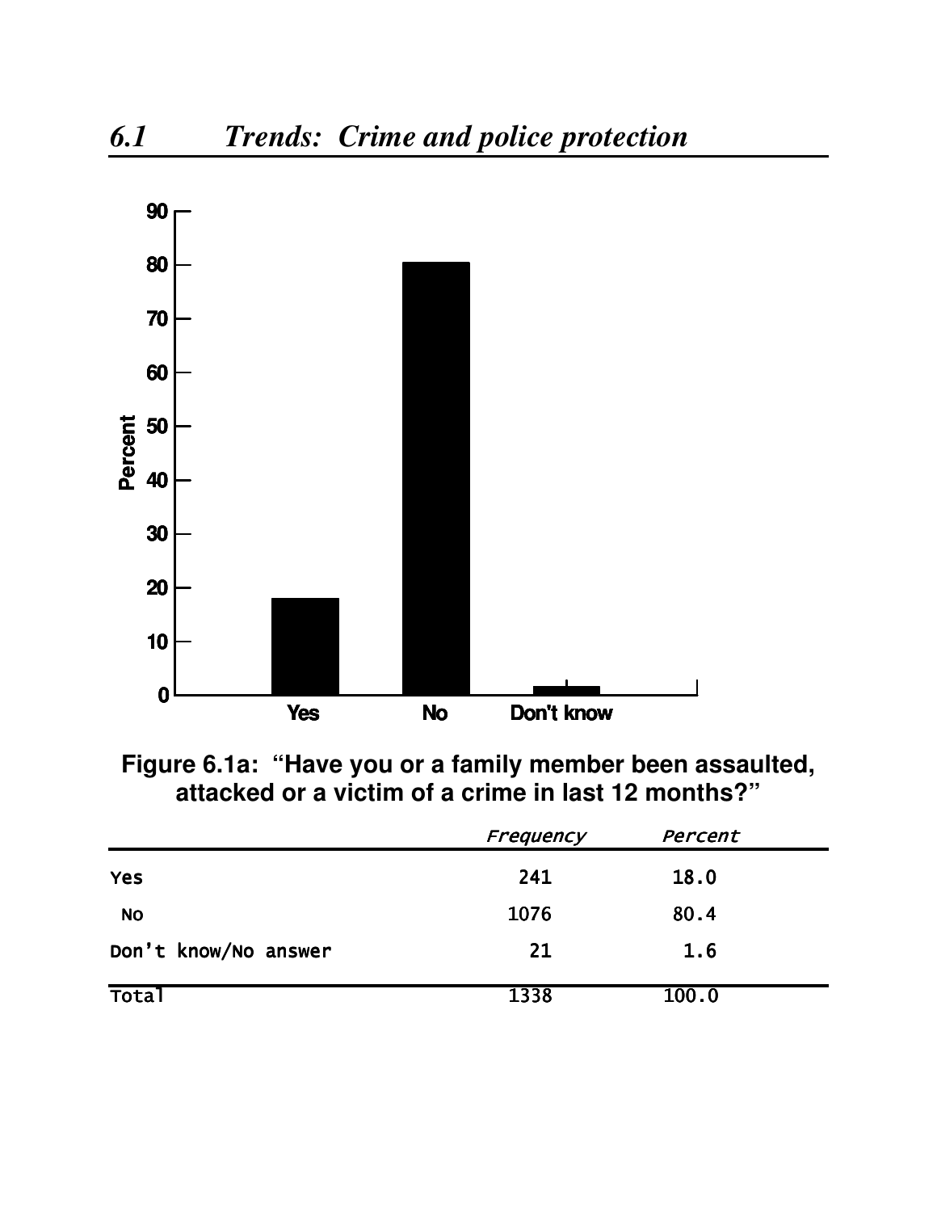## 6.1 Trends: Crime and police protection

**Figure 6.1a: "Have you or a family member been assaulted, attacked or a victim of a crime in last 12 months?"**

| | Frequency | Percent |
|---|---|---|
| Yes | 241 | 18.0 |
| No | 1076 | 80.4 |
| Don't know/No answer | 21 | 1.6 |
| Total | 1338 | 100.0 |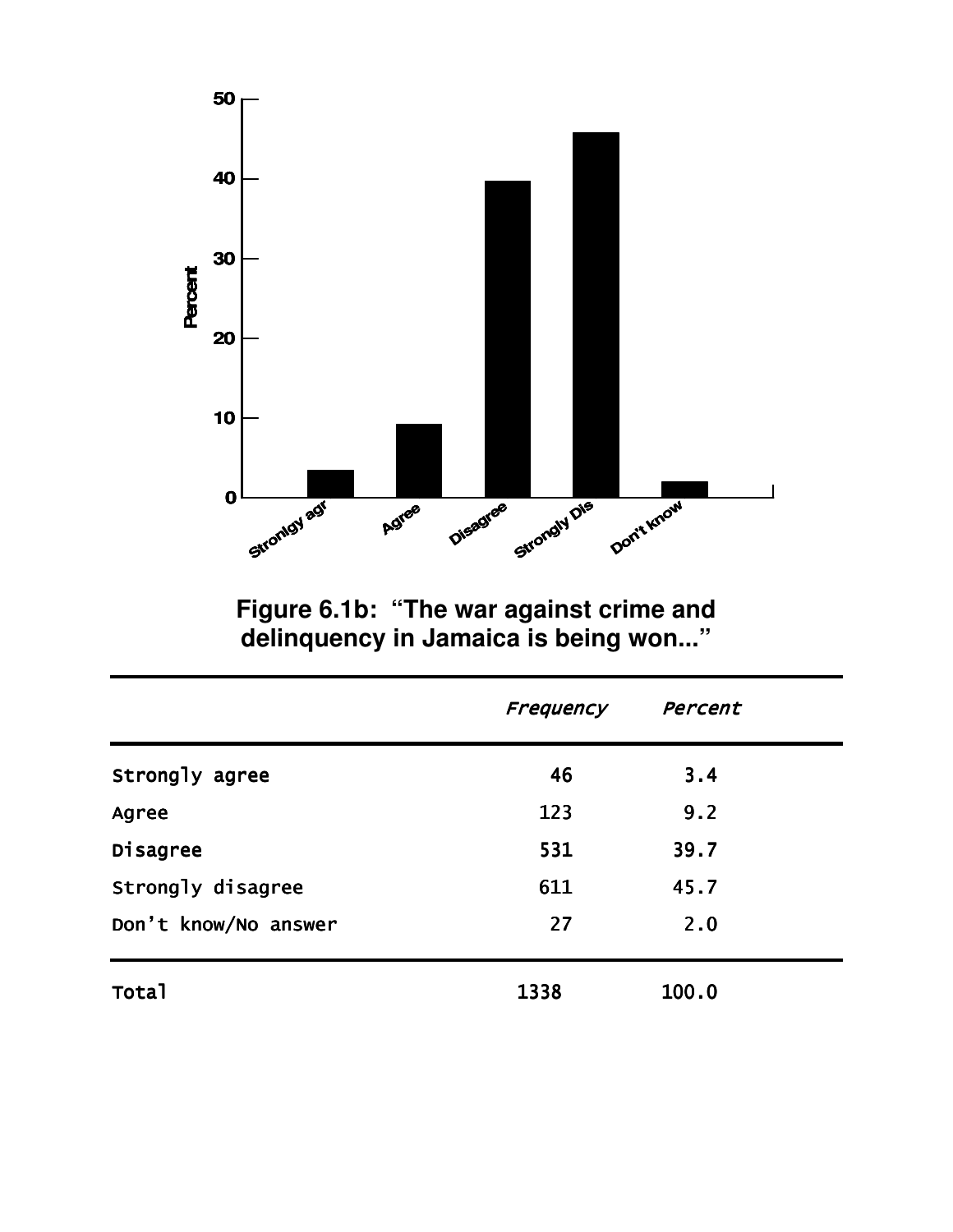**Figure 6.1b: "The war against crime and delinquency in Jamaica is being won..."**

| | *Frequency* | *Percent* |
|---|---|---|
| Strongly agree | 46 | 3.4 |
| Agree | 123 | 9.2 |
| Disagree | 531 | 39.7 |
| Strongly disagree | 611 | 45.7 |
| Don't know/No answer | 27 | 2.0 |
| Total | 1338 | 100.0 |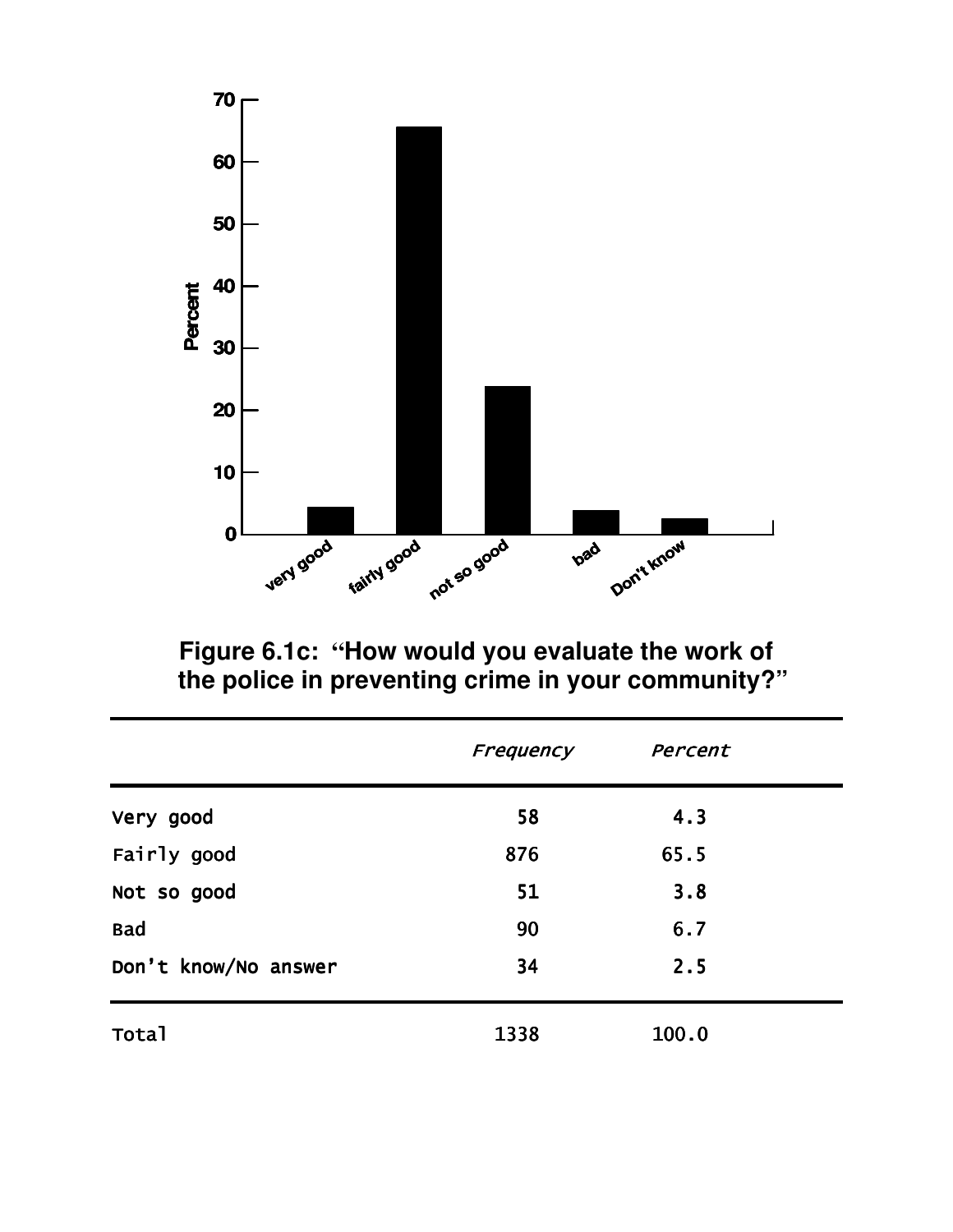Figure 6.1c: "How would you evaluate the work of the police in preventing crime in your community?"

| | *Frequency* | *Percent* |
|---|---|---|
| Very good | 58 | 4.3 |
| Fairly good | 876 | 65.5 |
| Not so good | 51 | 3.8 |
| Bad | 90 | 6.7 |
| Don't know/No answer | 34 | 2.5 |
| Total | 1338 | 100.0 |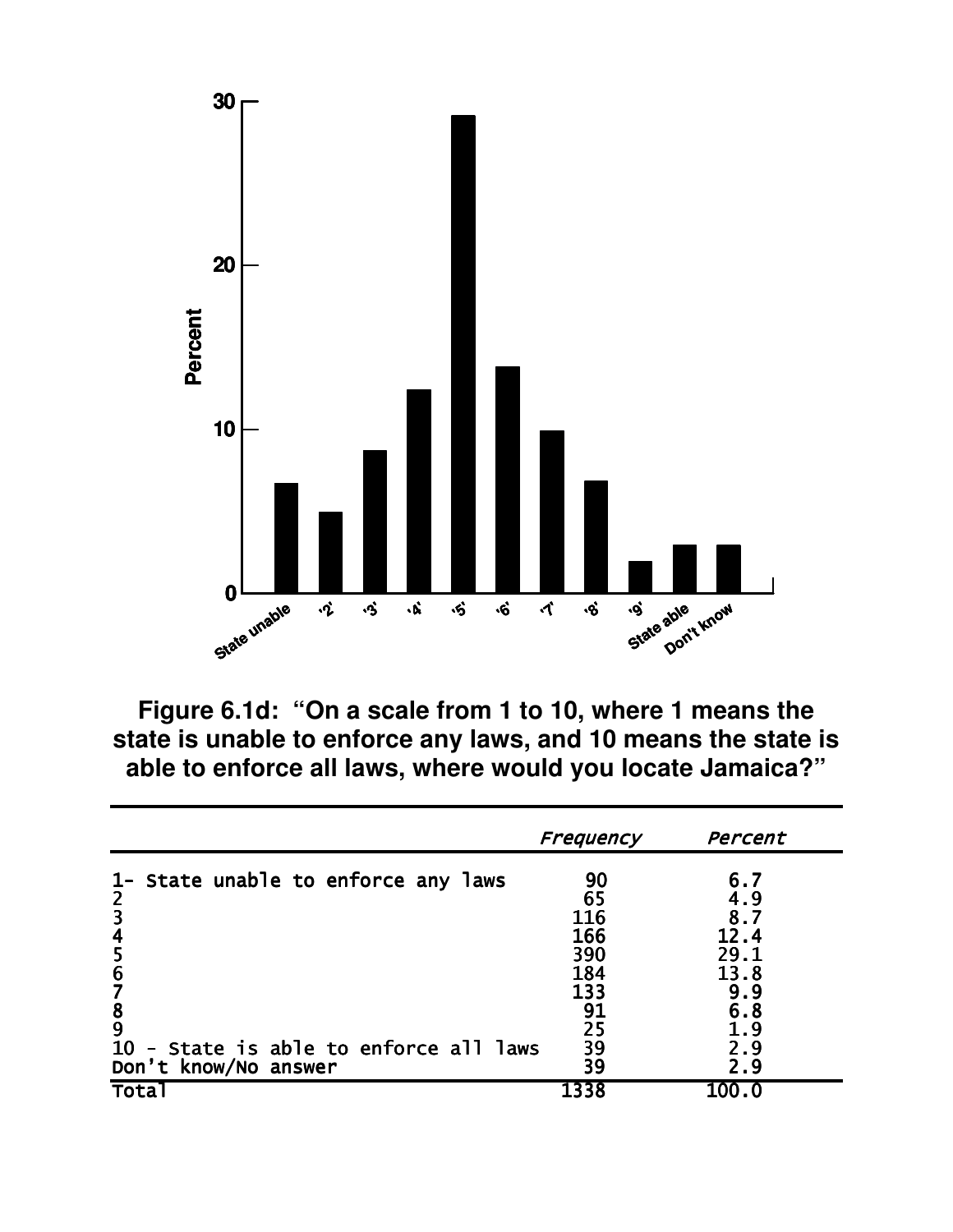**Figure 6.1d: "On a scale from 1 to 10, where 1 means the state is unable to enforce any laws, and 10 means the state is able to enforce all laws, where would you locate Jamaica?"**

| | *Frequency* | *Percent* |
|---|---|---|
| 1- State unable to enforce any laws | 90 | 6.7 |
| 2 | 65 | 4.9 |
| 3 | 116 | 8.7 |
| 4 | 166 | 12.4 |
| 5 | 390 | 29.1 |
| 6 | 184 | 13.8 |
| 7 | 133 | 9.9 |
| 8 | 91 | 6.8 |
| 9 | 25 | 1.9 |
| 10 - State is able to enforce all laws | 39 | 2.9 |
| Don't know/No answer | 39 | 2.9 |
| Total | 1338 | 100.0 |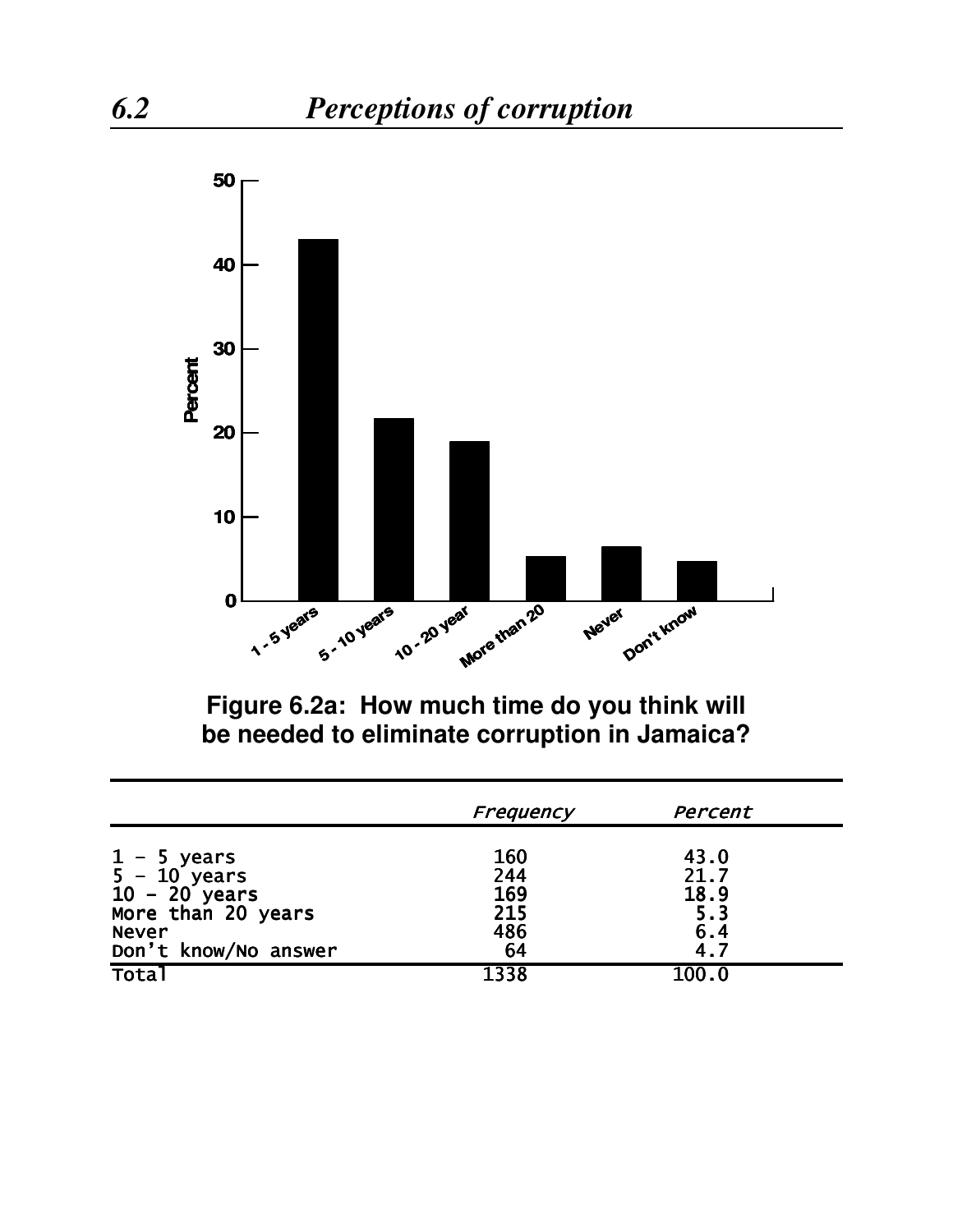## 6.2 *Perceptions of corruption*

**Figure 6.2a: How much time do you think will be needed to eliminate corruption in Jamaica?**

| | *Frequency* | *Percent* |
|---|---|---|
| 1 - 5 years | 160 | 43.0 |
| 5 - 10 years | 244 | 21.7 |
| 10 - 20 years | 169 | 18.9 |
| More than 20 years | 215 | 5.3 |
| Never | 486 | 6.4 |
| Don't know/No answer | 64 | 4.7 |
| Total | 1338 | 100.0 |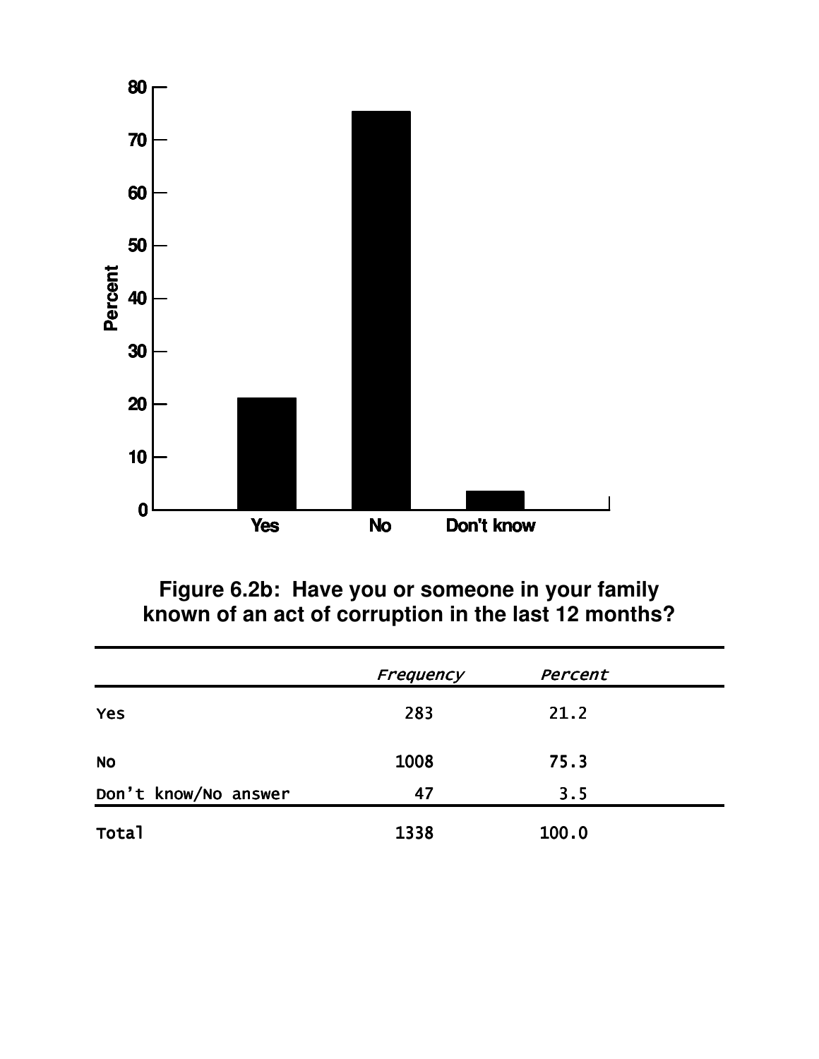**Figure 6.2b: Have you or someone in your family known of an act of corruption in the last 12 months?**

| | *Frequency* | *Percent* |
|---|---|---|
| Yes | 283 | 21.2 |
| No | 1008 | 75.3 |
| Don't know/No answer | 47 | 3.5 |
| Total | 1338 | 100.0 |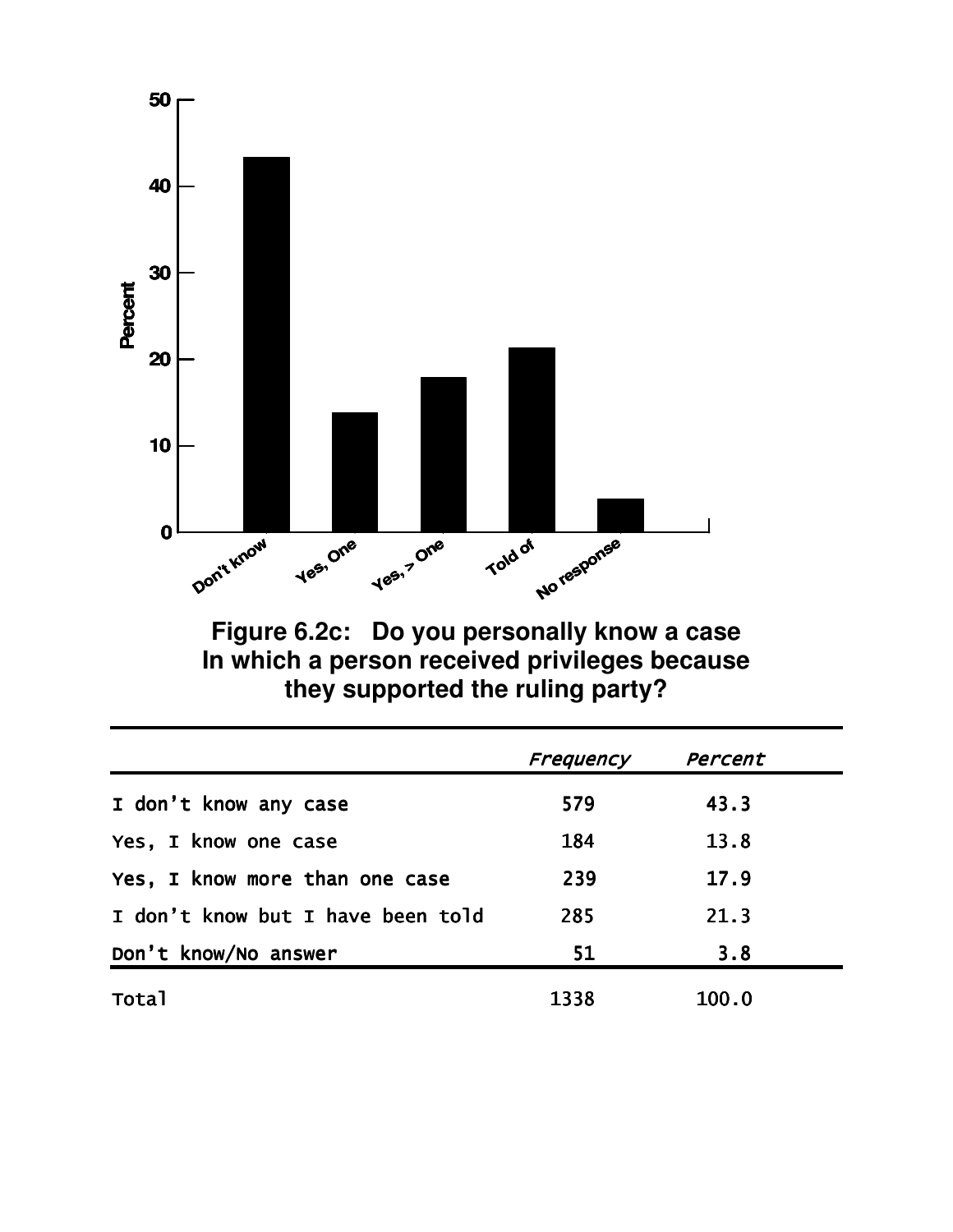**Figure 6.2c: Do you personally know a case In which a person received privileges because they supported the ruling party?**

| | *Frequency* | *Percent* |
|---|---|---|
| I don't know any case | 579 | 43.3 |
| Yes, I know one case | 184 | 13.8 |
| Yes, I know more than one case | 239 | 17.9 |
| I don't know but I have been told | 285 | 21.3 |
| Don't know/No answer | 51 | 3.8 |
| Total | 1338 | 100.0 |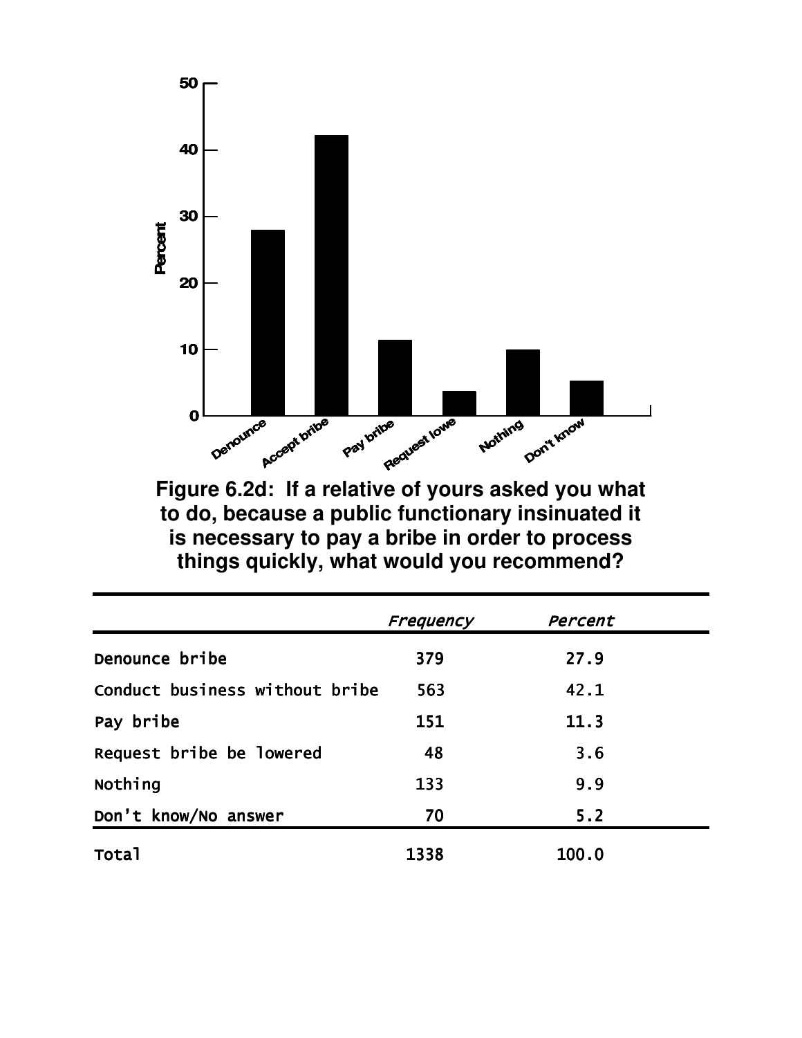**Figure 6.2d: If a relative of yours asked you what to do, because a public functionary insinuated it is necessary to pay a bribe in order to process things quickly, what would you recommend?**

| | *Frequency* | *Percent* |
|---|---|---|
| Denounce bribe | 379 | 27.9 |
| Conduct business without bribe | 563 | 42.1 |
| Pay bribe | 151 | 11.3 |
| Request bribe be lowered | 48 | 3.6 |
| Nothing | 133 | 9.9 |
| Don't know/No answer | 70 | 5.2 |
| Total | 1338 | 100.0 |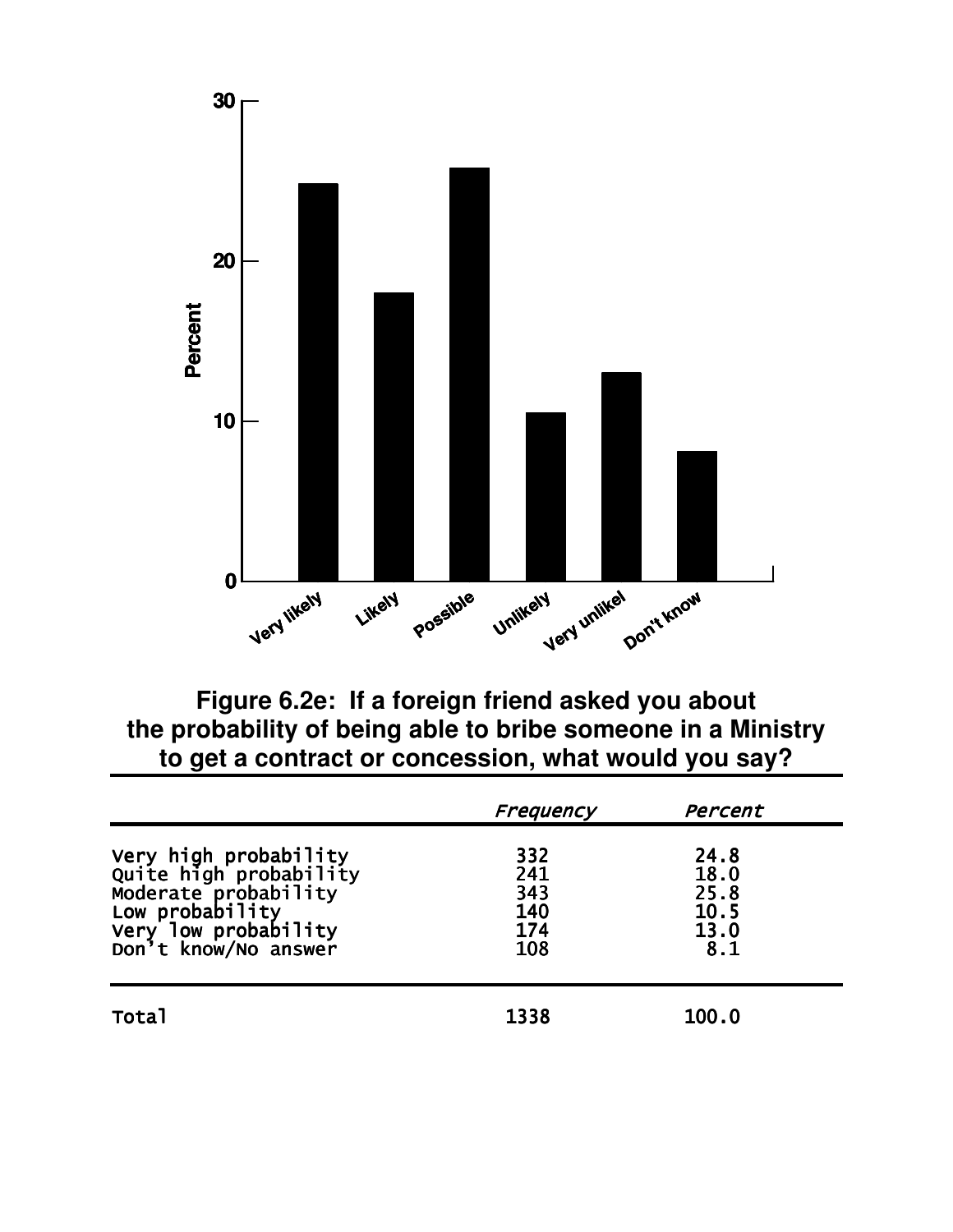**Figure 6.2e: If a foreign friend asked you about the probability of being able to bribe someone in a Ministry to get a contract or concession, what would you say?**

| | *Frequency* | *Percent* |
|---|---|---|
| Very high probability | 332 | 24.8 |
| Quite high probability | 241 | 18.0 |
| Moderate probability | 343 | 25.8 |
| Low probability | 140 | 10.5 |
| Very low probability | 174 | 13.0 |
| Don't know/No answer | 108 | 8.1 |
| Total | 1338 | 100.0 |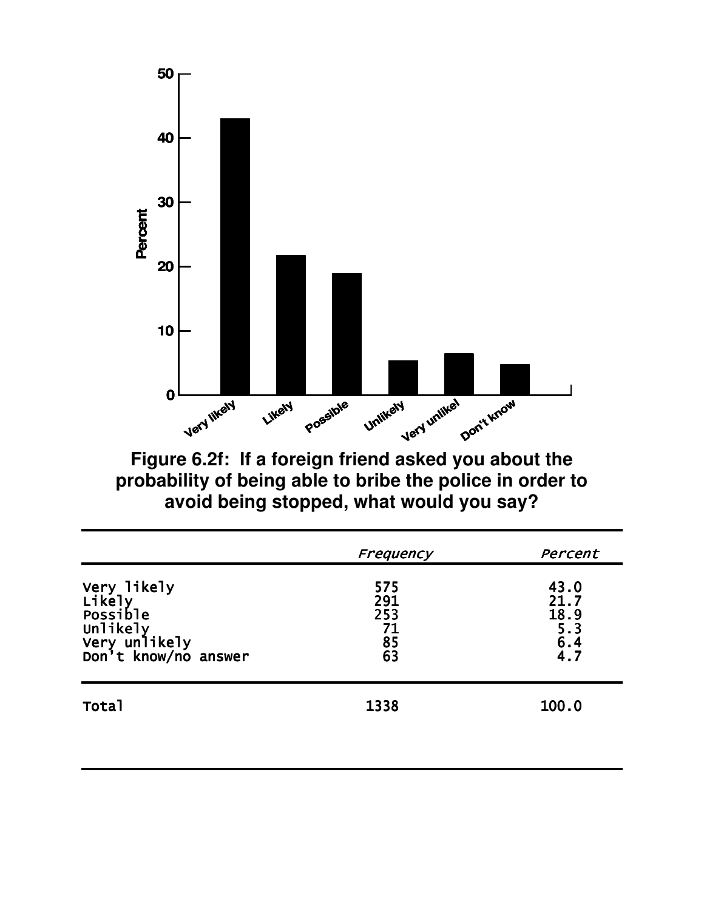**Figure 6.2f: If a foreign friend asked you about the probability of being able to bribe the police in order to avoid being stopped, what would you say?**

| | *Frequency* | *Percent* |
|---|---|---|
| Very likely | 575 | 43.0 |
| Likely | 291 | 21.7 |
| Possible | 253 | 18.9 |
| Unlikely | 71 | 5.3 |
| Very unlikely | 85 | 6.4 |
| Don't know/no answer | 63 | 4.7 |
| Total | 1338 | 100.0 |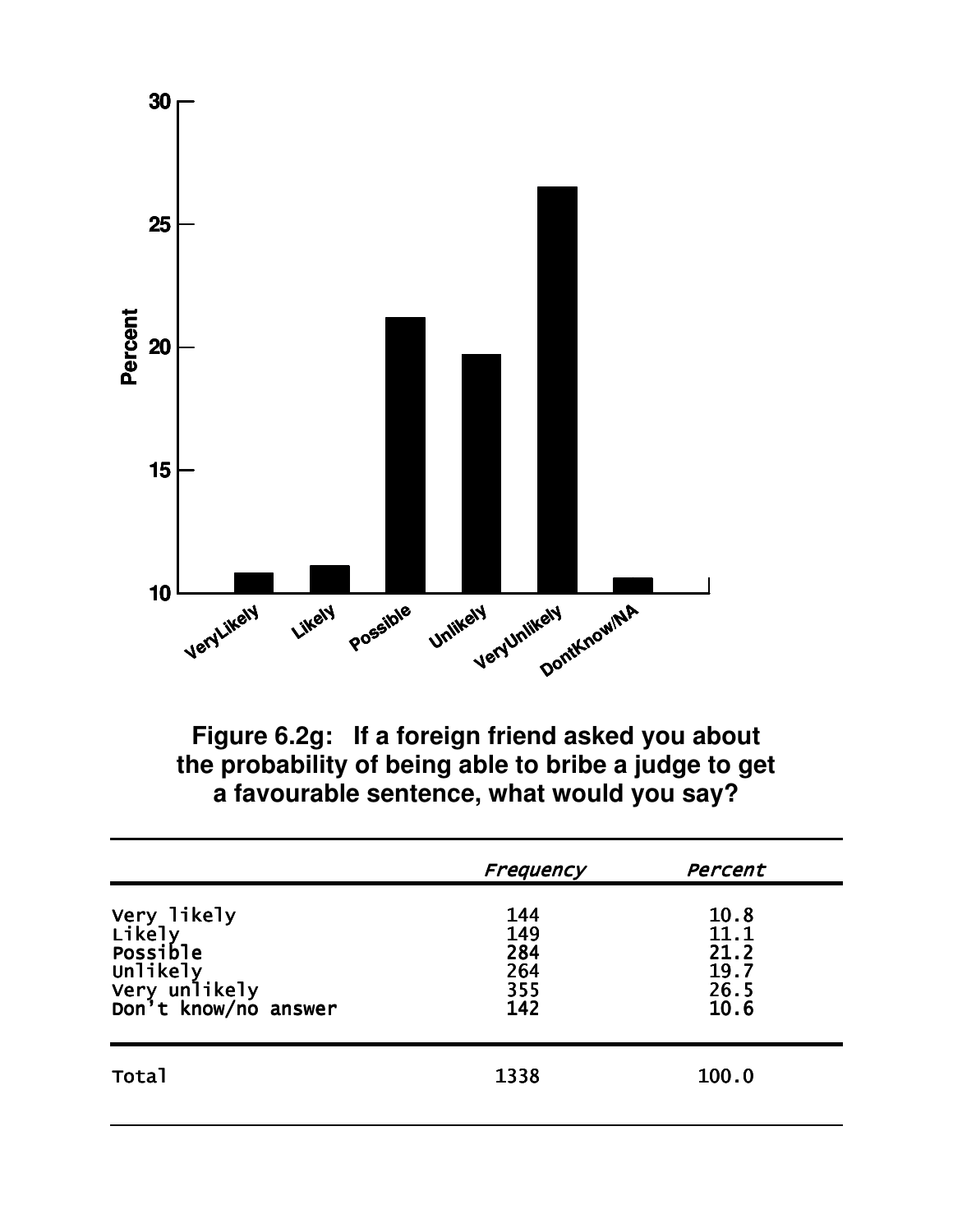**Figure 6.2g: If a foreign friend asked you about the probability of being able to bribe a judge to get a favourable sentence, what would you say?**

| | *Frequency* | *Percent* |
|---|---|---|
| Very likely | 144 | 10.8 |
| Likely | 149 | 11.1 |
| Possible | 284 | 21.2 |
| Unlikely | 264 | 19.7 |
| Very unlikely | 355 | 26.5 |
| Don't know/no answer | 142 | 10.6 |
| Total | 1338 | 100.0 |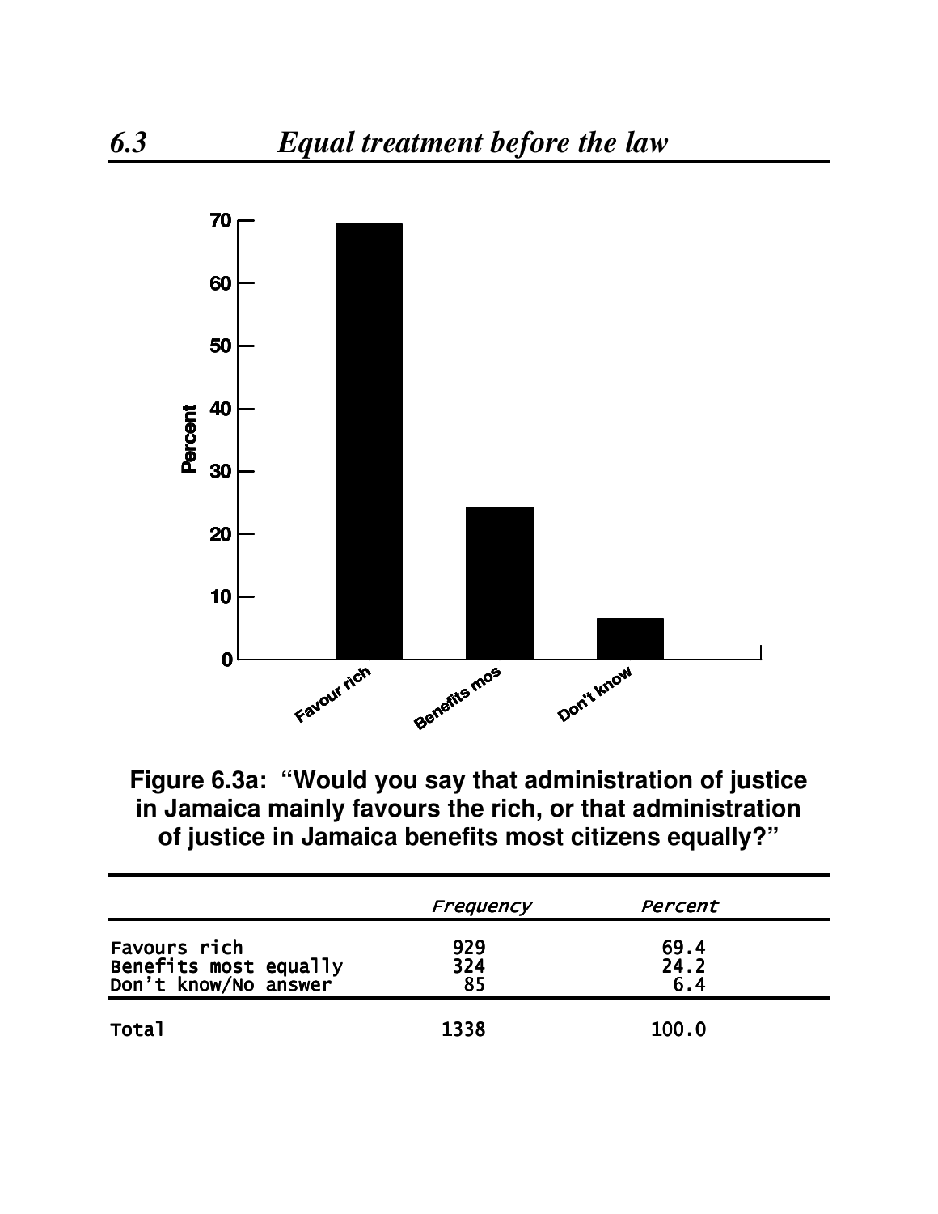## 6.3 Equal treatment before the law

**Figure 6.3a: "Would you say that administration of justice in Jamaica mainly favours the rich, or that administration of justice in Jamaica benefits most citizens equally?"**

| | *Frequency* | *Percent* |
|---|---|---|
| Favours rich | 929 | 69.4 |
| Benefits most equally | 324 | 24.2 |
| Don't know/No answer | 85 | 6.4 |
| Total | 1338 | 100.0 |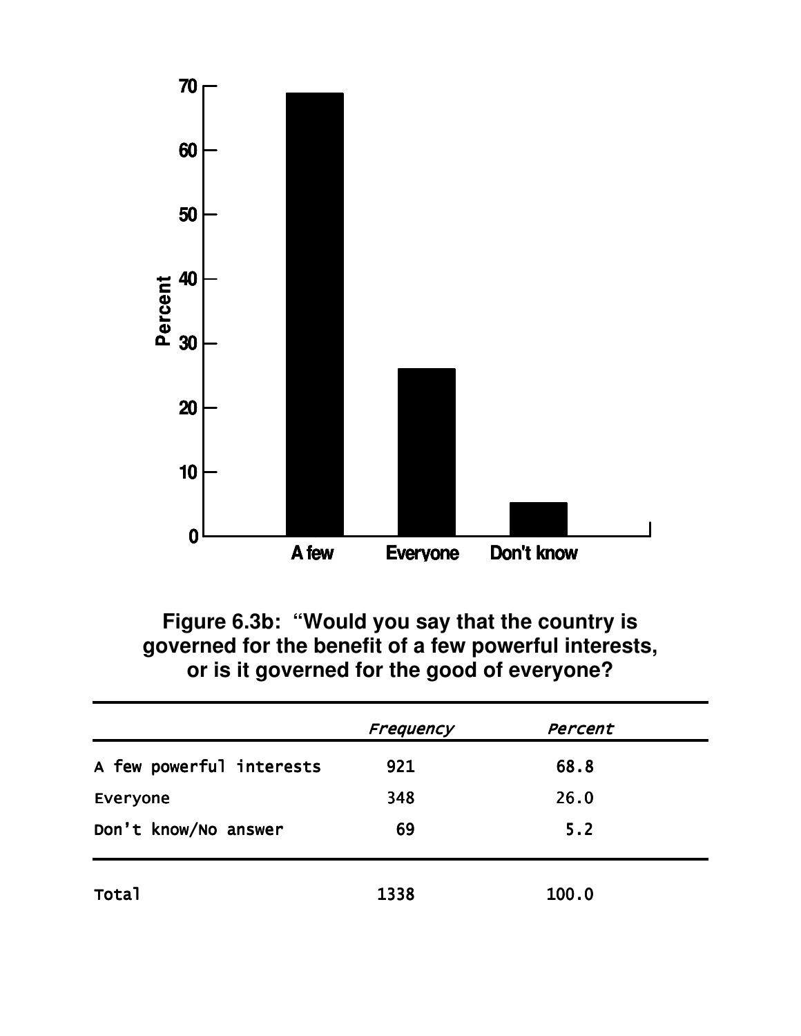**Figure 6.3b: "Would you say that the country is governed for the benefit of a few powerful interests, or is it governed for the good of everyone?**

| | *Frequency* | *Percent* |
|---|---|---|
| A few powerful interests | 921 | 68.8 |
| Everyone | 348 | 26.0 |
| Don't know/No answer | 69 | 5.2 |
| Total | 1338 | 100.0 |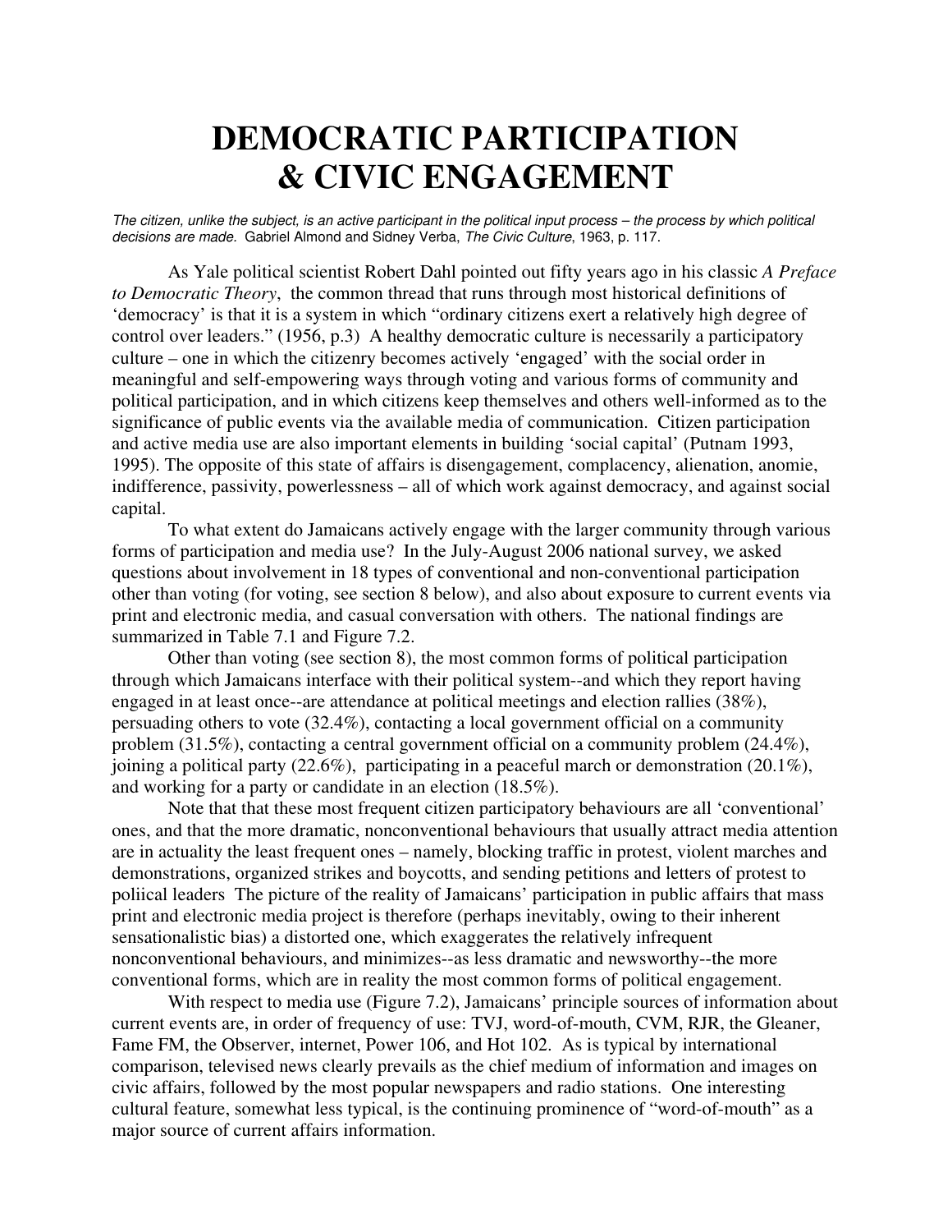# DEMOCRATIC PARTICIPATION & CIVIC ENGAGEMENT

*The citizen, unlike the subject, is an active participant in the political input process – the process by which political decisions are made.* Gabriel Almond and Sidney Verba, *The Civic Culture*, 1963, p. 117.

As Yale political scientist Robert Dahl pointed out fifty years ago in his classic *A Preface to Democratic Theory*, the common thread that runs through most historical definitions of 'democracy' is that it is a system in which "ordinary citizens exert a relatively high degree of control over leaders." (1956, p.3) A healthy democratic culture is necessarily a participatory culture – one in which the citizenry becomes actively 'engaged' with the social order in meaningful and self-empowering ways through voting and various forms of community and political participation, and in which citizens keep themselves and others well-informed as to the significance of public events via the available media of communication. Citizen participation and active media use are also important elements in building 'social capital' (Putnam 1993, 1995). The opposite of this state of affairs is disengagement, complacency, alienation, anomie, indifference, passivity, powerlessness – all of which work against democracy, and against social capital.

To what extent do Jamaicans actively engage with the larger community through various forms of participation and media use? In the July-August 2006 national survey, we asked questions about involvement in 18 types of conventional and non-conventional participation other than voting (for voting, see section 8 below), and also about exposure to current events via print and electronic media, and casual conversation with others. The national findings are summarized in Table 7.1 and Figure 7.2.

Other than voting (see section 8), the most common forms of political participation through which Jamaicans interface with their political system--and which they report having engaged in at least once--are attendance at political meetings and election rallies (38%), persuading others to vote (32.4%), contacting a local government official on a community problem (31.5%), contacting a central government official on a community problem (24.4%), joining a political party (22.6%), participating in a peaceful march or demonstration (20.1%), and working for a party or candidate in an election (18.5%).

Note that that these most frequent citizen participatory behaviours are all 'conventional' ones, and that the more dramatic, nonconventional behaviours that usually attract media attention are in actuality the least frequent ones – namely, blocking traffic in protest, violent marches and demonstrations, organized strikes and boycotts, and sending petitions and letters of protest to poliical leaders The picture of the reality of Jamaicans' participation in public affairs that mass print and electronic media project is therefore (perhaps inevitably, owing to their inherent sensationalistic bias) a distorted one, which exaggerates the relatively infrequent nonconventional behaviours, and minimizes--as less dramatic and newsworthy--the more conventional forms, which are in reality the most common forms of political engagement.

With respect to media use (Figure 7.2), Jamaicans' principle sources of information about current events are, in order of frequency of use: TVJ, word-of-mouth, CVM, RJR, the Gleaner, Fame FM, the Observer, internet, Power 106, and Hot 102. As is typical by international comparison, televised news clearly prevails as the chief medium of information and images on civic affairs, followed by the most popular newspapers and radio stations. One interesting cultural feature, somewhat less typical, is the continuing prominence of "word-of-mouth" as a major source of current affairs information.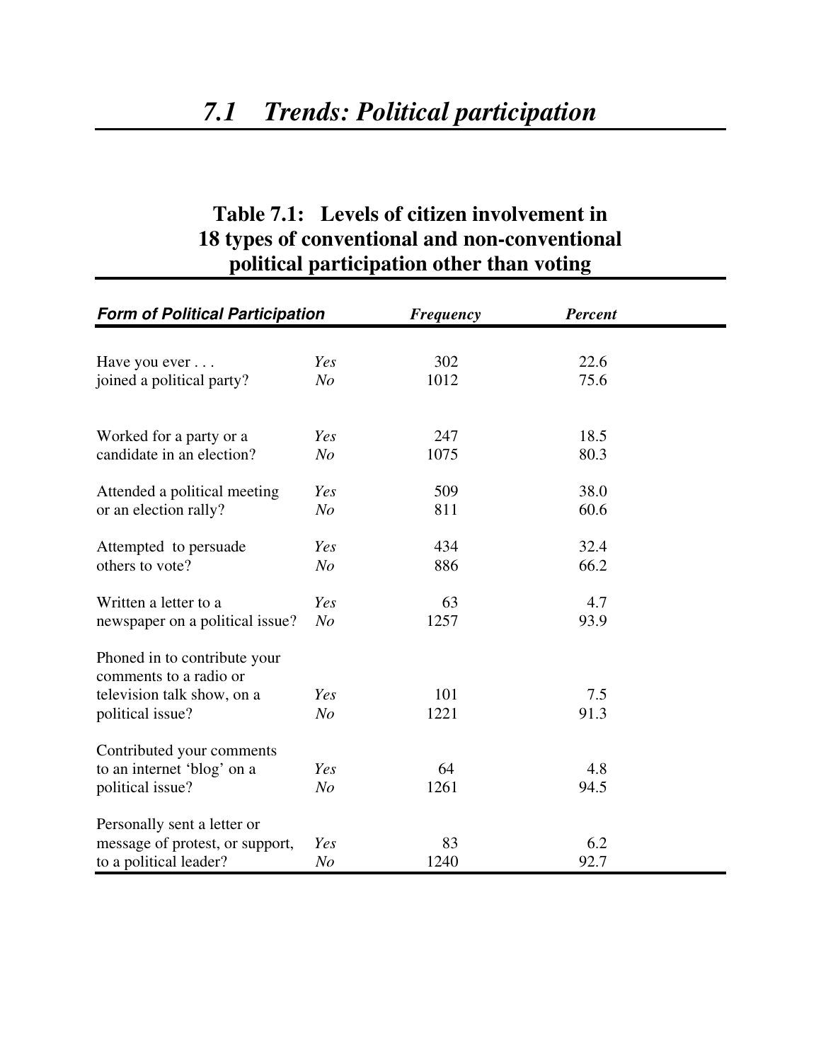# *7.1 Trends: Political participation*

## Table 7.1: Levels of citizen involvement in 18 types of conventional and non-conventional political participation other than voting

| ***Form of Political Participation*** | | ***Frequency*** | ***Percent*** |
|---|---|---|---|
| Have you ever . . . joined a political party? | *Yes* | 302 | 22.6 |
| | *No* | 1012 | 75.6 |
| Worked for a party or a candidate in an election? | *Yes* | 247 | 18.5 |
| | *No* | 1075 | 80.3 |
| Attended a political meeting or an election rally? | *Yes* | 509 | 38.0 |
| | *No* | 811 | 60.6 |
| Attempted to persuade others to vote? | *Yes* | 434 | 32.4 |
| | *No* | 886 | 66.2 |
| Written a letter to a newspaper on a political issue? | *Yes* | 63 | 4.7 |
| | *No* | 1257 | 93.9 |
| Phoned in to contribute your comments to a radio or television talk show, on a political issue? | *Yes* | 101 | 7.5 |
| | *No* | 1221 | 91.3 |
| Contributed your comments to an internet 'blog' on a political issue? | *Yes* | 64 | 4.8 |
| | *No* | 1261 | 94.5 |
| Personally sent a letter or message of protest, or support, to a political leader? | *Yes* | 83 | 6.2 |
| | *No* | 1240 | 92.7 |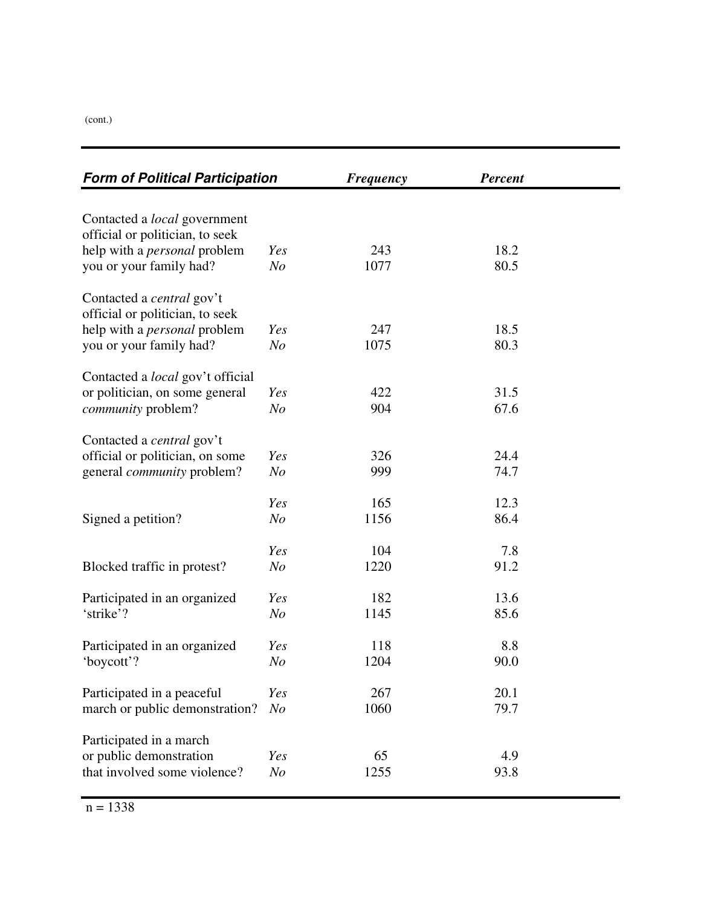(cont.)

| ***Form of Political Participation*** | | ***Frequency*** | ***Percent*** |
|---|---|---|---|
| Contacted a *local* government official or politician, to seek help with a *personal* problem you or your family had? | *Yes* | 243 | 18.2 |
| | *No* | 1077 | 80.5 |
| Contacted a *central* gov't official or politician, to seek help with a *personal* problem you or your family had? | *Yes* | 247 | 18.5 |
| | *No* | 1075 | 80.3 |
| Contacted a *local* gov't official or politician, on some general *community* problem? | *Yes* | 422 | 31.5 |
| | *No* | 904 | 67.6 |
| Contacted a *central* gov't official or politician, on some general *community* problem? | *Yes* | 326 | 24.4 |
| | *No* | 999 | 74.7 |
| Signed a petition? | *Yes* | 165 | 12.3 |
| | *No* | 1156 | 86.4 |
| Blocked traffic in protest? | *Yes* | 104 | 7.8 |
| | *No* | 1220 | 91.2 |
| Participated in an organized 'strike'? | *Yes* | 182 | 13.6 |
| | *No* | 1145 | 85.6 |
| Participated in an organized 'boycott'? | *Yes* | 118 | 8.8 |
| | *No* | 1204 | 90.0 |
| Participated in a peaceful march or public demonstration? | *Yes* | 267 | 20.1 |
| | *No* | 1060 | 79.7 |
| Participated in a march or public demonstration that involved some violence? | *Yes* | 65 | 4.9 |
| | *No* | 1255 | 93.8 |

n = 1338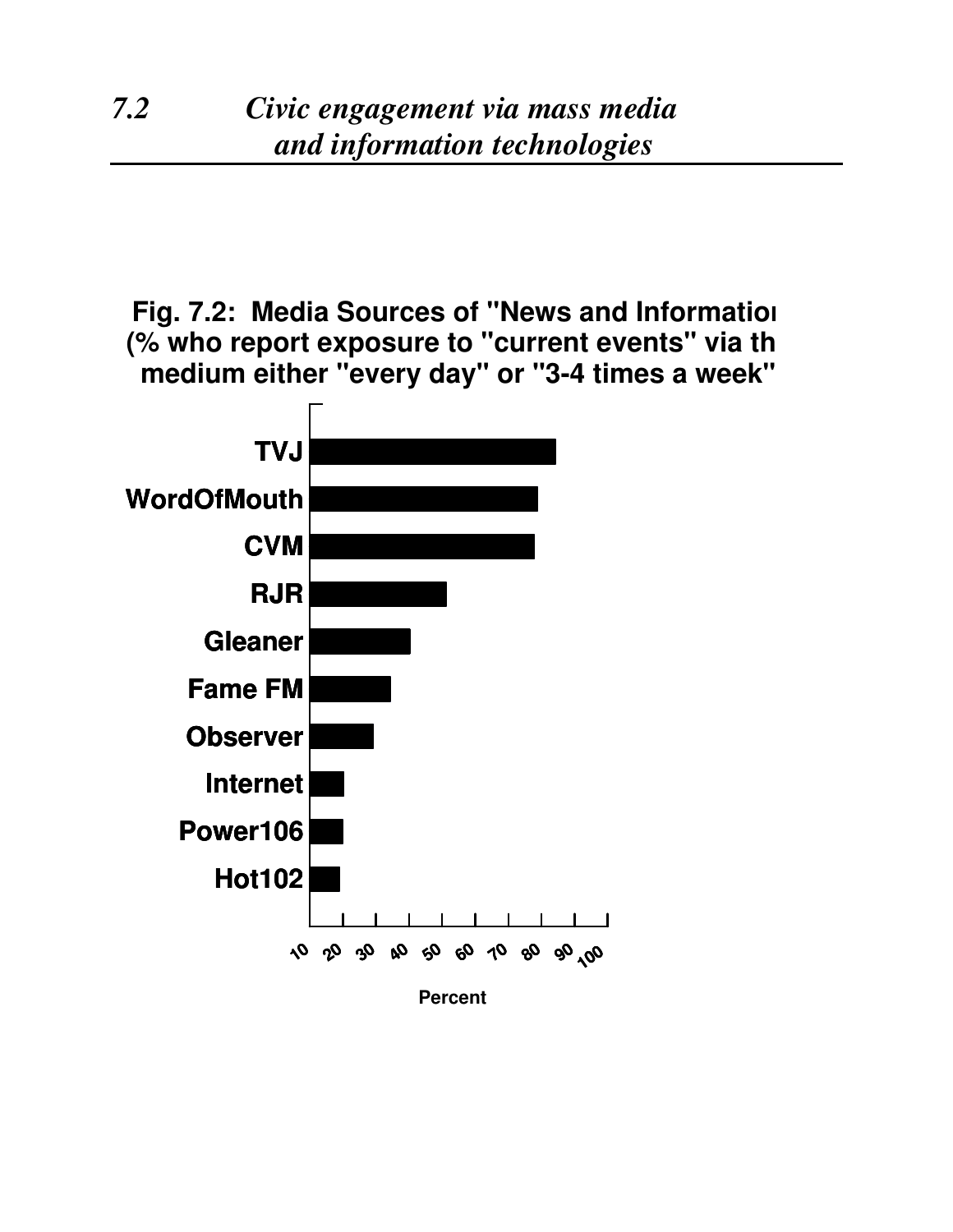## *7.2 Civic engagement via mass media and information technologies*

**Fig. 7.2: Media Sources of "News and Information" (% who report exposure to "current events" via the medium either "every day" or "3-4 times a week")**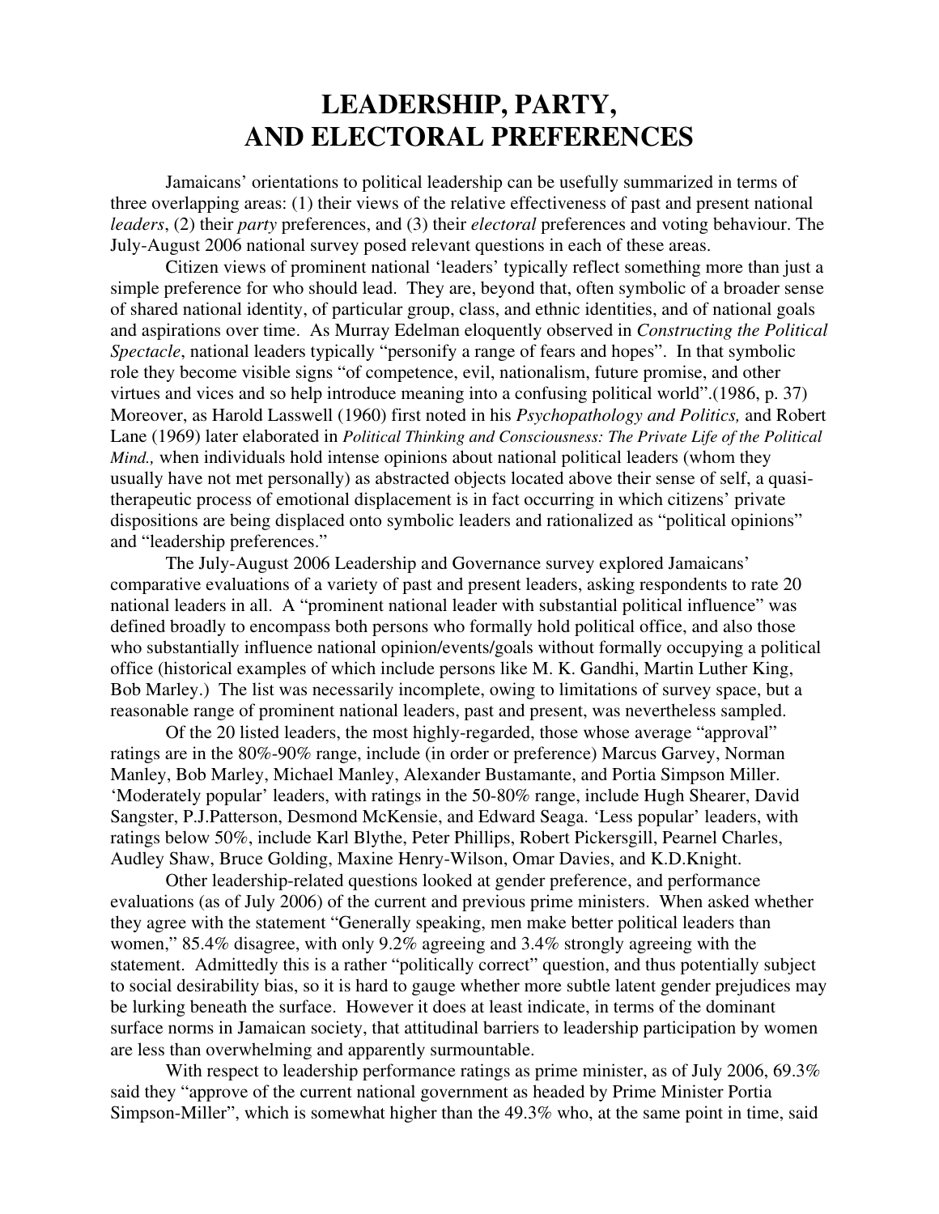# LEADERSHIP, PARTY, AND ELECTORAL PREFERENCES

Jamaicans' orientations to political leadership can be usefully summarized in terms of three overlapping areas: (1) their views of the relative effectiveness of past and present national *leaders*, (2) their *party* preferences, and (3) their *electoral* preferences and voting behaviour. The July-August 2006 national survey posed relevant questions in each of these areas.

Citizen views of prominent national 'leaders' typically reflect something more than just a simple preference for who should lead. They are, beyond that, often symbolic of a broader sense of shared national identity, of particular group, class, and ethnic identities, and of national goals and aspirations over time. As Murray Edelman eloquently observed in *Constructing the Political Spectacle*, national leaders typically "personify a range of fears and hopes". In that symbolic role they become visible signs "of competence, evil, nationalism, future promise, and other virtues and vices and so help introduce meaning into a confusing political world".(1986, p. 37) Moreover, as Harold Lasswell (1960) first noted in his *Psychopathology and Politics,* and Robert Lane (1969) later elaborated in *Political Thinking and Consciousness: The Private Life of the Political Mind.,* when individuals hold intense opinions about national political leaders (whom they usually have not met personally) as abstracted objects located above their sense of self, a quasi-therapeutic process of emotional displacement is in fact occurring in which citizens' private dispositions are being displaced onto symbolic leaders and rationalized as "political opinions" and "leadership preferences."

The July-August 2006 Leadership and Governance survey explored Jamaicans' comparative evaluations of a variety of past and present leaders, asking respondents to rate 20 national leaders in all. A "prominent national leader with substantial political influence" was defined broadly to encompass both persons who formally hold political office, and also those who substantially influence national opinion/events/goals without formally occupying a political office (historical examples of which include persons like M. K. Gandhi, Martin Luther King, Bob Marley.) The list was necessarily incomplete, owing to limitations of survey space, but a reasonable range of prominent national leaders, past and present, was nevertheless sampled.

Of the 20 listed leaders, the most highly-regarded, those whose average "approval" ratings are in the 80%-90% range, include (in order or preference) Marcus Garvey, Norman Manley, Bob Marley, Michael Manley, Alexander Bustamante, and Portia Simpson Miller. 'Moderately popular' leaders, with ratings in the 50-80% range, include Hugh Shearer, David Sangster, P.J.Patterson, Desmond McKensie, and Edward Seaga. 'Less popular' leaders, with ratings below 50%, include Karl Blythe, Peter Phillips, Robert Pickersgill, Pearnel Charles, Audley Shaw, Bruce Golding, Maxine Henry-Wilson, Omar Davies, and K.D.Knight.

Other leadership-related questions looked at gender preference, and performance evaluations (as of July 2006) of the current and previous prime ministers. When asked whether they agree with the statement "Generally speaking, men make better political leaders than women," 85.4% disagree, with only 9.2% agreeing and 3.4% strongly agreeing with the statement. Admittedly this is a rather "politically correct" question, and thus potentially subject to social desirability bias, so it is hard to gauge whether more subtle latent gender prejudices may be lurking beneath the surface. However it does at least indicate, in terms of the dominant surface norms in Jamaican society, that attitudinal barriers to leadership participation by women are less than overwhelming and apparently surmountable.

With respect to leadership performance ratings as prime minister, as of July 2006, 69.3% said they "approve of the current national government as headed by Prime Minister Portia Simpson-Miller", which is somewhat higher than the 49.3% who, at the same point in time, said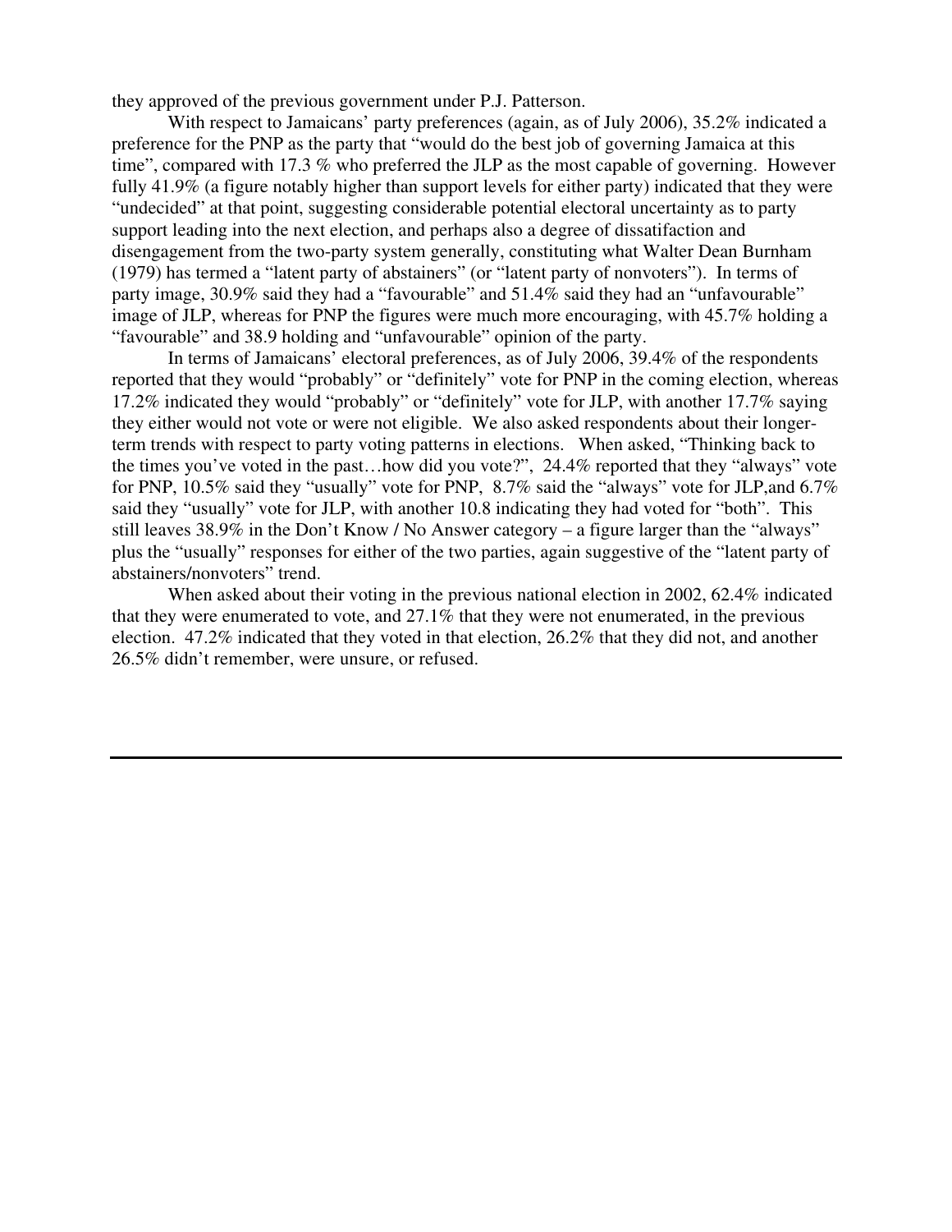they approved of the previous government under P.J. Patterson.

With respect to Jamaicans' party preferences (again, as of July 2006), 35.2% indicated a preference for the PNP as the party that "would do the best job of governing Jamaica at this time", compared with 17.3 % who preferred the JLP as the most capable of governing. However fully 41.9% (a figure notably higher than support levels for either party) indicated that they were "undecided" at that point, suggesting considerable potential electoral uncertainty as to party support leading into the next election, and perhaps also a degree of dissatifaction and disengagement from the two-party system generally, constituting what Walter Dean Burnham (1979) has termed a "latent party of abstainers" (or "latent party of nonvoters"). In terms of party image, 30.9% said they had a "favourable" and 51.4% said they had an "unfavourable" image of JLP, whereas for PNP the figures were much more encouraging, with 45.7% holding a "favourable" and 38.9 holding and "unfavourable" opinion of the party.

In terms of Jamaicans' electoral preferences, as of July 2006, 39.4% of the respondents reported that they would "probably" or "definitely" vote for PNP in the coming election, whereas 17.2% indicated they would "probably" or "definitely" vote for JLP, with another 17.7% saying they either would not vote or were not eligible. We also asked respondents about their longer-term trends with respect to party voting patterns in elections. When asked, "Thinking back to the times you've voted in the past…how did you vote?", 24.4% reported that they "always" vote for PNP, 10.5% said they "usually" vote for PNP, 8.7% said the "always" vote for JLP,and 6.7% said they "usually" vote for JLP, with another 10.8 indicating they had voted for "both". This still leaves 38.9% in the Don't Know / No Answer category – a figure larger than the "always" plus the "usually" responses for either of the two parties, again suggestive of the "latent party of abstainers/nonvoters" trend.

When asked about their voting in the previous national election in 2002, 62.4% indicated that they were enumerated to vote, and 27.1% that they were not enumerated, in the previous election. 47.2% indicated that they voted in that election, 26.2% that they did not, and another 26.5% didn't remember, were unsure, or refused.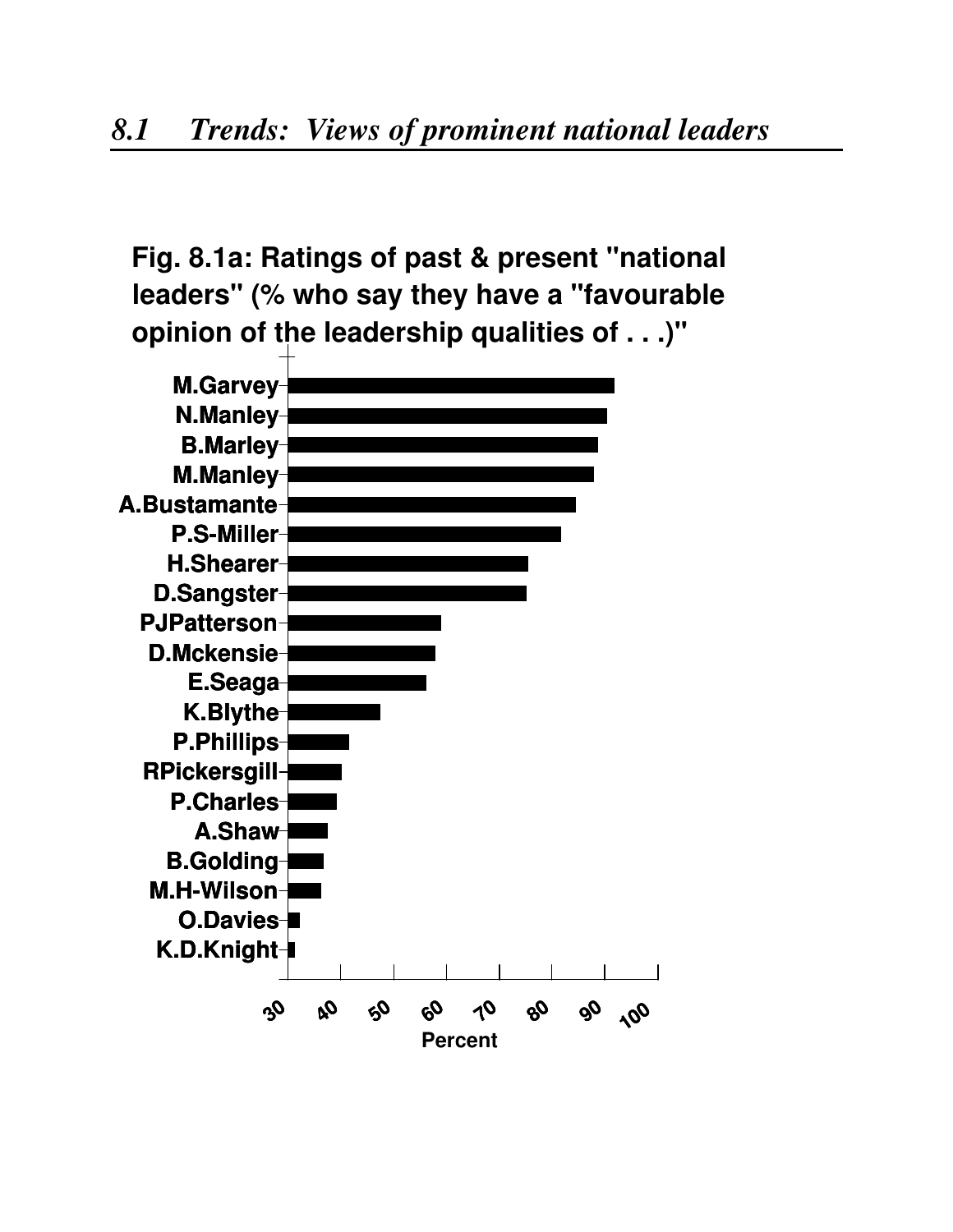## *8.1 Trends: Views of prominent national leaders*

**Fig. 8.1a: Ratings of past & present "national leaders" (% who say they have a "favourable opinion of the leadership qualities of . . .)"**

M.Garvey
N.Manley
B.Marley
M.Manley
A.Bustamante
P.S-Miller
H.Shearer
D.Sangster
PJPatterson
D.Mckensie
E.Seaga
K.Blythe
P.Phillips
RPickersgill
P.Charles
A.Shaw
B.Golding
M.H-Wilson
O.Davies
K.D.Knight

30 40 50 60 70 80 90 100

Percent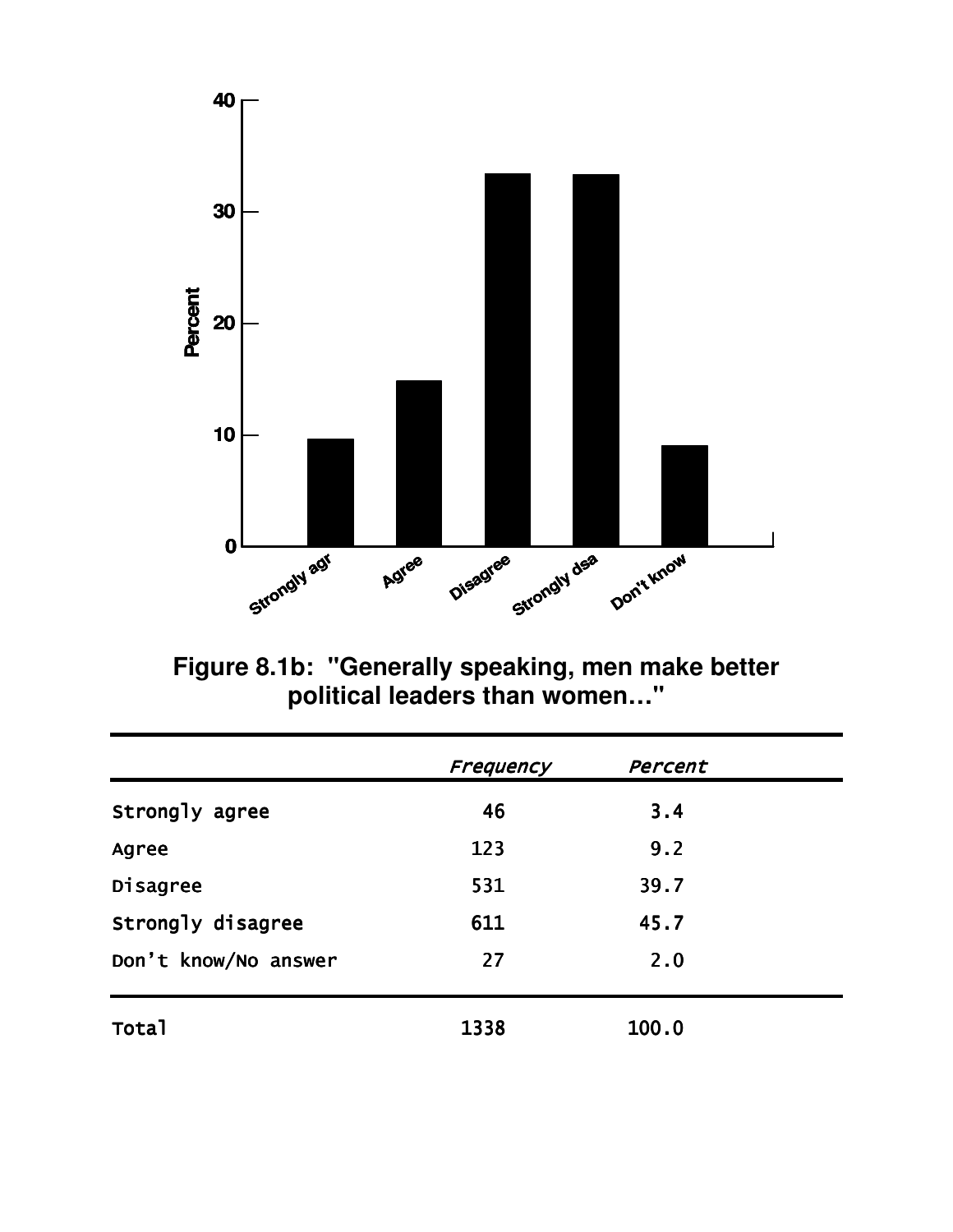**Figure 8.1b: "Generally speaking, men make better political leaders than women…"**

| | *Frequency* | *Percent* |
|---|---|---|
| Strongly agree | 46 | 3.4 |
| Agree | 123 | 9.2 |
| Disagree | 531 | 39.7 |
| Strongly disagree | 611 | 45.7 |
| Don't know/No answer | 27 | 2.0 |
| Total | 1338 | 100.0 |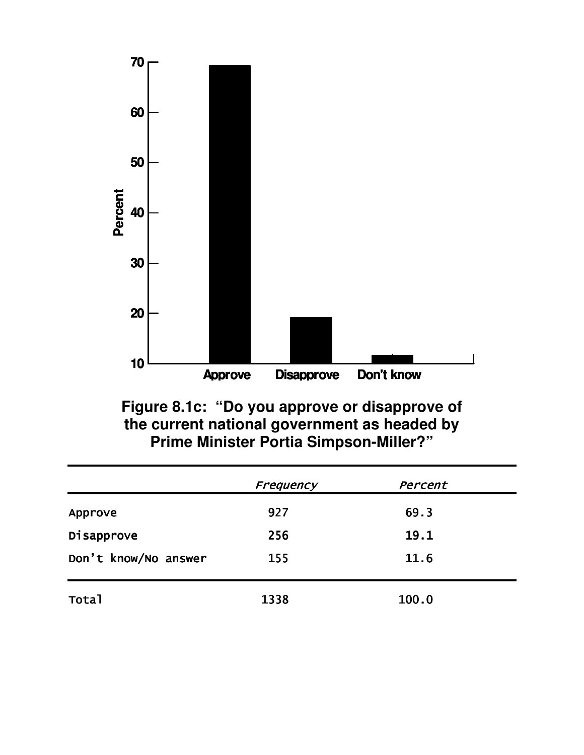**Figure 8.1c: "Do you approve or disapprove of the current national government as headed by Prime Minister Portia Simpson-Miller?"**

| | *Frequency* | *Percent* |
|---|---|---|
| Approve | 927 | 69.3 |
| Disapprove | 256 | 19.1 |
| Don't know/No answer | 155 | 11.6 |
| Total | 1338 | 100.0 |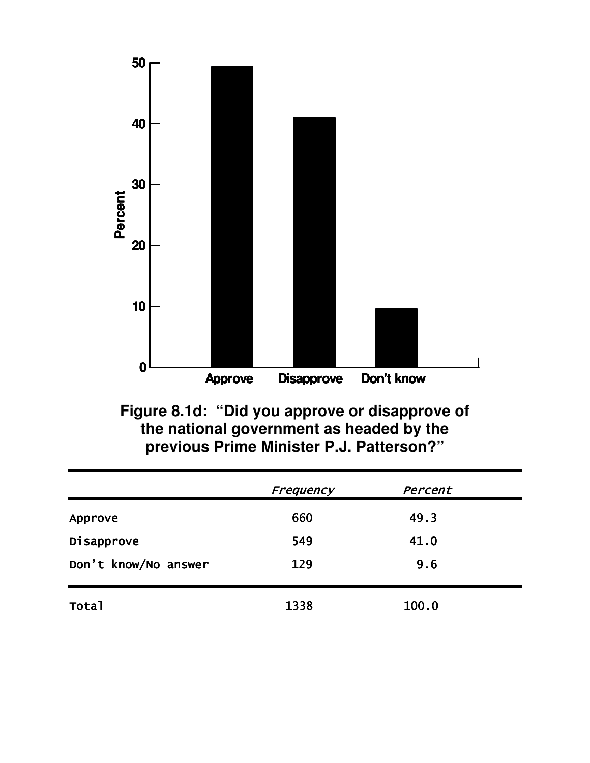**Figure 8.1d: "Did you approve or disapprove of the national government as headed by the previous Prime Minister P.J. Patterson?"**

| | *Frequency* | *Percent* |
|---|---|---|
| Approve | 660 | 49.3 |
| Disapprove | 549 | 41.0 |
| Don't know/No answer | 129 | 9.6 |
| Total | 1338 | 100.0 |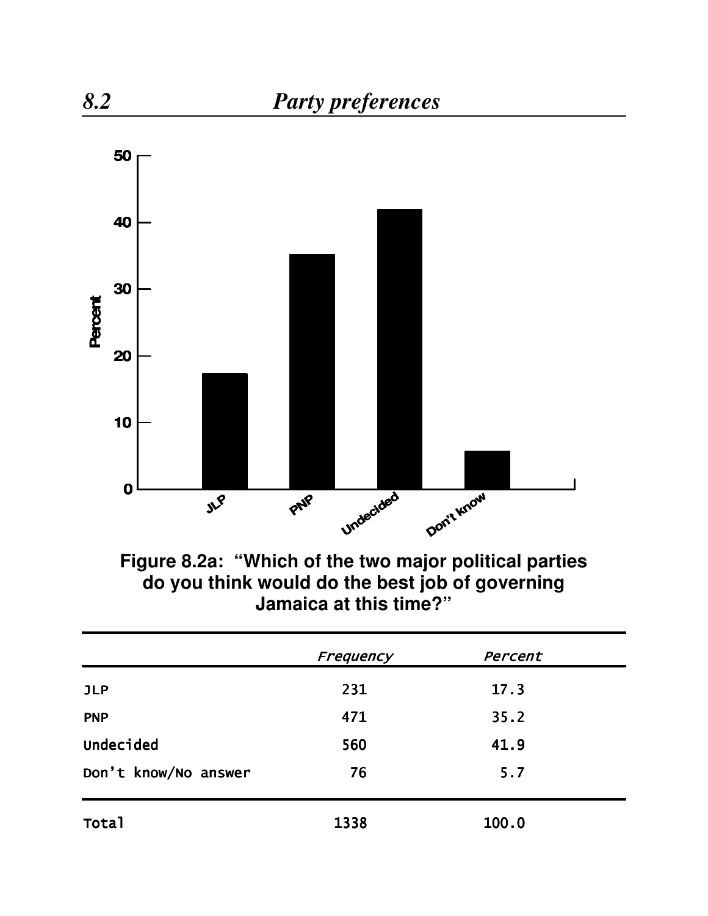## 8.2 Party preferences

**Figure 8.2a: "Which of the two major political parties do you think would do the best job of governing Jamaica at this time?"**

| | *Frequency* | *Percent* |
|---|---|---|
| JLP | 231 | 17.3 |
| PNP | 471 | 35.2 |
| Undecided | 560 | 41.9 |
| Don't know/No answer | 76 | 5.7 |
| Total | 1338 | 100.0 |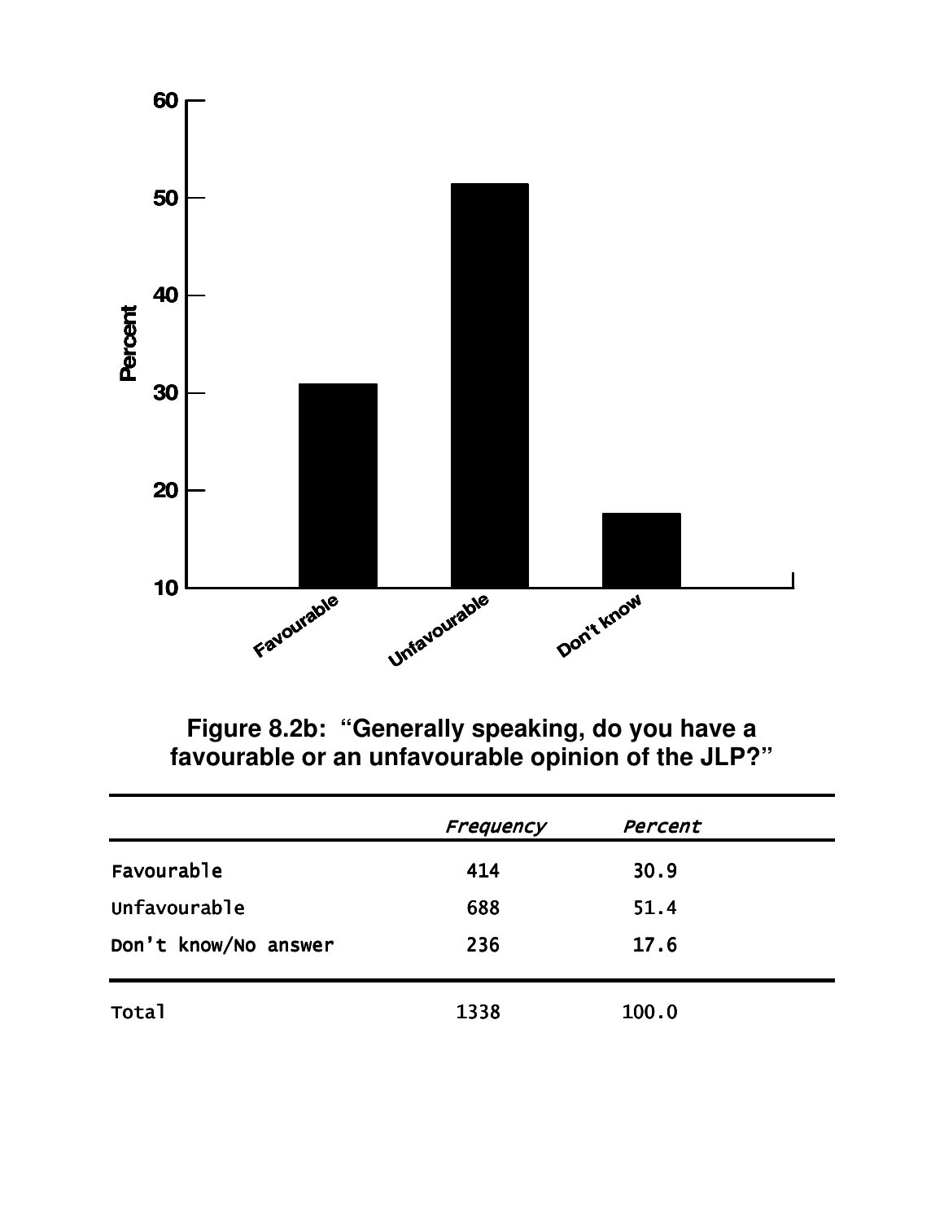**Figure 8.2b: "Generally speaking, do you have a favourable or an unfavourable opinion of the JLP?"**

| | *Frequency* | *Percent* |
|---|---|---|
| Favourable | 414 | 30.9 |
| Unfavourable | 688 | 51.4 |
| Don't know/No answer | 236 | 17.6 |
| Total | 1338 | 100.0 |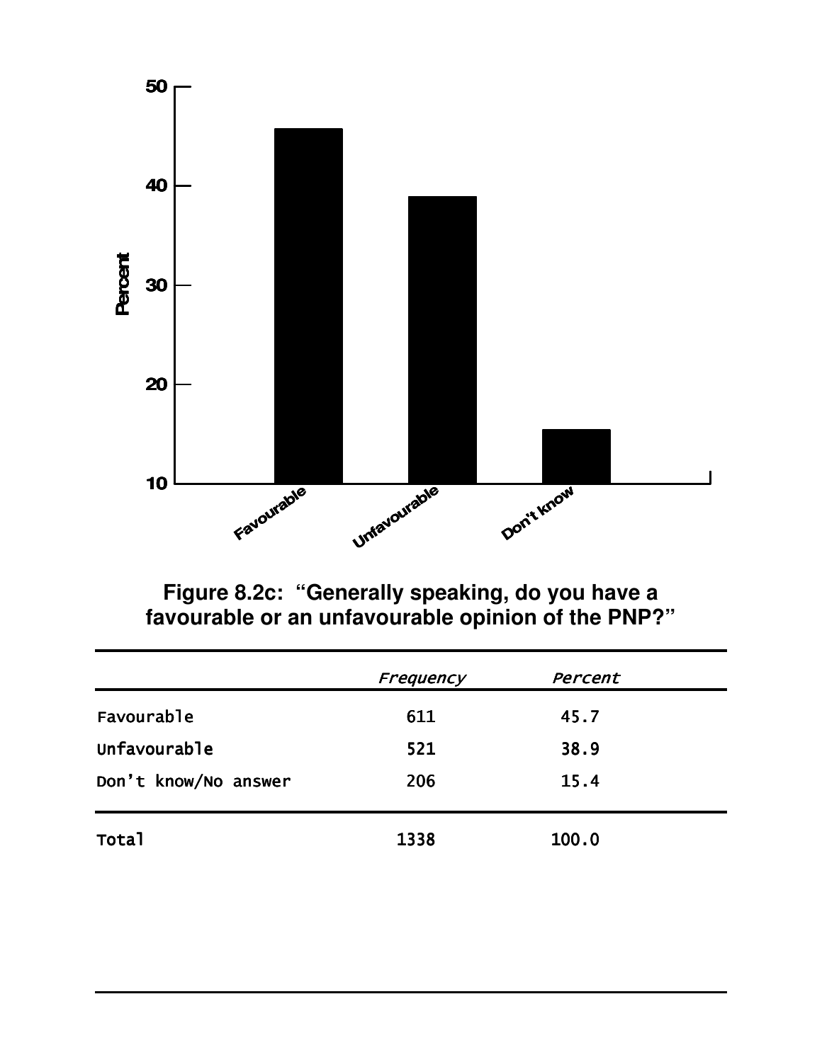**Figure 8.2c: "Generally speaking, do you have a favourable or an unfavourable opinion of the PNP?"**

| | *Frequency* | *Percent* |
|---|---|---|
| Favourable | 611 | 45.7 |
| Unfavourable | 521 | 38.9 |
| Don't know/No answer | 206 | 15.4 |
| Total | 1338 | 100.0 |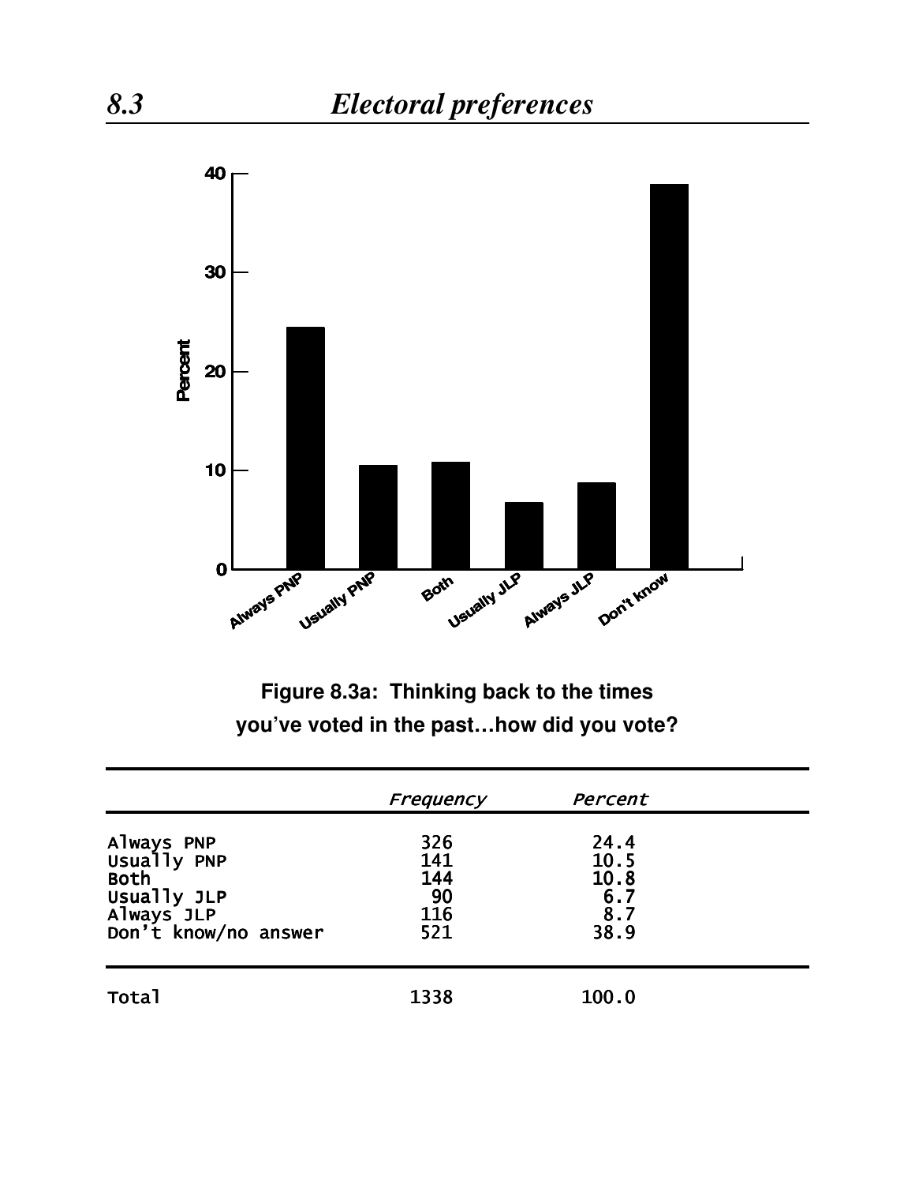## 8.3 Electoral preferences

**Figure 8.3a: Thinking back to the times you've voted in the past…how did you vote?**

| | *Frequency* | *Percent* |
|---|---|---|
| Always PNP | 326 | 24.4 |
| Usually PNP | 141 | 10.5 |
| Both | 144 | 10.8 |
| Usually JLP | 90 | 6.7 |
| Always JLP | 116 | 8.7 |
| Don't know/no answer | 521 | 38.9 |
| Total | 1338 | 100.0 |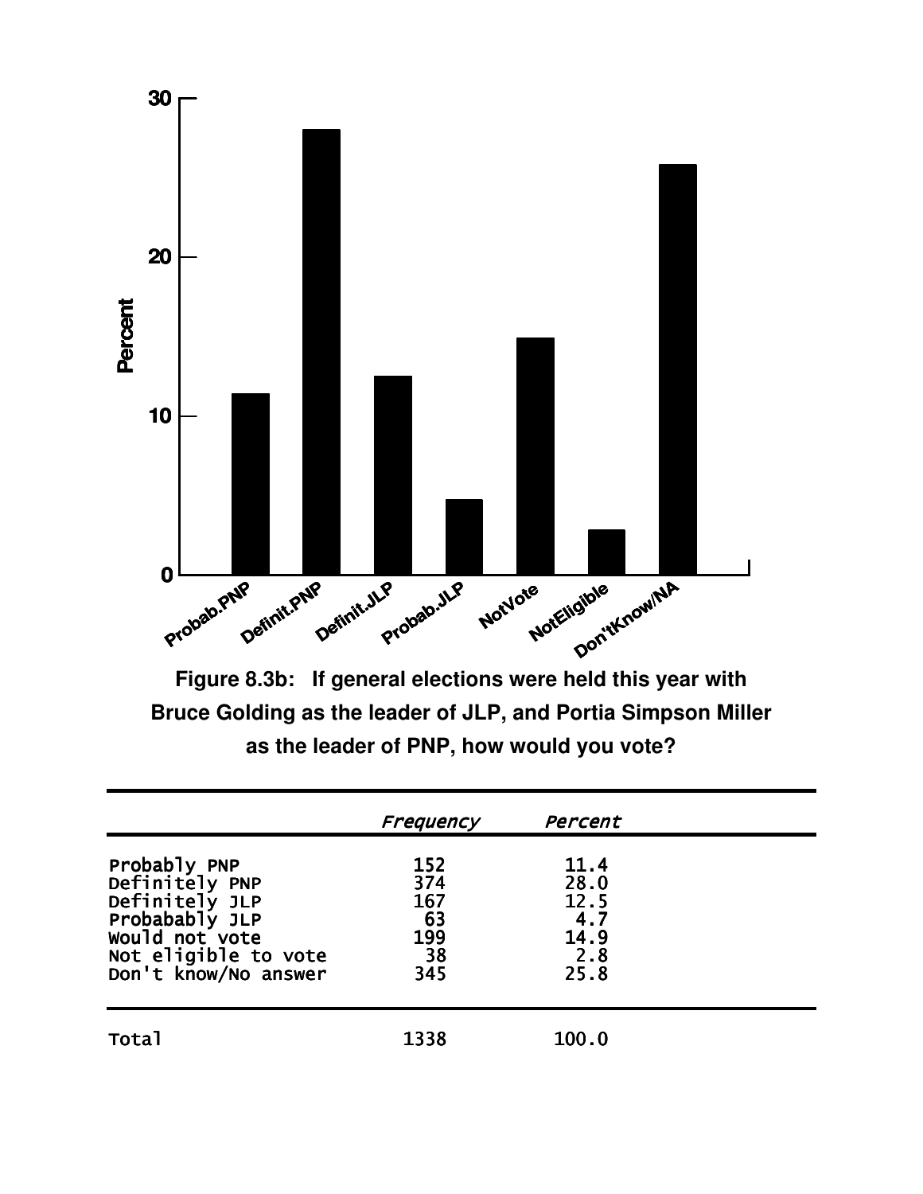**Figure 8.3b: If general elections were held this year with Bruce Golding as the leader of JLP, and Portia Simpson Miller as the leader of PNP, how would you vote?**

| | *Frequency* | *Percent* |
|---|---|---|
| Probably PNP | 152 | 11.4 |
| Definitely PNP | 374 | 28.0 |
| Definitely JLP | 167 | 12.5 |
| Probabably JLP | 63 | 4.7 |
| Would not vote | 199 | 14.9 |
| Not eligible to vote | 38 | 2.8 |
| Don't know/No answer | 345 | 25.8 |
| Total | 1338 | 100.0 |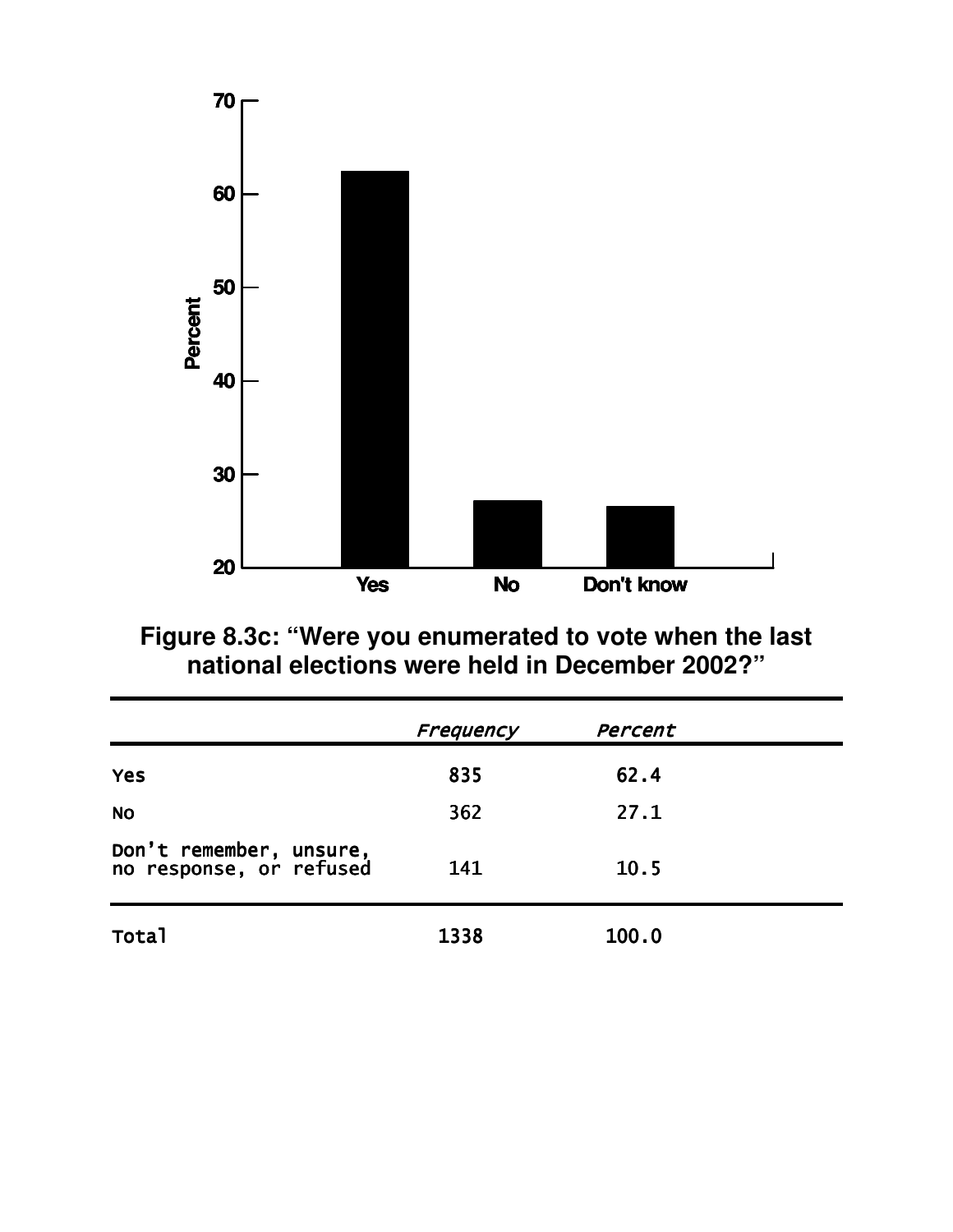**Figure 8.3c: "Were you enumerated to vote when the last national elections were held in December 2002?"**

| | *Frequency* | *Percent* |
|---|---|---|
| Yes | 835 | 62.4 |
| No | 362 | 27.1 |
| Don't remember, unsure, no response, or refused | 141 | 10.5 |
| Total | 1338 | 100.0 |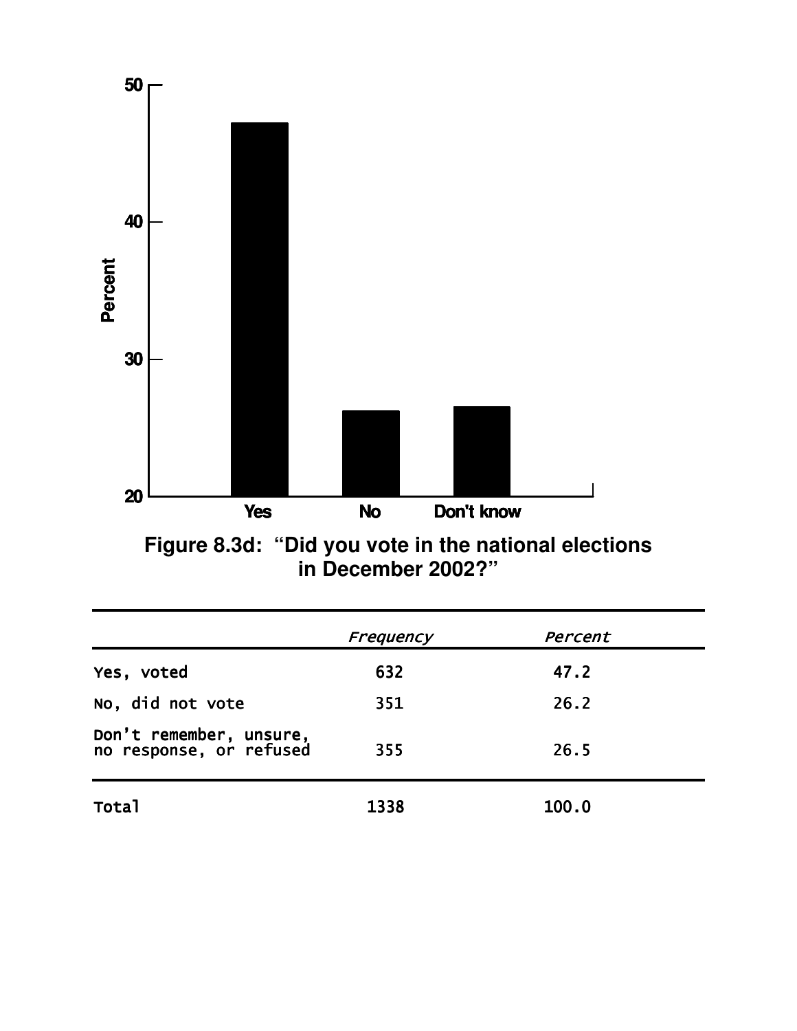**Figure 8.3d: "Did you vote in the national elections in December 2002?"**

| | *Frequency* | *Percent* |
|---|---|---|
| Yes, voted | 632 | 47.2 |
| No, did not vote | 351 | 26.2 |
| Don't remember, unsure, no response, or refused | 355 | 26.5 |
| Total | 1338 | 100.0 |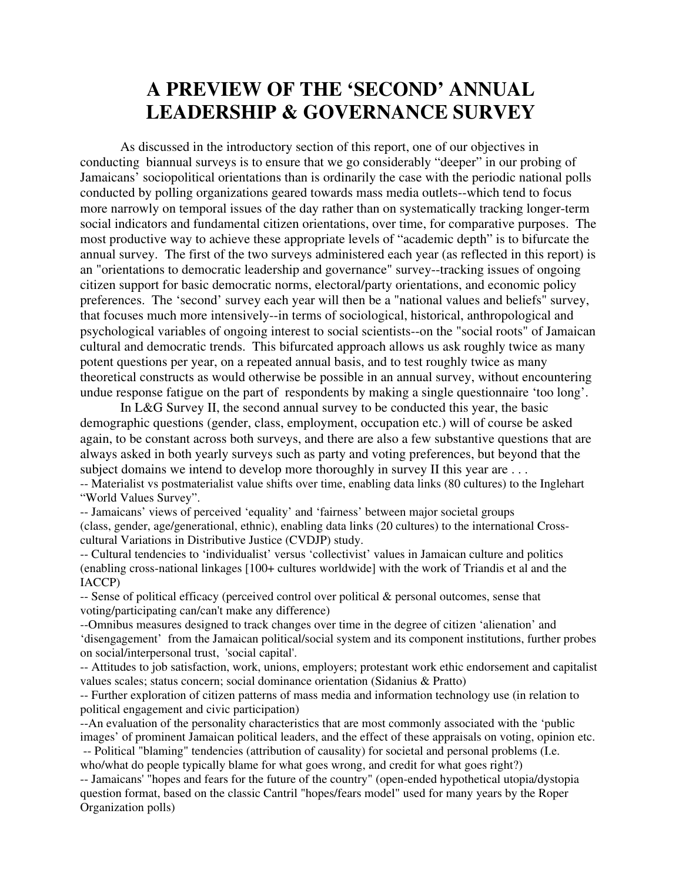# A PREVIEW OF THE 'SECOND' ANNUAL LEADERSHIP & GOVERNANCE SURVEY

As discussed in the introductory section of this report, one of our objectives in conducting biannual surveys is to ensure that we go considerably "deeper" in our probing of Jamaicans' sociopolitical orientations than is ordinarily the case with the periodic national polls conducted by polling organizations geared towards mass media outlets--which tend to focus more narrowly on temporal issues of the day rather than on systematically tracking longer-term social indicators and fundamental citizen orientations, over time, for comparative purposes. The most productive way to achieve these appropriate levels of "academic depth" is to bifurcate the annual survey. The first of the two surveys administered each year (as reflected in this report) is an "orientations to democratic leadership and governance" survey--tracking issues of ongoing citizen support for basic democratic norms, electoral/party orientations, and economic policy preferences. The 'second' survey each year will then be a "national values and beliefs" survey, that focuses much more intensively--in terms of sociological, historical, anthropological and psychological variables of ongoing interest to social scientists--on the "social roots" of Jamaican cultural and democratic trends. This bifurcated approach allows us ask roughly twice as many potent questions per year, on a repeated annual basis, and to test roughly twice as many theoretical constructs as would otherwise be possible in an annual survey, without encountering undue response fatigue on the part of respondents by making a single questionnaire 'too long'.

In L&G Survey II, the second annual survey to be conducted this year, the basic demographic questions (gender, class, employment, occupation etc.) will of course be asked again, to be constant across both surveys, and there are also a few substantive questions that are always asked in both yearly surveys such as party and voting preferences, but beyond that the subject domains we intend to develop more thoroughly in survey II this year are . . .

-- Materialist vs postmaterialist value shifts over time, enabling data links (80 cultures) to the Inglehart "World Values Survey".

-- Jamaicans' views of perceived 'equality' and 'fairness' between major societal groups (class, gender, age/generational, ethnic), enabling data links (20 cultures) to the international Cross-cultural Variations in Distributive Justice (CVDJP) study.

-- Cultural tendencies to 'individualist' versus 'collectivist' values in Jamaican culture and politics (enabling cross-national linkages [100+ cultures worldwide] with the work of Triandis et al and the IACCP)

-- Sense of political efficacy (perceived control over political & personal outcomes, sense that voting/participating can/can't make any difference)

--Omnibus measures designed to track changes over time in the degree of citizen 'alienation' and 'disengagement' from the Jamaican political/social system and its component institutions, further probes on social/interpersonal trust, 'social capital'.

-- Attitudes to job satisfaction, work, unions, employers; protestant work ethic endorsement and capitalist values scales; status concern; social dominance orientation (Sidanius & Pratto)

-- Further exploration of citizen patterns of mass media and information technology use (in relation to political engagement and civic participation)

--An evaluation of the personality characteristics that are most commonly associated with the 'public images' of prominent Jamaican political leaders, and the effect of these appraisals on voting, opinion etc.

-- Political "blaming" tendencies (attribution of causality) for societal and personal problems (I.e. who/what do people typically blame for what goes wrong, and credit for what goes right?)

-- Jamaicans' "hopes and fears for the future of the country" (open-ended hypothetical utopia/dystopia question format, based on the classic Cantril "hopes/fears model" used for many years by the Roper Organization polls)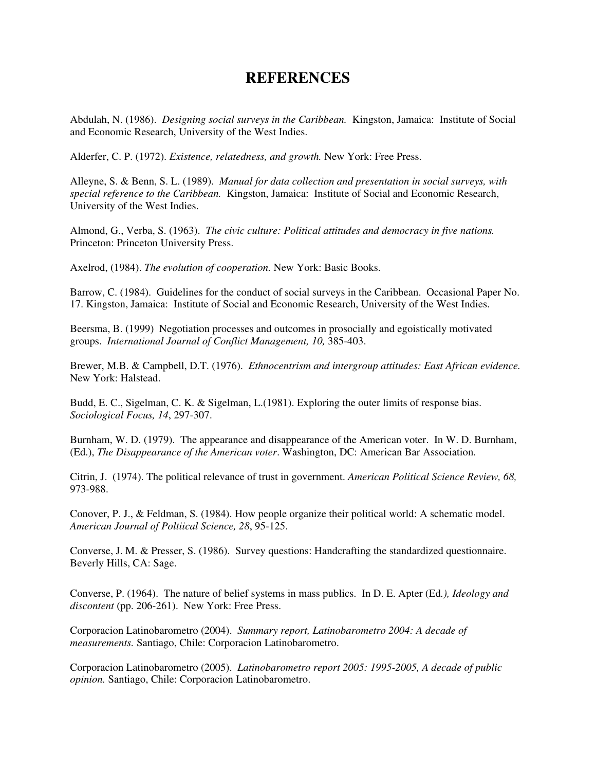# REFERENCES

Abdulah, N. (1986). *Designing social surveys in the Caribbean.* Kingston, Jamaica: Institute of Social and Economic Research, University of the West Indies.

Alderfer, C. P. (1972). *Existence, relatedness, and growth.* New York: Free Press.

Alleyne, S. & Benn, S. L. (1989). *Manual for data collection and presentation in social surveys, with special reference to the Caribbean.* Kingston, Jamaica: Institute of Social and Economic Research, University of the West Indies.

Almond, G., Verba, S. (1963). *The civic culture: Political attitudes and democracy in five nations.* Princeton: Princeton University Press.

Axelrod, (1984). *The evolution of cooperation.* New York: Basic Books.

Barrow, C. (1984). Guidelines for the conduct of social surveys in the Caribbean. Occasional Paper No. 17. Kingston, Jamaica: Institute of Social and Economic Research, University of the West Indies.

Beersma, B. (1999) Negotiation processes and outcomes in prosocially and egoistically motivated groups. *International Journal of Conflict Management, 10,* 385-403.

Brewer, M.B. & Campbell, D.T. (1976). *Ethnocentrism and intergroup attitudes: East African evidence.* New York: Halstead.

Budd, E. C., Sigelman, C. K. & Sigelman, L.(1981). Exploring the outer limits of response bias. *Sociological Focus, 14*, 297-307.

Burnham, W. D. (1979). The appearance and disappearance of the American voter. In W. D. Burnham, (Ed.), *The Disappearance of the American voter*. Washington, DC: American Bar Association.

Citrin, J. (1974). The political relevance of trust in government. *American Political Science Review, 68,* 973-988.

Conover, P. J., & Feldman, S. (1984). How people organize their political world: A schematic model. *American Journal of Poltiical Science, 28*, 95-125.

Converse, J. M. & Presser, S. (1986). Survey questions: Handcrafting the standardized questionnaire. Beverly Hills, CA: Sage.

Converse, P. (1964). The nature of belief systems in mass publics. In D. E. Apter (Ed*.), Ideology and discontent* (pp. 206-261). New York: Free Press.

Corporacion Latinobarometro (2004). *Summary report, Latinobarometro 2004: A decade of measurements.* Santiago, Chile: Corporacion Latinobarometro.

Corporacion Latinobarometro (2005). *Latinobarometro report 2005: 1995-2005, A decade of public opinion.* Santiago, Chile: Corporacion Latinobarometro.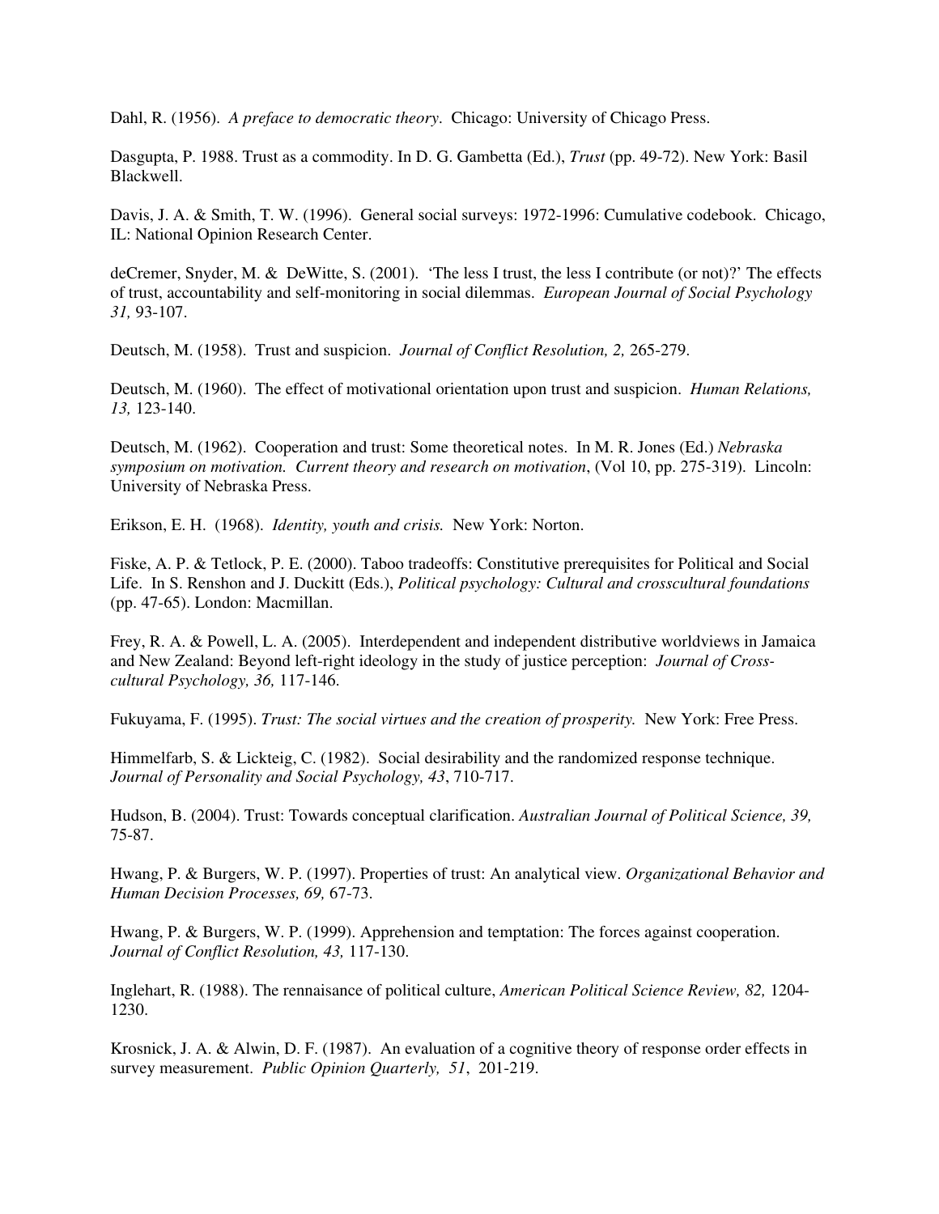Dahl, R. (1956). *A preface to democratic theory*. Chicago: University of Chicago Press.

Dasgupta, P. 1988. Trust as a commodity. In D. G. Gambetta (Ed.), *Trust* (pp. 49-72). New York: Basil Blackwell.

Davis, J. A. & Smith, T. W. (1996). General social surveys: 1972-1996: Cumulative codebook. Chicago, IL: National Opinion Research Center.

deCremer, Snyder, M. & DeWitte, S. (2001). 'The less I trust, the less I contribute (or not)?' The effects of trust, accountability and self-monitoring in social dilemmas. *European Journal of Social Psychology 31,* 93-107.

Deutsch, M. (1958). Trust and suspicion. *Journal of Conflict Resolution, 2,* 265-279.

Deutsch, M. (1960). The effect of motivational orientation upon trust and suspicion. *Human Relations, 13,* 123-140.

Deutsch, M. (1962). Cooperation and trust: Some theoretical notes. In M. R. Jones (Ed.) *Nebraska symposium on motivation. Current theory and research on motivation*, (Vol 10, pp. 275-319). Lincoln: University of Nebraska Press.

Erikson, E. H. (1968). *Identity, youth and crisis.* New York: Norton.

Fiske, A. P. & Tetlock, P. E. (2000). Taboo tradeoffs: Constitutive prerequisites for Political and Social Life. In S. Renshon and J. Duckitt (Eds.), *Political psychology: Cultural and crosscultural foundations* (pp. 47-65). London: Macmillan.

Frey, R. A. & Powell, L. A. (2005). Interdependent and independent distributive worldviews in Jamaica and New Zealand: Beyond left-right ideology in the study of justice perception: *Journal of Cross-cultural Psychology, 36,* 117-146.

Fukuyama, F. (1995). *Trust: The social virtues and the creation of prosperity.* New York: Free Press.

Himmelfarb, S. & Lickteig, C. (1982). Social desirability and the randomized response technique. *Journal of Personality and Social Psychology, 43*, 710-717.

Hudson, B. (2004). Trust: Towards conceptual clarification. *Australian Journal of Political Science, 39,* 75-87.

Hwang, P. & Burgers, W. P. (1997). Properties of trust: An analytical view. *Organizational Behavior and Human Decision Processes, 69,* 67-73.

Hwang, P. & Burgers, W. P. (1999). Apprehension and temptation: The forces against cooperation. *Journal of Conflict Resolution, 43,* 117-130.

Inglehart, R. (1988). The rennaisance of political culture, *American Political Science Review, 82,* 1204-1230.

Krosnick, J. A. & Alwin, D. F. (1987). An evaluation of a cognitive theory of response order effects in survey measurement. *Public Opinion Quarterly, 51*, 201-219.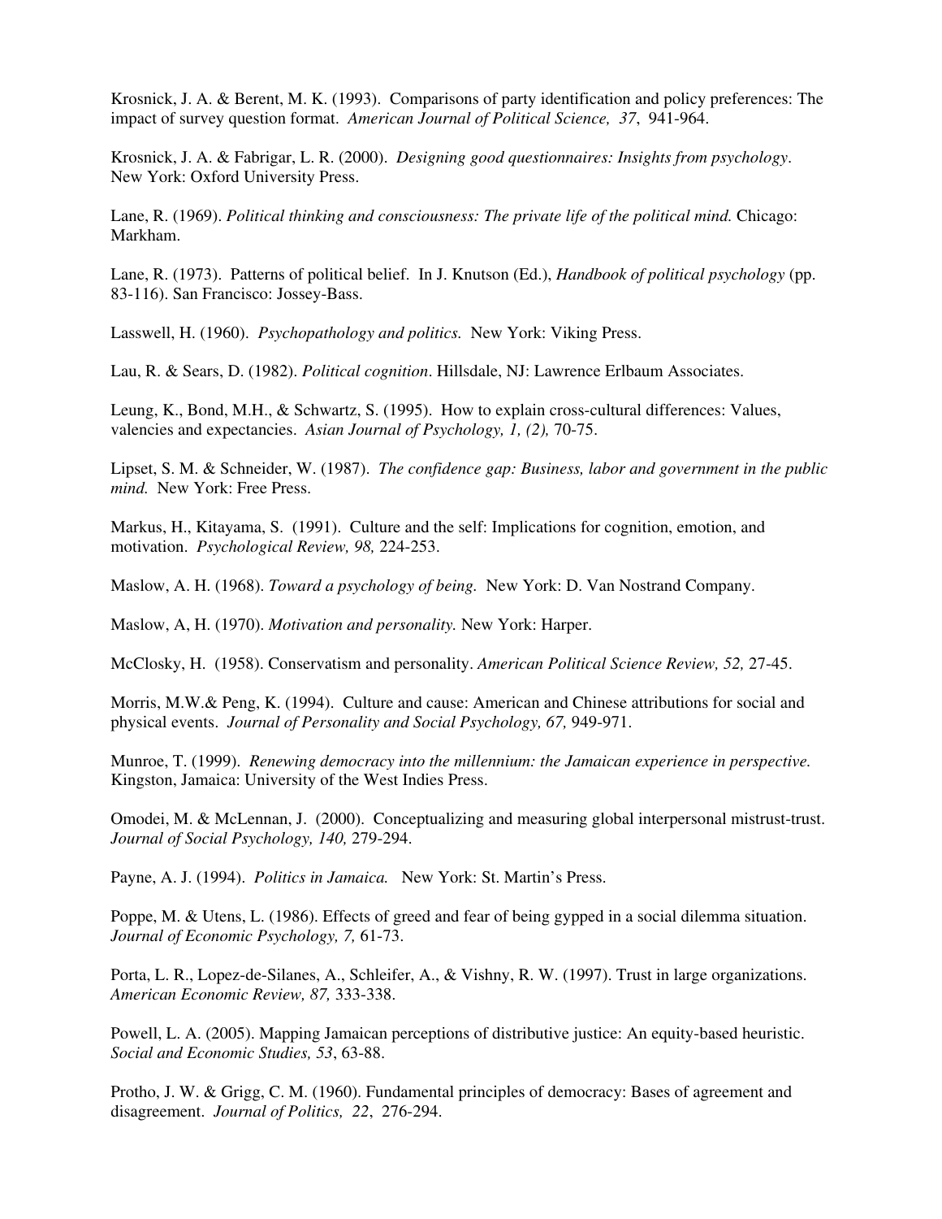Krosnick, J. A. & Berent, M. K. (1993). Comparisons of party identification and policy preferences: The impact of survey question format. *American Journal of Political Science, 37*, 941-964.

Krosnick, J. A. & Fabrigar, L. R. (2000). *Designing good questionnaires: Insights from psychology*. New York: Oxford University Press.

Lane, R. (1969). *Political thinking and consciousness: The private life of the political mind.* Chicago: Markham.

Lane, R. (1973). Patterns of political belief. In J. Knutson (Ed.), *Handbook of political psychology* (pp. 83-116). San Francisco: Jossey-Bass.

Lasswell, H. (1960). *Psychopathology and politics.* New York: Viking Press.

Lau, R. & Sears, D. (1982). *Political cognition*. Hillsdale, NJ: Lawrence Erlbaum Associates.

Leung, K., Bond, M.H., & Schwartz, S. (1995). How to explain cross-cultural differences: Values, valencies and expectancies. *Asian Journal of Psychology, 1, (2),* 70-75.

Lipset, S. M. & Schneider, W. (1987). *The confidence gap: Business, labor and government in the public mind.* New York: Free Press.

Markus, H., Kitayama, S. (1991). Culture and the self: Implications for cognition, emotion, and motivation. *Psychological Review, 98,* 224-253.

Maslow, A. H. (1968). *Toward a psychology of being.* New York: D. Van Nostrand Company.

Maslow, A, H. (1970). *Motivation and personality.* New York: Harper.

McClosky, H. (1958). Conservatism and personality. *American Political Science Review, 52,* 27-45.

Morris, M.W.& Peng, K. (1994). Culture and cause: American and Chinese attributions for social and physical events. *Journal of Personality and Social Psychology, 67,* 949-971.

Munroe, T. (1999). *Renewing democracy into the millennium: the Jamaican experience in perspective.* Kingston, Jamaica: University of the West Indies Press.

Omodei, M. & McLennan, J. (2000). Conceptualizing and measuring global interpersonal mistrust-trust. *Journal of Social Psychology, 140,* 279-294.

Payne, A. J. (1994). *Politics in Jamaica.* New York: St. Martin's Press.

Poppe, M. & Utens, L. (1986). Effects of greed and fear of being gypped in a social dilemma situation. *Journal of Economic Psychology, 7,* 61-73.

Porta, L. R., Lopez-de-Silanes, A., Schleifer, A., & Vishny, R. W. (1997). Trust in large organizations. *American Economic Review, 87,* 333-338.

Powell, L. A. (2005). Mapping Jamaican perceptions of distributive justice: An equity-based heuristic. *Social and Economic Studies, 53*, 63-88.

Protho, J. W. & Grigg, C. M. (1960). Fundamental principles of democracy: Bases of agreement and disagreement. *Journal of Politics, 22*, 276-294.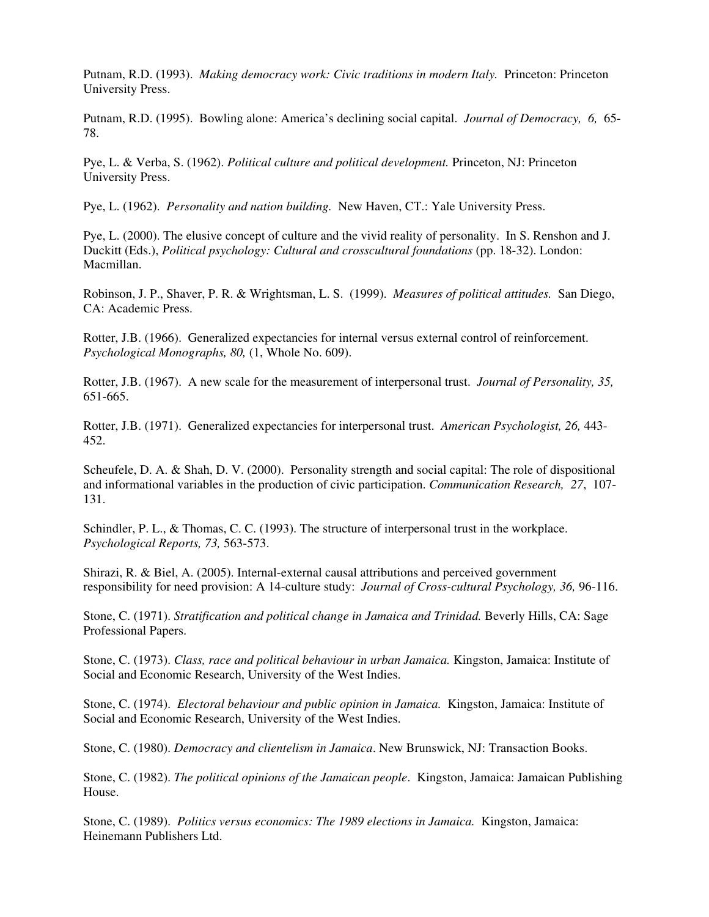Putnam, R.D. (1993). *Making democracy work: Civic traditions in modern Italy.* Princeton: Princeton University Press.

Putnam, R.D. (1995). Bowling alone: America's declining social capital. *Journal of Democracy, 6,* 65-78.

Pye, L. & Verba, S. (1962). *Political culture and political development.* Princeton, NJ: Princeton University Press.

Pye, L. (1962). *Personality and nation building.* New Haven, CT.: Yale University Press.

Pye, L. (2000). The elusive concept of culture and the vivid reality of personality. In S. Renshon and J. Duckitt (Eds.), *Political psychology: Cultural and crosscultural foundations* (pp. 18-32). London: Macmillan.

Robinson, J. P., Shaver, P. R. & Wrightsman, L. S. (1999). *Measures of political attitudes.* San Diego, CA: Academic Press.

Rotter, J.B. (1966). Generalized expectancies for internal versus external control of reinforcement. *Psychological Monographs, 80,* (1, Whole No. 609).

Rotter, J.B. (1967). A new scale for the measurement of interpersonal trust. *Journal of Personality, 35,* 651-665.

Rotter, J.B. (1971). Generalized expectancies for interpersonal trust. *American Psychologist, 26,* 443-452.

Scheufele, D. A. & Shah, D. V. (2000). Personality strength and social capital: The role of dispositional and informational variables in the production of civic participation. *Communication Research, 27*, 107-131.

Schindler, P. L., & Thomas, C. C. (1993). The structure of interpersonal trust in the workplace. *Psychological Reports, 73,* 563-573.

Shirazi, R. & Biel, A. (2005). Internal-external causal attributions and perceived government responsibility for need provision: A 14-culture study: *Journal of Cross-cultural Psychology, 36,* 96-116.

Stone, C. (1971). *Stratification and political change in Jamaica and Trinidad.* Beverly Hills, CA: Sage Professional Papers.

Stone, C. (1973). *Class, race and political behaviour in urban Jamaica.* Kingston, Jamaica: Institute of Social and Economic Research, University of the West Indies.

Stone, C. (1974). *Electoral behaviour and public opinion in Jamaica.* Kingston, Jamaica: Institute of Social and Economic Research, University of the West Indies.

Stone, C. (1980). *Democracy and clientelism in Jamaica*. New Brunswick, NJ: Transaction Books.

Stone, C. (1982). *The political opinions of the Jamaican people*. Kingston, Jamaica: Jamaican Publishing House.

Stone, C. (1989). *Politics versus economics: The 1989 elections in Jamaica.* Kingston, Jamaica: Heinemann Publishers Ltd.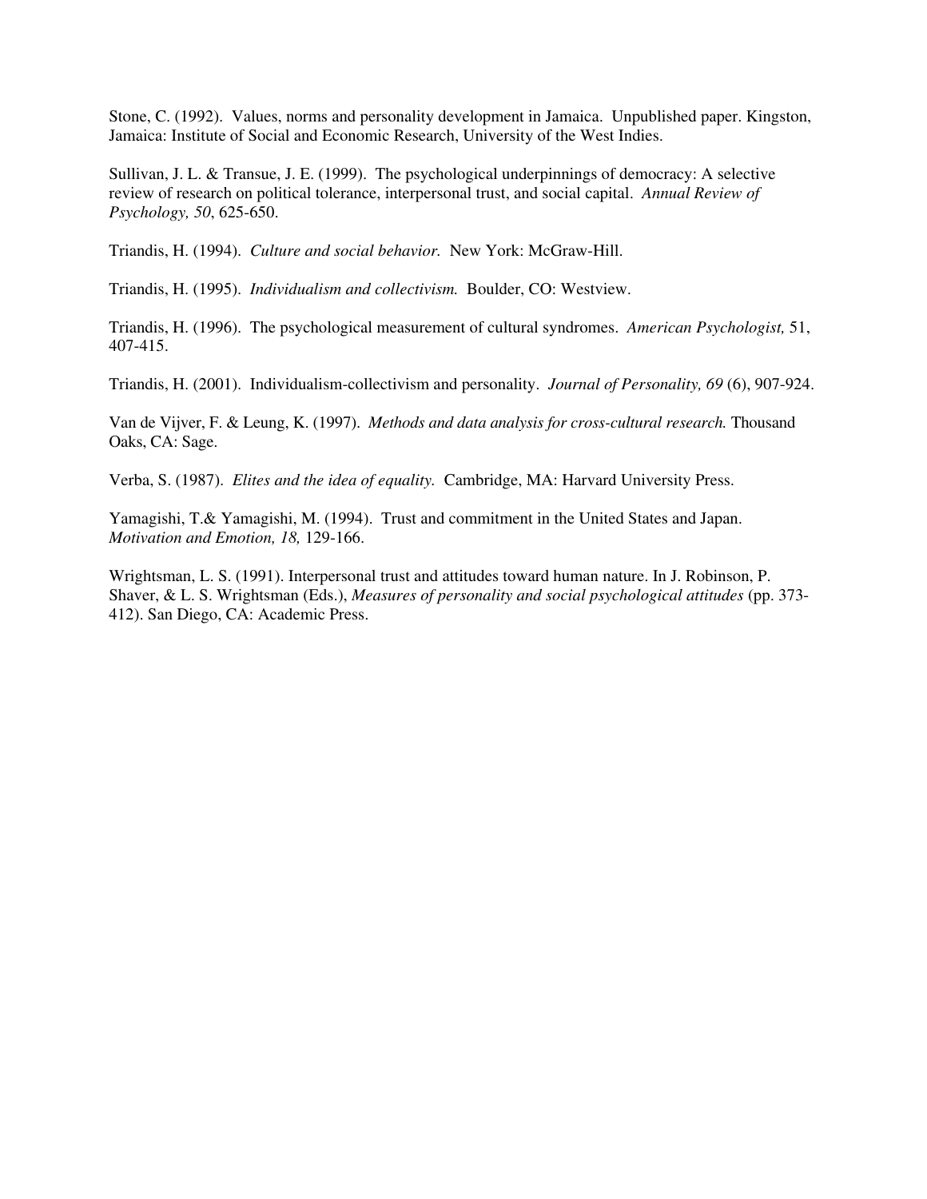Stone, C. (1992). Values, norms and personality development in Jamaica. Unpublished paper. Kingston, Jamaica: Institute of Social and Economic Research, University of the West Indies.

Sullivan, J. L. & Transue, J. E. (1999). The psychological underpinnings of democracy: A selective review of research on political tolerance, interpersonal trust, and social capital. *Annual Review of Psychology, 50*, 625-650.

Triandis, H. (1994). *Culture and social behavior.* New York: McGraw-Hill.

Triandis, H. (1995). *Individualism and collectivism.* Boulder, CO: Westview.

Triandis, H. (1996). The psychological measurement of cultural syndromes. *American Psychologist,* 51, 407-415.

Triandis, H. (2001). Individualism-collectivism and personality. *Journal of Personality, 69* (6), 907-924.

Van de Vijver, F. & Leung, K. (1997). *Methods and data analysis for cross-cultural research.* Thousand Oaks, CA: Sage.

Verba, S. (1987). *Elites and the idea of equality.* Cambridge, MA: Harvard University Press.

Yamagishi, T.& Yamagishi, M. (1994). Trust and commitment in the United States and Japan. *Motivation and Emotion, 18,* 129-166.

Wrightsman, L. S. (1991). Interpersonal trust and attitudes toward human nature. In J. Robinson, P. Shaver, & L. S. Wrightsman (Eds.), *Measures of personality and social psychological attitudes* (pp. 373-412). San Diego, CA: Academic Press.